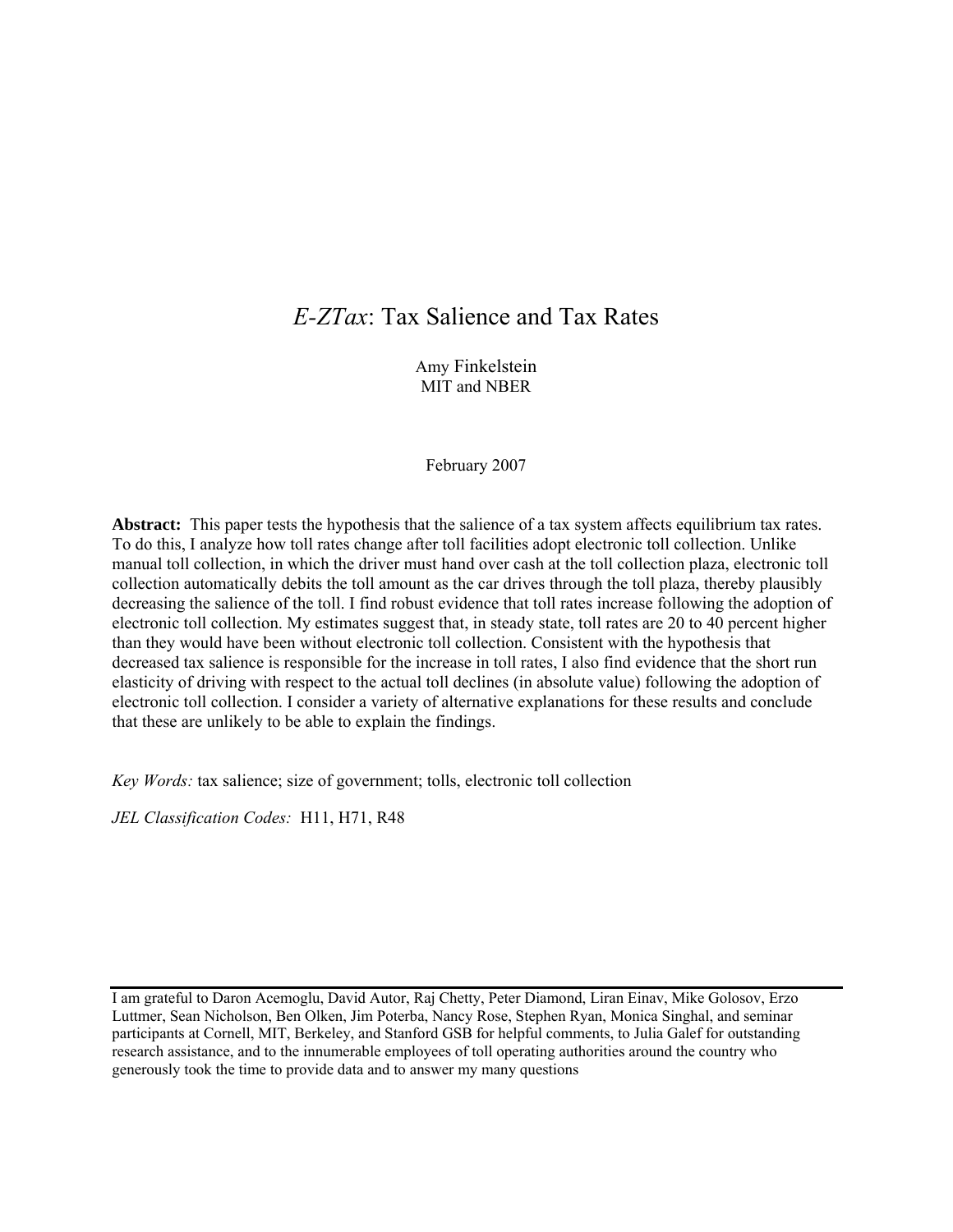# *E-ZTax*: Tax Salience and Tax Rates

Amy Finkelstein
MIT and NBER

February 2007

**Abstract:** This paper tests the hypothesis that the salience of a tax system affects equilibrium tax rates. To do this, I analyze how toll rates change after toll facilities adopt electronic toll collection. Unlike manual toll collection, in which the driver must hand over cash at the toll collection plaza, electronic toll collection automatically debits the toll amount as the car drives through the toll plaza, thereby plausibly decreasing the salience of the toll. I find robust evidence that toll rates increase following the adoption of electronic toll collection. My estimates suggest that, in steady state, toll rates are 20 to 40 percent higher than they would have been without electronic toll collection. Consistent with the hypothesis that decreased tax salience is responsible for the increase in toll rates, I also find evidence that the short run elasticity of driving with respect to the actual toll declines (in absolute value) following the adoption of electronic toll collection. I consider a variety of alternative explanations for these results and conclude that these are unlikely to be able to explain the findings.

*Key Words:* tax salience; size of government; tolls, electronic toll collection

*JEL Classification Codes:* H11, H71, R48

---

I am grateful to Daron Acemoglu, David Autor, Raj Chetty, Peter Diamond, Liran Einav, Mike Golosov, Erzo Luttmer, Sean Nicholson, Ben Olken, Jim Poterba, Nancy Rose, Stephen Ryan, Monica Singhal, and seminar participants at Cornell, MIT, Berkeley, and Stanford GSB for helpful comments, to Julia Galef for outstanding research assistance, and to the innumerable employees of toll operating authorities around the country who generously took the time to provide data and to answer my many questions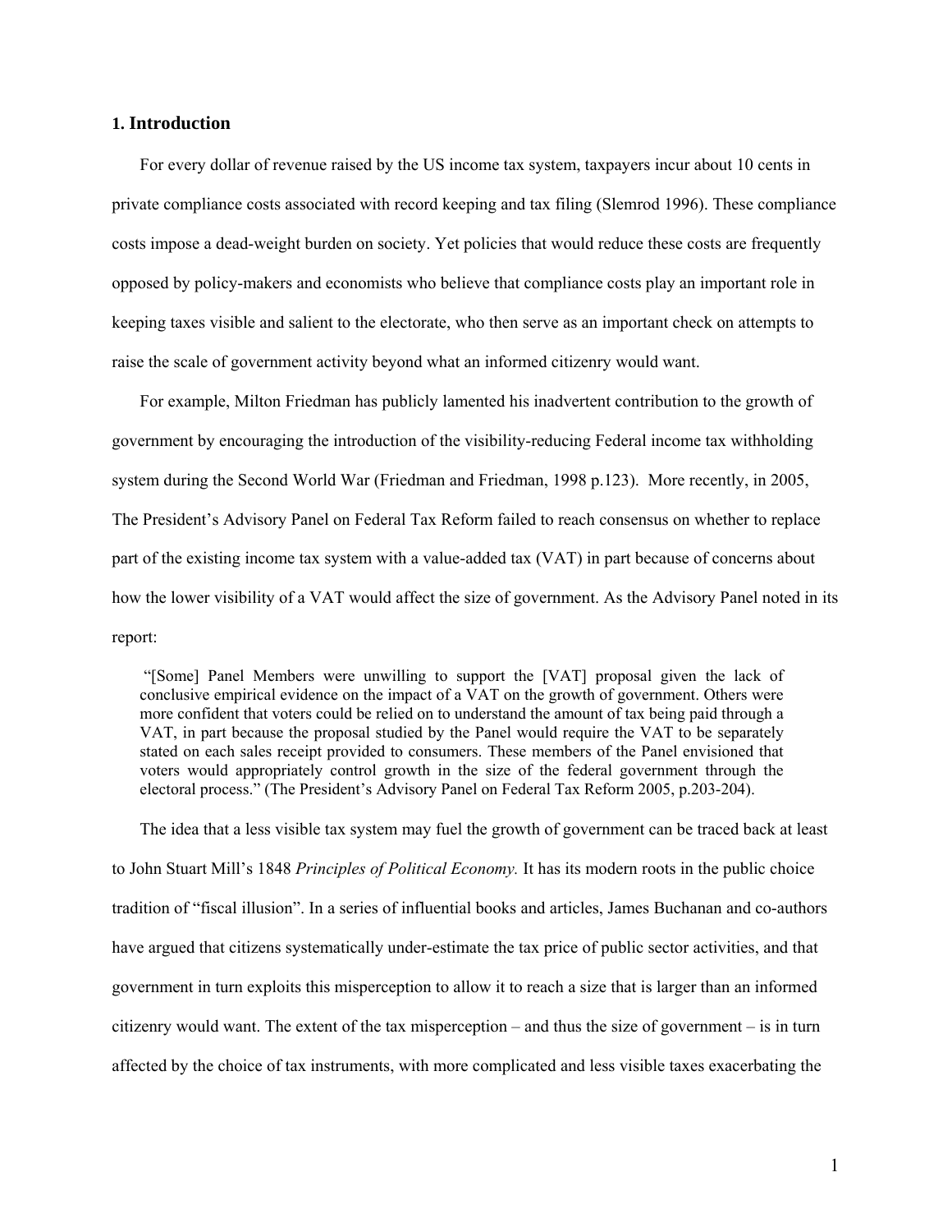## 1. Introduction

For every dollar of revenue raised by the US income tax system, taxpayers incur about 10 cents in private compliance costs associated with record keeping and tax filing (Slemrod 1996). These compliance costs impose a dead-weight burden on society. Yet policies that would reduce these costs are frequently opposed by policy-makers and economists who believe that compliance costs play an important role in keeping taxes visible and salient to the electorate, who then serve as an important check on attempts to raise the scale of government activity beyond what an informed citizenry would want.

For example, Milton Friedman has publicly lamented his inadvertent contribution to the growth of government by encouraging the introduction of the visibility-reducing Federal income tax withholding system during the Second World War (Friedman and Friedman, 1998 p.123). More recently, in 2005, The President's Advisory Panel on Federal Tax Reform failed to reach consensus on whether to replace part of the existing income tax system with a value-added tax (VAT) in part because of concerns about how the lower visibility of a VAT would affect the size of government. As the Advisory Panel noted in its report:

> "[Some] Panel Members were unwilling to support the [VAT] proposal given the lack of conclusive empirical evidence on the impact of a VAT on the growth of government. Others were more confident that voters could be relied on to understand the amount of tax being paid through a VAT, in part because the proposal studied by the Panel would require the VAT to be separately stated on each sales receipt provided to consumers. These members of the Panel envisioned that voters would appropriately control growth in the size of the federal government through the electoral process." (The President's Advisory Panel on Federal Tax Reform 2005, p.203-204).

The idea that a less visible tax system may fuel the growth of government can be traced back at least to John Stuart Mill's 1848 *Principles of Political Economy.* It has its modern roots in the public choice tradition of "fiscal illusion". In a series of influential books and articles, James Buchanan and co-authors have argued that citizens systematically under-estimate the tax price of public sector activities, and that government in turn exploits this misperception to allow it to reach a size that is larger than an informed citizenry would want. The extent of the tax misperception – and thus the size of government – is in turn affected by the choice of tax instruments, with more complicated and less visible taxes exacerbating the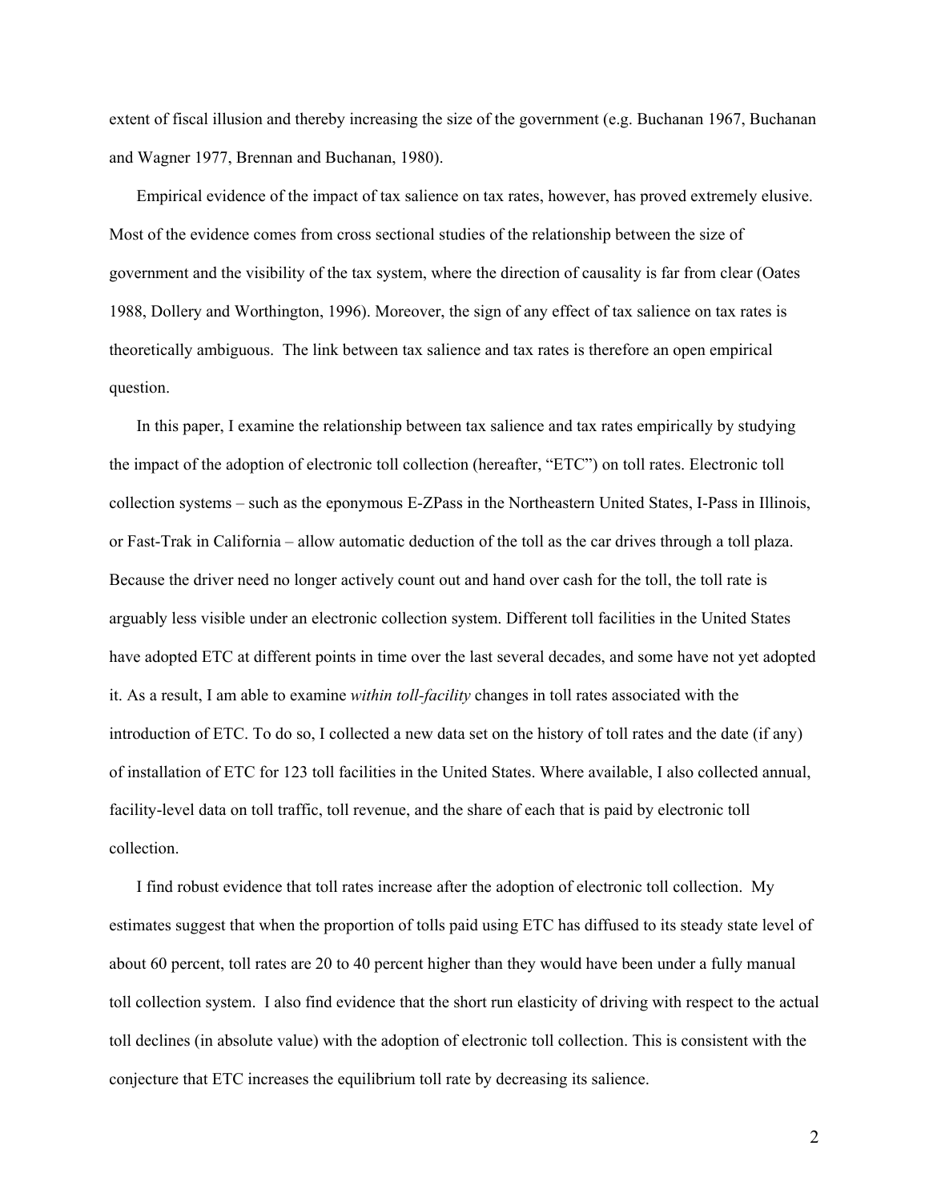extent of fiscal illusion and thereby increasing the size of the government (e.g. Buchanan 1967, Buchanan and Wagner 1977, Brennan and Buchanan, 1980).

Empirical evidence of the impact of tax salience on tax rates, however, has proved extremely elusive. Most of the evidence comes from cross sectional studies of the relationship between the size of government and the visibility of the tax system, where the direction of causality is far from clear (Oates 1988, Dollery and Worthington, 1996). Moreover, the sign of any effect of tax salience on tax rates is theoretically ambiguous. The link between tax salience and tax rates is therefore an open empirical question.

In this paper, I examine the relationship between tax salience and tax rates empirically by studying the impact of the adoption of electronic toll collection (hereafter, "ETC") on toll rates. Electronic toll collection systems – such as the eponymous E-ZPass in the Northeastern United States, I-Pass in Illinois, or Fast-Trak in California – allow automatic deduction of the toll as the car drives through a toll plaza. Because the driver need no longer actively count out and hand over cash for the toll, the toll rate is arguably less visible under an electronic collection system. Different toll facilities in the United States have adopted ETC at different points in time over the last several decades, and some have not yet adopted it. As a result, I am able to examine *within toll-facility* changes in toll rates associated with the introduction of ETC. To do so, I collected a new data set on the history of toll rates and the date (if any) of installation of ETC for 123 toll facilities in the United States. Where available, I also collected annual, facility-level data on toll traffic, toll revenue, and the share of each that is paid by electronic toll collection.

I find robust evidence that toll rates increase after the adoption of electronic toll collection. My estimates suggest that when the proportion of tolls paid using ETC has diffused to its steady state level of about 60 percent, toll rates are 20 to 40 percent higher than they would have been under a fully manual toll collection system. I also find evidence that the short run elasticity of driving with respect to the actual toll declines (in absolute value) with the adoption of electronic toll collection. This is consistent with the conjecture that ETC increases the equilibrium toll rate by decreasing its salience.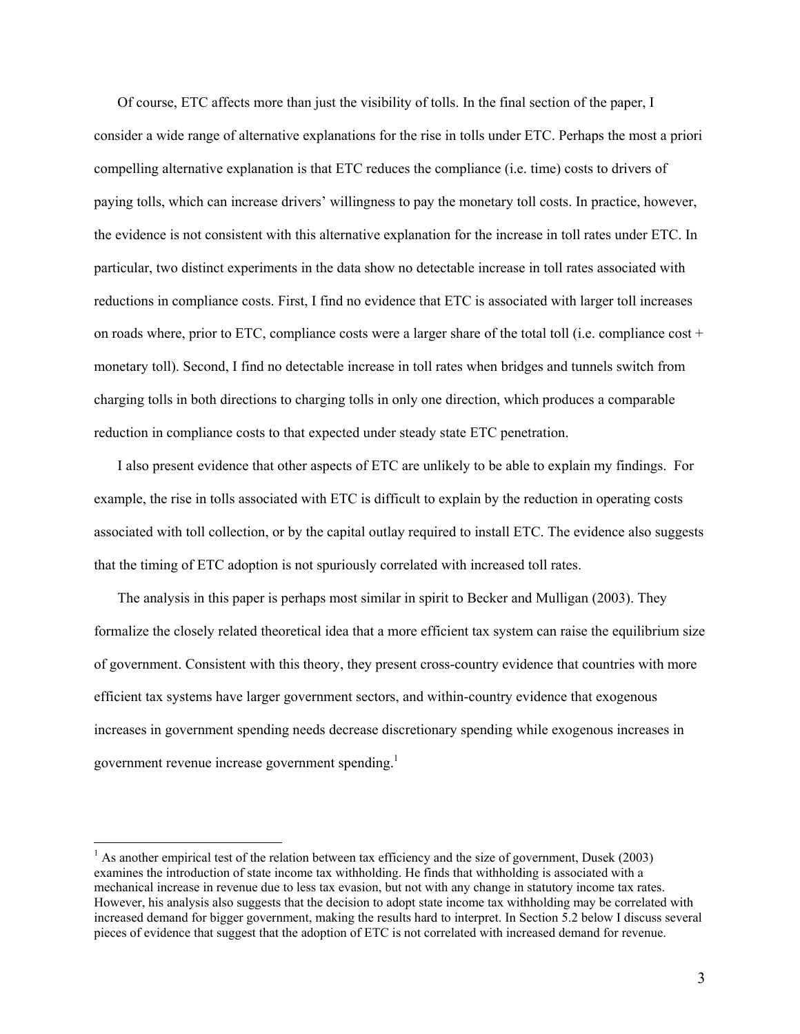Of course, ETC affects more than just the visibility of tolls. In the final section of the paper, I consider a wide range of alternative explanations for the rise in tolls under ETC. Perhaps the most a priori compelling alternative explanation is that ETC reduces the compliance (i.e. time) costs to drivers of paying tolls, which can increase drivers' willingness to pay the monetary toll costs. In practice, however, the evidence is not consistent with this alternative explanation for the increase in toll rates under ETC. In particular, two distinct experiments in the data show no detectable increase in toll rates associated with reductions in compliance costs. First, I find no evidence that ETC is associated with larger toll increases on roads where, prior to ETC, compliance costs were a larger share of the total toll (i.e. compliance cost + monetary toll). Second, I find no detectable increase in toll rates when bridges and tunnels switch from charging tolls in both directions to charging tolls in only one direction, which produces a comparable reduction in compliance costs to that expected under steady state ETC penetration.

I also present evidence that other aspects of ETC are unlikely to be able to explain my findings. For example, the rise in tolls associated with ETC is difficult to explain by the reduction in operating costs associated with toll collection, or by the capital outlay required to install ETC. The evidence also suggests that the timing of ETC adoption is not spuriously correlated with increased toll rates.

The analysis in this paper is perhaps most similar in spirit to Becker and Mulligan (2003). They formalize the closely related theoretical idea that a more efficient tax system can raise the equilibrium size of government. Consistent with this theory, they present cross-country evidence that countries with more efficient tax systems have larger government sectors, and within-country evidence that exogenous increases in government spending needs decrease discretionary spending while exogenous increases in government revenue increase government spending.[1]

[1] As another empirical test of the relation between tax efficiency and the size of government, Dusek (2003) examines the introduction of state income tax withholding. He finds that withholding is associated with a mechanical increase in revenue due to less tax evasion, but not with any change in statutory income tax rates. However, his analysis also suggests that the decision to adopt state income tax withholding may be correlated with increased demand for bigger government, making the results hard to interpret. In Section 5.2 below I discuss several pieces of evidence that suggest that the adoption of ETC is not correlated with increased demand for revenue.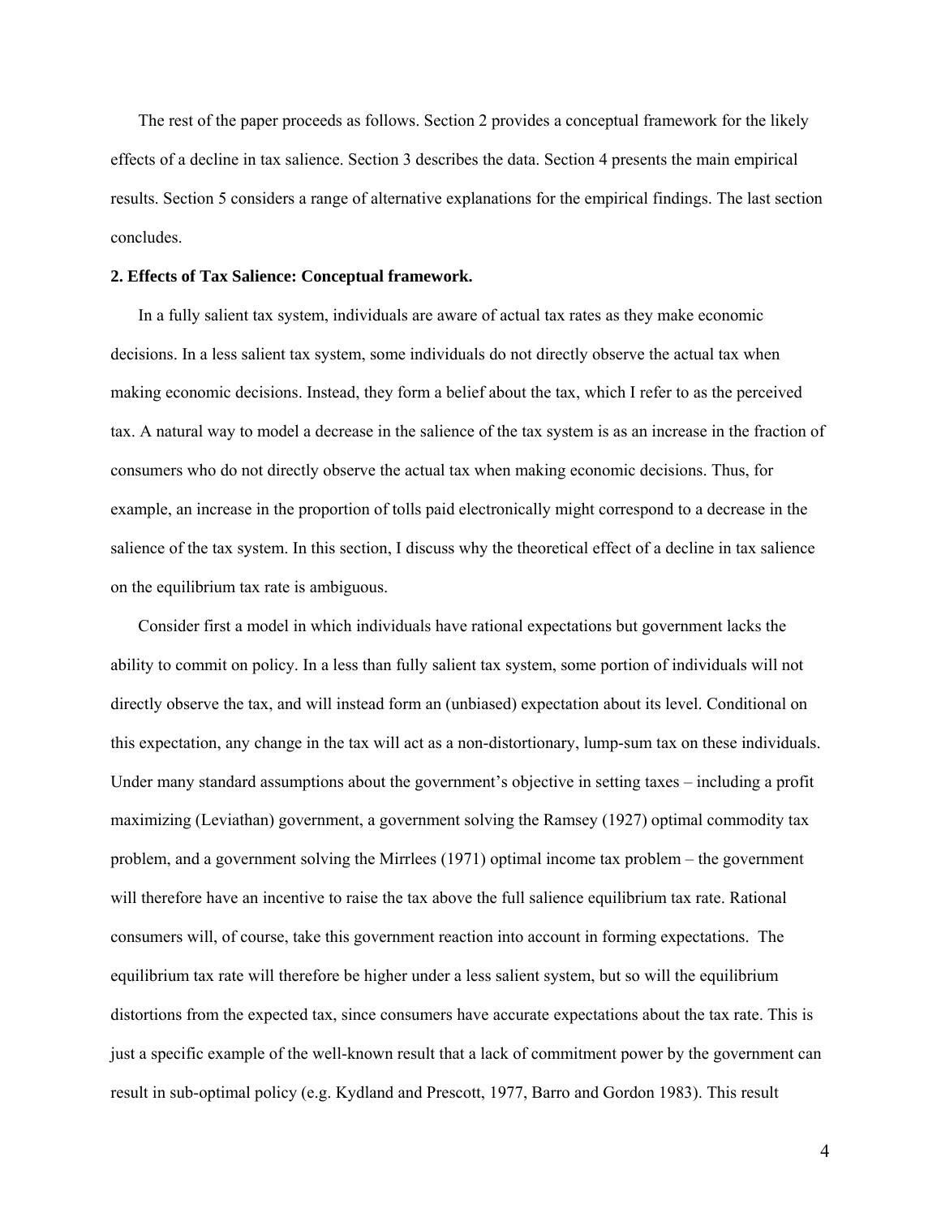The rest of the paper proceeds as follows. Section 2 provides a conceptual framework for the likely effects of a decline in tax salience. Section 3 describes the data. Section 4 presents the main empirical results. Section 5 considers a range of alternative explanations for the empirical findings. The last section concludes.

## 2. Effects of Tax Salience: Conceptual framework.

In a fully salient tax system, individuals are aware of actual tax rates as they make economic decisions. In a less salient tax system, some individuals do not directly observe the actual tax when making economic decisions. Instead, they form a belief about the tax, which I refer to as the perceived tax. A natural way to model a decrease in the salience of the tax system is as an increase in the fraction of consumers who do not directly observe the actual tax when making economic decisions. Thus, for example, an increase in the proportion of tolls paid electronically might correspond to a decrease in the salience of the tax system. In this section, I discuss why the theoretical effect of a decline in tax salience on the equilibrium tax rate is ambiguous.

Consider first a model in which individuals have rational expectations but government lacks the ability to commit on policy. In a less than fully salient tax system, some portion of individuals will not directly observe the tax, and will instead form an (unbiased) expectation about its level. Conditional on this expectation, any change in the tax will act as a non-distortionary, lump-sum tax on these individuals. Under many standard assumptions about the government's objective in setting taxes – including a profit maximizing (Leviathan) government, a government solving the Ramsey (1927) optimal commodity tax problem, and a government solving the Mirrlees (1971) optimal income tax problem – the government will therefore have an incentive to raise the tax above the full salience equilibrium tax rate. Rational consumers will, of course, take this government reaction into account in forming expectations. The equilibrium tax rate will therefore be higher under a less salient system, but so will the equilibrium distortions from the expected tax, since consumers have accurate expectations about the tax rate. This is just a specific example of the well-known result that a lack of commitment power by the government can result in sub-optimal policy (e.g. Kydland and Prescott, 1977, Barro and Gordon 1983). This result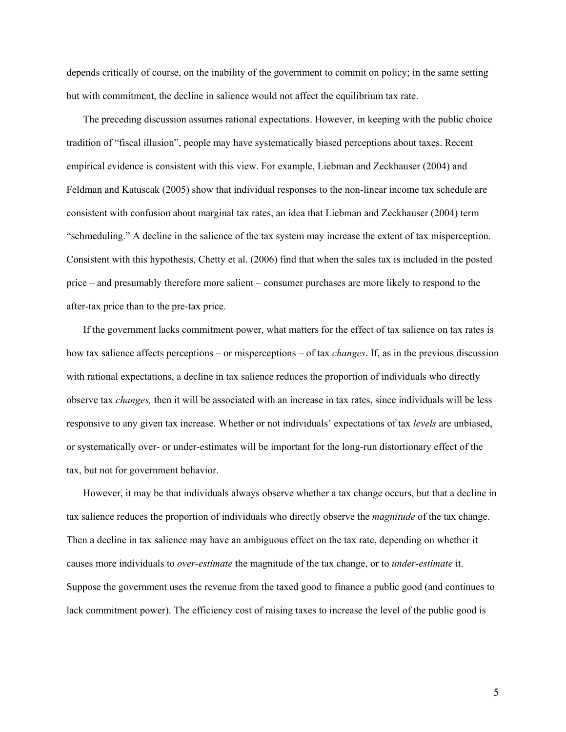depends critically of course, on the inability of the government to commit on policy; in the same setting but with commitment, the decline in salience would not affect the equilibrium tax rate.

The preceding discussion assumes rational expectations. However, in keeping with the public choice tradition of "fiscal illusion", people may have systematically biased perceptions about taxes. Recent empirical evidence is consistent with this view. For example, Liebman and Zeckhauser (2004) and Feldman and Katuscak (2005) show that individual responses to the non-linear income tax schedule are consistent with confusion about marginal tax rates, an idea that Liebman and Zeckhauser (2004) term "schmeduling." A decline in the salience of the tax system may increase the extent of tax misperception. Consistent with this hypothesis, Chetty et al. (2006) find that when the sales tax is included in the posted price – and presumably therefore more salient – consumer purchases are more likely to respond to the after-tax price than to the pre-tax price.

If the government lacks commitment power, what matters for the effect of tax salience on tax rates is how tax salience affects perceptions – or misperceptions – of tax *changes*. If, as in the previous discussion with rational expectations, a decline in tax salience reduces the proportion of individuals who directly observe tax *changes,* then it will be associated with an increase in tax rates, since individuals will be less responsive to any given tax increase. Whether or not individuals' expectations of tax *levels* are unbiased, or systematically over- or under-estimates will be important for the long-run distortionary effect of the tax, but not for government behavior.

However, it may be that individuals always observe whether a tax change occurs, but that a decline in tax salience reduces the proportion of individuals who directly observe the *magnitude* of the tax change. Then a decline in tax salience may have an ambiguous effect on the tax rate, depending on whether it causes more individuals to *over-estimate* the magnitude of the tax change, or to *under-estimate* it. Suppose the government uses the revenue from the taxed good to finance a public good (and continues to lack commitment power). The efficiency cost of raising taxes to increase the level of the public good is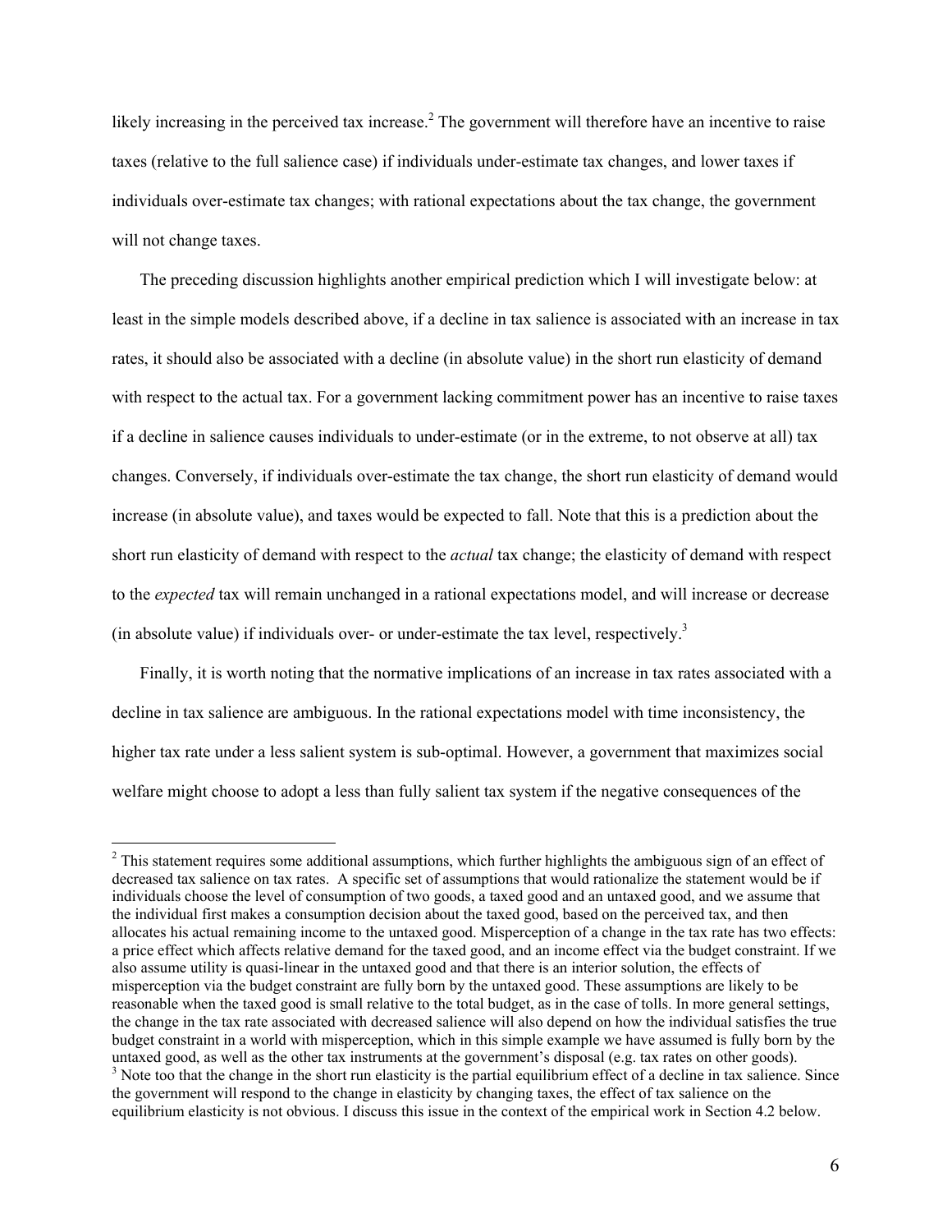likely increasing in the perceived tax increase.[2] The government will therefore have an incentive to raise taxes (relative to the full salience case) if individuals under-estimate tax changes, and lower taxes if individuals over-estimate tax changes; with rational expectations about the tax change, the government will not change taxes.

The preceding discussion highlights another empirical prediction which I will investigate below: at least in the simple models described above, if a decline in tax salience is associated with an increase in tax rates, it should also be associated with a decline (in absolute value) in the short run elasticity of demand with respect to the actual tax. For a government lacking commitment power has an incentive to raise taxes if a decline in salience causes individuals to under-estimate (or in the extreme, to not observe at all) tax changes. Conversely, if individuals over-estimate the tax change, the short run elasticity of demand would increase (in absolute value), and taxes would be expected to fall. Note that this is a prediction about the short run elasticity of demand with respect to the *actual* tax change; the elasticity of demand with respect to the *expected* tax will remain unchanged in a rational expectations model, and will increase or decrease (in absolute value) if individuals over- or under-estimate the tax level, respectively.[3]

Finally, it is worth noting that the normative implications of an increase in tax rates associated with a decline in tax salience are ambiguous. In the rational expectations model with time inconsistency, the higher tax rate under a less salient system is sub-optimal. However, a government that maximizes social welfare might choose to adopt a less than fully salient tax system if the negative consequences of the

---

[2] This statement requires some additional assumptions, which further highlights the ambiguous sign of an effect of decreased tax salience on tax rates. A specific set of assumptions that would rationalize the statement would be if individuals choose the level of consumption of two goods, a taxed good and an untaxed good, and we assume that the individual first makes a consumption decision about the taxed good, based on the perceived tax, and then allocates his actual remaining income to the untaxed good. Misperception of a change in the tax rate has two effects: a price effect which affects relative demand for the taxed good, and an income effect via the budget constraint. If we also assume utility is quasi-linear in the untaxed good and that there is an interior solution, the effects of misperception via the budget constraint are fully born by the untaxed good. These assumptions are likely to be reasonable when the taxed good is small relative to the total budget, as in the case of tolls. In more general settings, the change in the tax rate associated with decreased salience will also depend on how the individual satisfies the true budget constraint in a world with misperception, which in this simple example we have assumed is fully born by the untaxed good, as well as the other tax instruments at the government's disposal (e.g. tax rates on other goods).

[3] Note too that the change in the short run elasticity is the partial equilibrium effect of a decline in tax salience. Since the government will respond to the change in elasticity by changing taxes, the effect of tax salience on the equilibrium elasticity is not obvious. I discuss this issue in the context of the empirical work in Section 4.2 below.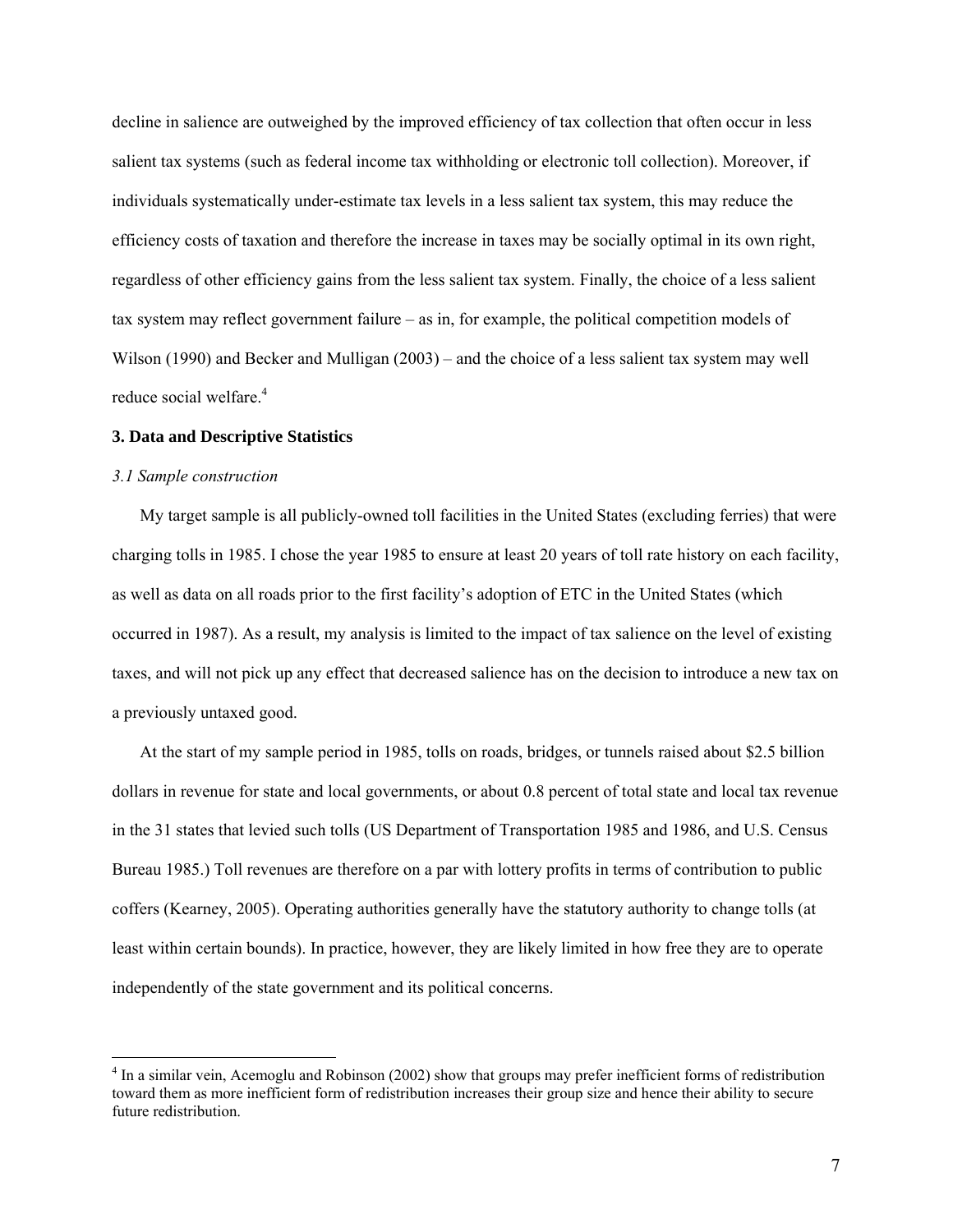decline in salience are outweighed by the improved efficiency of tax collection that often occur in less salient tax systems (such as federal income tax withholding or electronic toll collection). Moreover, if individuals systematically under-estimate tax levels in a less salient tax system, this may reduce the efficiency costs of taxation and therefore the increase in taxes may be socially optimal in its own right, regardless of other efficiency gains from the less salient tax system. Finally, the choice of a less salient tax system may reflect government failure – as in, for example, the political competition models of Wilson (1990) and Becker and Mulligan (2003) – and the choice of a less salient tax system may well reduce social welfare.[4]

## 3. Data and Descriptive Statistics

### *3.1 Sample construction*

My target sample is all publicly-owned toll facilities in the United States (excluding ferries) that were charging tolls in 1985. I chose the year 1985 to ensure at least 20 years of toll rate history on each facility, as well as data on all roads prior to the first facility's adoption of ETC in the United States (which occurred in 1987). As a result, my analysis is limited to the impact of tax salience on the level of existing taxes, and will not pick up any effect that decreased salience has on the decision to introduce a new tax on a previously untaxed good.

At the start of my sample period in 1985, tolls on roads, bridges, or tunnels raised about $2.5 billion dollars in revenue for state and local governments, or about 0.8 percent of total state and local tax revenue in the 31 states that levied such tolls (US Department of Transportation 1985 and 1986, and U.S. Census Bureau 1985.) Toll revenues are therefore on a par with lottery profits in terms of contribution to public coffers (Kearney, 2005). Operating authorities generally have the statutory authority to change tolls (at least within certain bounds). In practice, however, they are likely limited in how free they are to operate independently of the state government and its political concerns.

[4] In a similar vein, Acemoglu and Robinson (2002) show that groups may prefer inefficient forms of redistribution toward them as more inefficient form of redistribution increases their group size and hence their ability to secure future redistribution.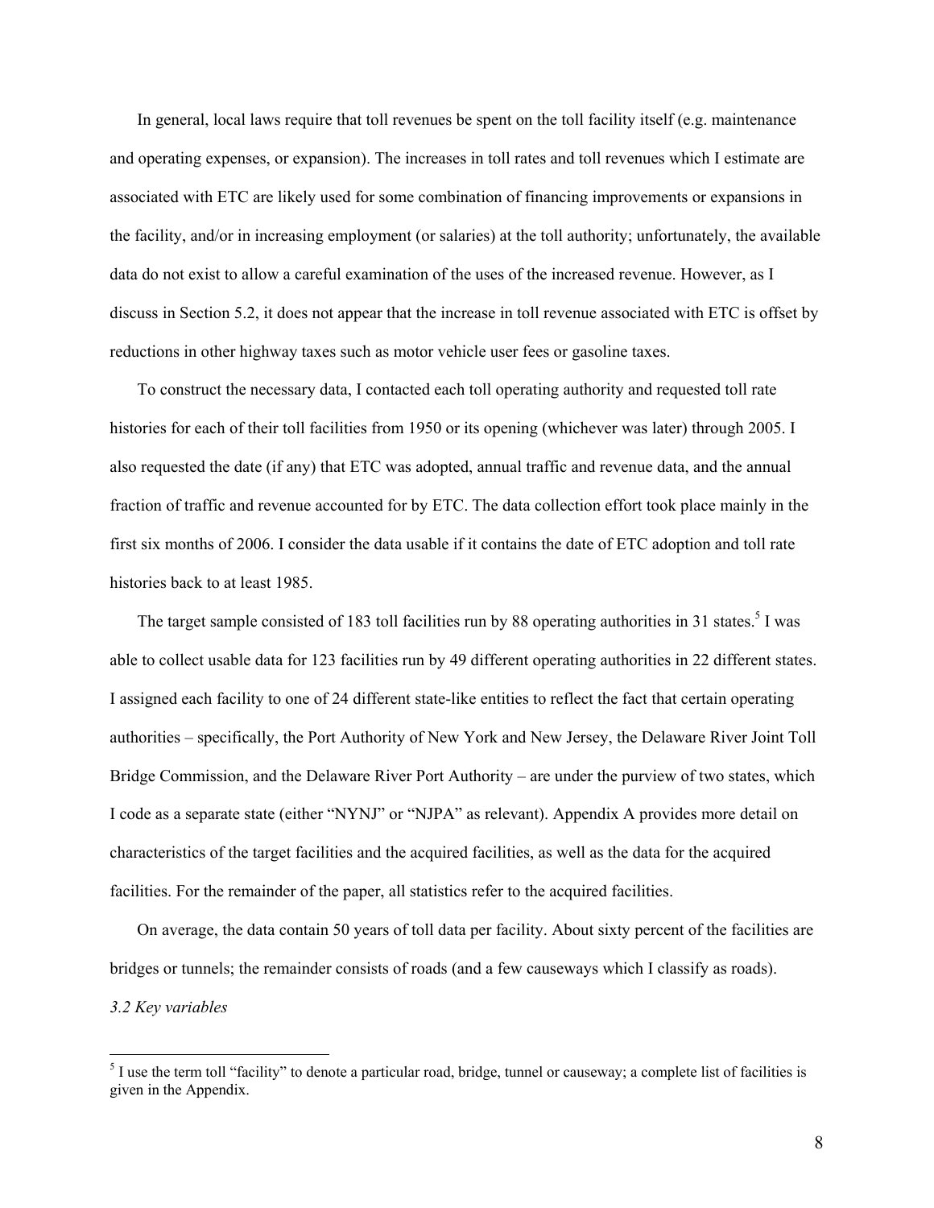In general, local laws require that toll revenues be spent on the toll facility itself (e.g. maintenance and operating expenses, or expansion). The increases in toll rates and toll revenues which I estimate are associated with ETC are likely used for some combination of financing improvements or expansions in the facility, and/or in increasing employment (or salaries) at the toll authority; unfortunately, the available data do not exist to allow a careful examination of the uses of the increased revenue. However, as I discuss in Section 5.2, it does not appear that the increase in toll revenue associated with ETC is offset by reductions in other highway taxes such as motor vehicle user fees or gasoline taxes.

To construct the necessary data, I contacted each toll operating authority and requested toll rate histories for each of their toll facilities from 1950 or its opening (whichever was later) through 2005. I also requested the date (if any) that ETC was adopted, annual traffic and revenue data, and the annual fraction of traffic and revenue accounted for by ETC. The data collection effort took place mainly in the first six months of 2006. I consider the data usable if it contains the date of ETC adoption and toll rate histories back to at least 1985.

The target sample consisted of 183 toll facilities run by 88 operating authorities in 31 states.[5] I was able to collect usable data for 123 facilities run by 49 different operating authorities in 22 different states. I assigned each facility to one of 24 different state-like entities to reflect the fact that certain operating authorities – specifically, the Port Authority of New York and New Jersey, the Delaware River Joint Toll Bridge Commission, and the Delaware River Port Authority – are under the purview of two states, which I code as a separate state (either "NYNJ" or "NJPA" as relevant). Appendix A provides more detail on characteristics of the target facilities and the acquired facilities, as well as the data for the acquired facilities. For the remainder of the paper, all statistics refer to the acquired facilities.

On average, the data contain 50 years of toll data per facility. About sixty percent of the facilities are bridges or tunnels; the remainder consists of roads (and a few causeways which I classify as roads).

### *3.2 Key variables*

---

[5] I use the term toll "facility" to denote a particular road, bridge, tunnel or causeway; a complete list of facilities is given in the Appendix.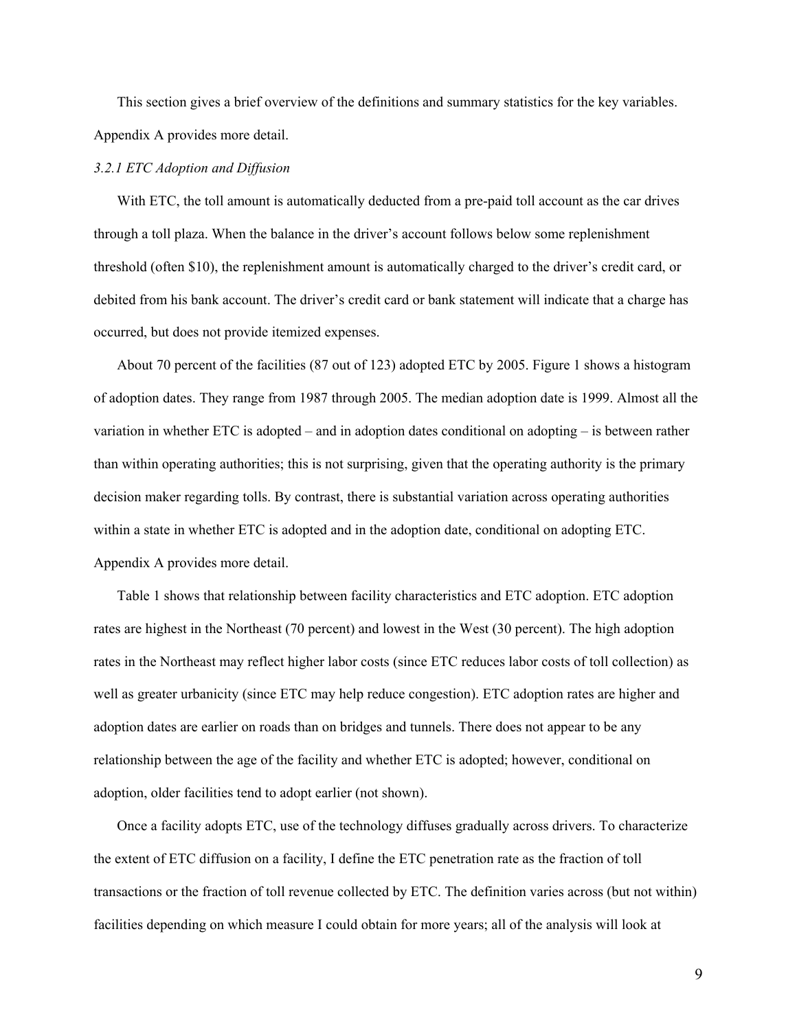This section gives a brief overview of the definitions and summary statistics for the key variables. Appendix A provides more detail.

### *3.2.1 ETC Adoption and Diffusion*

With ETC, the toll amount is automatically deducted from a pre-paid toll account as the car drives through a toll plaza. When the balance in the driver's account follows below some replenishment threshold (often $10), the replenishment amount is automatically charged to the driver's credit card, or debited from his bank account. The driver's credit card or bank statement will indicate that a charge has occurred, but does not provide itemized expenses.

About 70 percent of the facilities (87 out of 123) adopted ETC by 2005. Figure 1 shows a histogram of adoption dates. They range from 1987 through 2005. The median adoption date is 1999. Almost all the variation in whether ETC is adopted – and in adoption dates conditional on adopting – is between rather than within operating authorities; this is not surprising, given that the operating authority is the primary decision maker regarding tolls. By contrast, there is substantial variation across operating authorities within a state in whether ETC is adopted and in the adoption date, conditional on adopting ETC. Appendix A provides more detail.

Table 1 shows that relationship between facility characteristics and ETC adoption. ETC adoption rates are highest in the Northeast (70 percent) and lowest in the West (30 percent). The high adoption rates in the Northeast may reflect higher labor costs (since ETC reduces labor costs of toll collection) as well as greater urbanicity (since ETC may help reduce congestion). ETC adoption rates are higher and adoption dates are earlier on roads than on bridges and tunnels. There does not appear to be any relationship between the age of the facility and whether ETC is adopted; however, conditional on adoption, older facilities tend to adopt earlier (not shown).

Once a facility adopts ETC, use of the technology diffuses gradually across drivers. To characterize the extent of ETC diffusion on a facility, I define the ETC penetration rate as the fraction of toll transactions or the fraction of toll revenue collected by ETC. The definition varies across (but not within) facilities depending on which measure I could obtain for more years; all of the analysis will look at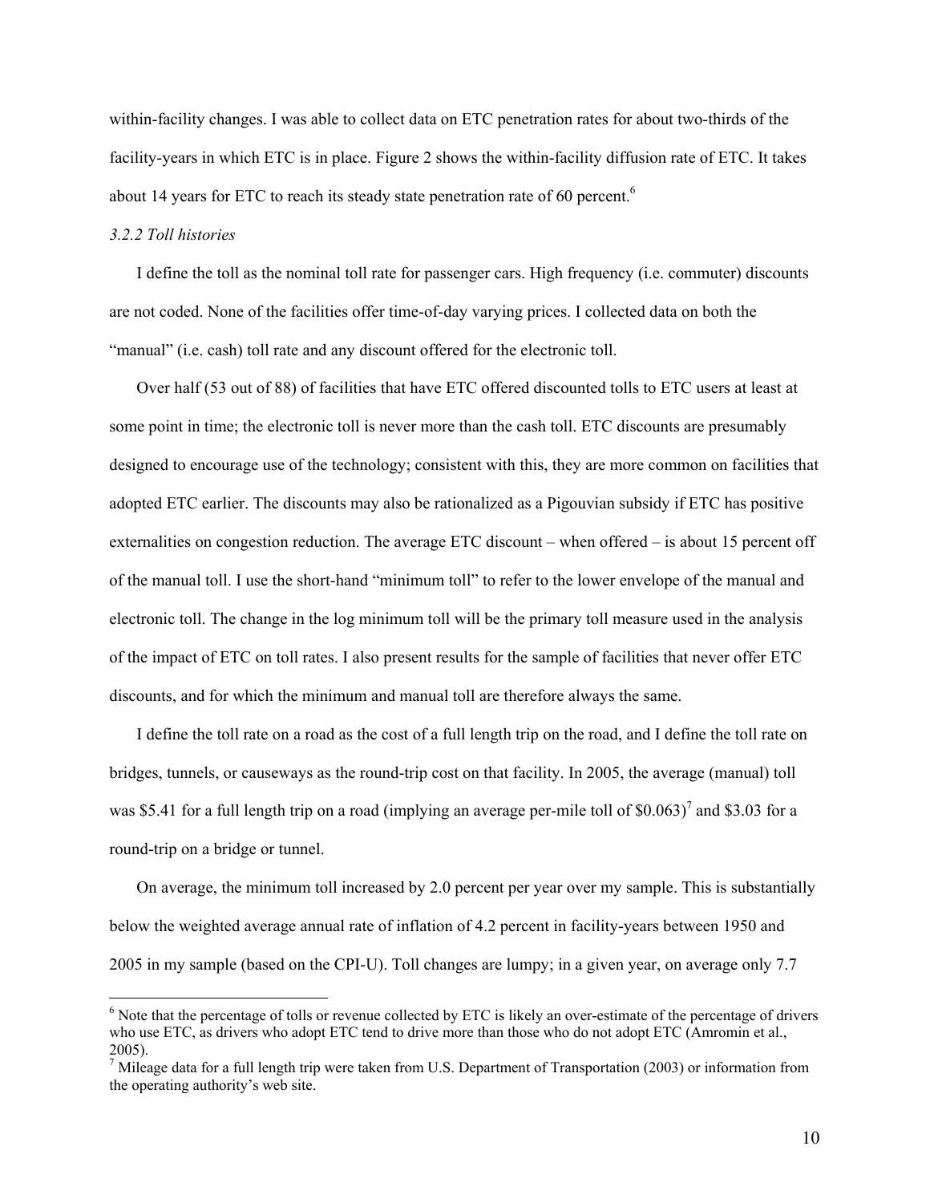within-facility changes. I was able to collect data on ETC penetration rates for about two-thirds of the facility-years in which ETC is in place. Figure 2 shows the within-facility diffusion rate of ETC. It takes about 14 years for ETC to reach its steady state penetration rate of 60 percent.[6]

*3.2.2 Toll histories*

I define the toll as the nominal toll rate for passenger cars. High frequency (i.e. commuter) discounts are not coded. None of the facilities offer time-of-day varying prices. I collected data on both the "manual" (i.e. cash) toll rate and any discount offered for the electronic toll.

Over half (53 out of 88) of facilities that have ETC offered discounted tolls to ETC users at least at some point in time; the electronic toll is never more than the cash toll. ETC discounts are presumably designed to encourage use of the technology; consistent with this, they are more common on facilities that adopted ETC earlier. The discounts may also be rationalized as a Pigouvian subsidy if ETC has positive externalities on congestion reduction. The average ETC discount – when offered – is about 15 percent off of the manual toll. I use the short-hand "minimum toll" to refer to the lower envelope of the manual and electronic toll. The change in the log minimum toll will be the primary toll measure used in the analysis of the impact of ETC on toll rates. I also present results for the sample of facilities that never offer ETC discounts, and for which the minimum and manual toll are therefore always the same.

I define the toll rate on a road as the cost of a full length trip on the road, and I define the toll rate on bridges, tunnels, or causeways as the round-trip cost on that facility. In 2005, the average (manual) toll was $5.41 for a full length trip on a road (implying an average per-mile toll of $0.063)[7] and $3.03 for a round-trip on a bridge or tunnel.

On average, the minimum toll increased by 2.0 percent per year over my sample. This is substantially below the weighted average annual rate of inflation of 4.2 percent in facility-years between 1950 and 2005 in my sample (based on the CPI-U). Toll changes are lumpy; in a given year, on average only 7.7

---

[6] Note that the percentage of tolls or revenue collected by ETC is likely an over-estimate of the percentage of drivers who use ETC, as drivers who adopt ETC tend to drive more than those who do not adopt ETC (Amromin et al., 2005).

[7] Mileage data for a full length trip were taken from U.S. Department of Transportation (2003) or information from the operating authority's web site.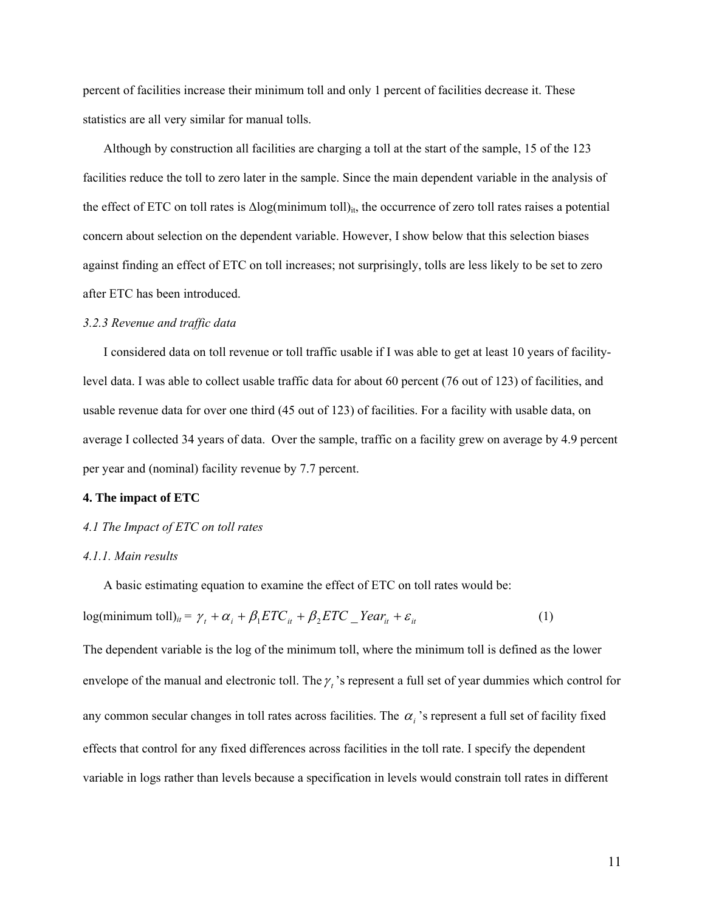percent of facilities increase their minimum toll and only 1 percent of facilities decrease it. These statistics are all very similar for manual tolls.

Although by construction all facilities are charging a toll at the start of the sample, 15 of the 123 facilities reduce the toll to zero later in the sample. Since the main dependent variable in the analysis of the effect of ETC on toll rates is $\Delta$log(minimum toll)$_{it}$, the occurrence of zero toll rates raises a potential concern about selection on the dependent variable. However, I show below that this selection biases against finding an effect of ETC on toll increases; not surprisingly, tolls are less likely to be set to zero after ETC has been introduced.

*3.2.3 Revenue and traffic data*

I considered data on toll revenue or toll traffic usable if I was able to get at least 10 years of facility-level data. I was able to collect usable traffic data for about 60 percent (76 out of 123) of facilities, and usable revenue data for over one third (45 out of 123) of facilities. For a facility with usable data, on average I collected 34 years of data. Over the sample, traffic on a facility grew on average by 4.9 percent per year and (nominal) facility revenue by 7.7 percent.

## 4. The impact of ETC

### *4.1 The Impact of ETC on toll rates*

#### *4.1.1. Main results*

A basic estimating equation to examine the effect of ETC on toll rates would be:

$$\text{log(minimum toll)}_{it} = \gamma_t + \alpha_i + \beta_1 ETC_{it} + \beta_2 ETC\_Year_{it} + \varepsilon_{it} \tag{1}$$

The dependent variable is the log of the minimum toll, where the minimum toll is defined as the lower envelope of the manual and electronic toll. The $\gamma_t$'s represent a full set of year dummies which control for any common secular changes in toll rates across facilities. The $\alpha_i$'s represent a full set of facility fixed effects that control for any fixed differences across facilities in the toll rate. I specify the dependent variable in logs rather than levels because a specification in levels would constrain toll rates in different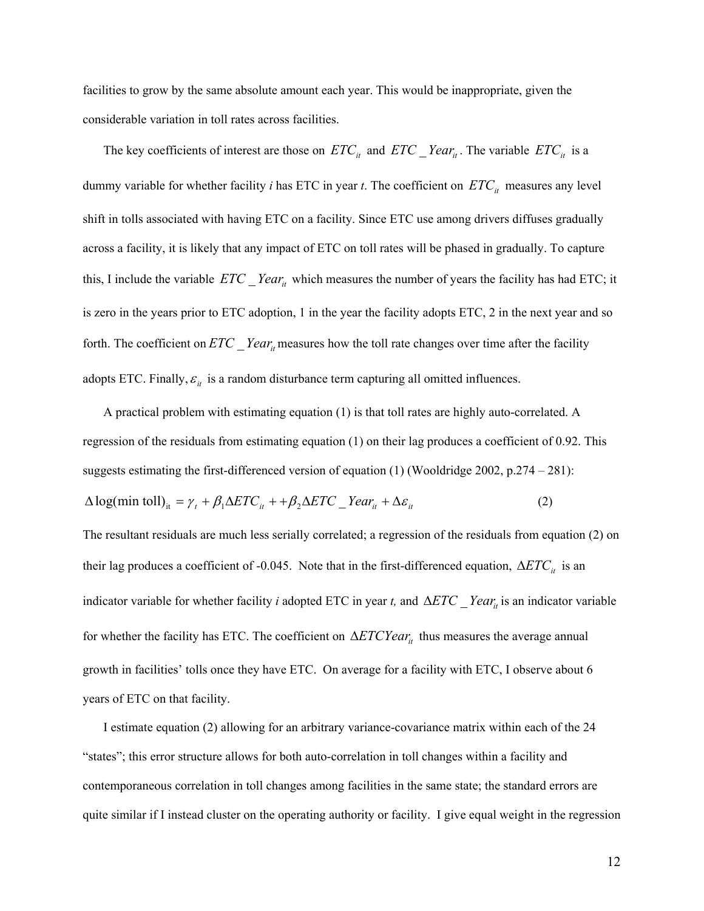facilities to grow by the same absolute amount each year. This would be inappropriate, given the considerable variation in toll rates across facilities.

The key coefficients of interest are those on $ETC_{it}$ and $ETC\_Year_{it}$. The variable $ETC_{it}$ is a dummy variable for whether facility *i* has ETC in year *t*. The coefficient on $ETC_{it}$ measures any level shift in tolls associated with having ETC on a facility. Since ETC use among drivers diffuses gradually across a facility, it is likely that any impact of ETC on toll rates will be phased in gradually. To capture this, I include the variable $ETC\_Year_{it}$ which measures the number of years the facility has had ETC; it is zero in the years prior to ETC adoption, 1 in the year the facility adopts ETC, 2 in the next year and so forth. The coefficient on $ETC\_Year_{it}$ measures how the toll rate changes over time after the facility adopts ETC. Finally, $\varepsilon_{it}$ is a random disturbance term capturing all omitted influences.

A practical problem with estimating equation (1) is that toll rates are highly auto-correlated. A regression of the residuals from estimating equation (1) on their lag produces a coefficient of 0.92. This suggests estimating the first-differenced version of equation (1) (Wooldridge 2002, p.274 – 281):

$$\Delta \log(\text{min toll})_{it} = \gamma_t + \beta_1 \Delta ETC_{it} + +\beta_2 \Delta ETC\_Year_{it} + \Delta \varepsilon_{it} \qquad (2)$$

The resultant residuals are much less serially correlated; a regression of the residuals from equation (2) on their lag produces a coefficient of -0.045. Note that in the first-differenced equation, $\Delta ETC_{it}$ is an indicator variable for whether facility *i* adopted ETC in year *t,* and $\Delta ETC\_Year_{it}$ is an indicator variable for whether the facility has ETC. The coefficient on $\Delta ETCYear_{it}$ thus measures the average annual growth in facilities' tolls once they have ETC. On average for a facility with ETC, I observe about 6 years of ETC on that facility.

I estimate equation (2) allowing for an arbitrary variance-covariance matrix within each of the 24 "states"; this error structure allows for both auto-correlation in toll changes within a facility and contemporaneous correlation in toll changes among facilities in the same state; the standard errors are quite similar if I instead cluster on the operating authority or facility. I give equal weight in the regression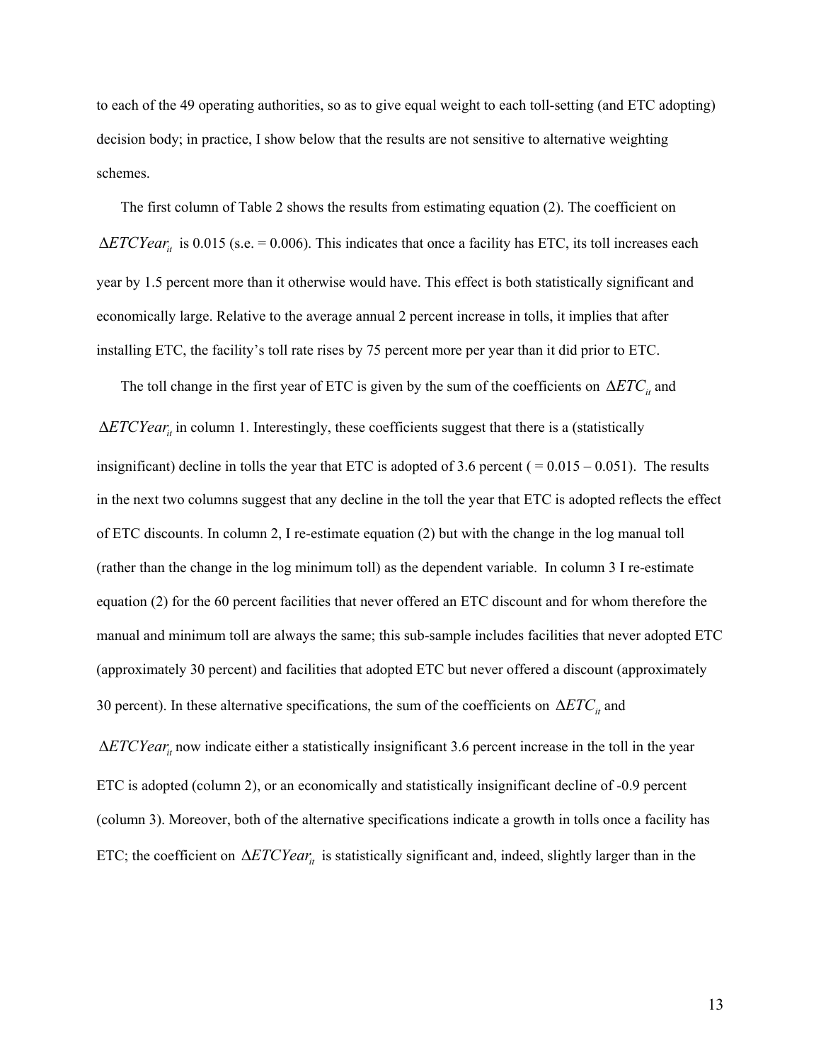to each of the 49 operating authorities, so as to give equal weight to each toll-setting (and ETC adopting) decision body; in practice, I show below that the results are not sensitive to alternative weighting schemes.

The first column of Table 2 shows the results from estimating equation (2). The coefficient on $\Delta ETCYear_{it}$ is 0.015 (s.e. = 0.006). This indicates that once a facility has ETC, its toll increases each year by 1.5 percent more than it otherwise would have. This effect is both statistically significant and economically large. Relative to the average annual 2 percent increase in tolls, it implies that after installing ETC, the facility's toll rate rises by 75 percent more per year than it did prior to ETC.

The toll change in the first year of ETC is given by the sum of the coefficients on $\Delta ETC_{it}$ and $\Delta ETCYear_{it}$ in column 1. Interestingly, these coefficients suggest that there is a (statistically insignificant) decline in tolls the year that ETC is adopted of 3.6 percent ( = 0.015 – 0.051). The results in the next two columns suggest that any decline in the toll the year that ETC is adopted reflects the effect of ETC discounts. In column 2, I re-estimate equation (2) but with the change in the log manual toll (rather than the change in the log minimum toll) as the dependent variable. In column 3 I re-estimate equation (2) for the 60 percent facilities that never offered an ETC discount and for whom therefore the manual and minimum toll are always the same; this sub-sample includes facilities that never adopted ETC (approximately 30 percent) and facilities that adopted ETC but never offered a discount (approximately 30 percent). In these alternative specifications, the sum of the coefficients on $\Delta ETC_{it}$ and $\Delta ETCYear_{it}$ now indicate either a statistically insignificant 3.6 percent increase in the toll in the year ETC is adopted (column 2), or an economically and statistically insignificant decline of -0.9 percent (column 3). Moreover, both of the alternative specifications indicate a growth in tolls once a facility has ETC; the coefficient on $\Delta ETCYear_{it}$ is statistically significant and, indeed, slightly larger than in the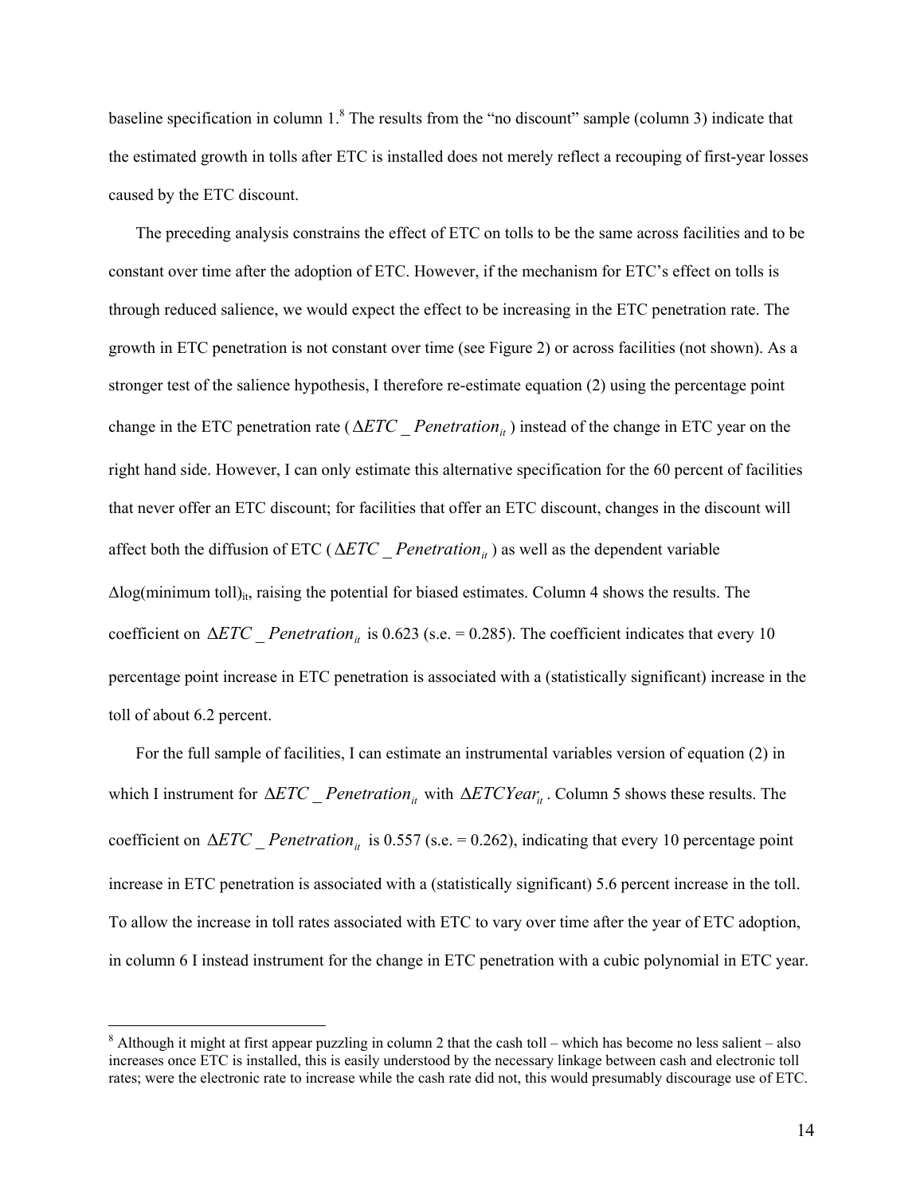baseline specification in column 1.[8] The results from the "no discount" sample (column 3) indicate that the estimated growth in tolls after ETC is installed does not merely reflect a recouping of first-year losses caused by the ETC discount.

The preceding analysis constrains the effect of ETC on tolls to be the same across facilities and to be constant over time after the adoption of ETC. However, if the mechanism for ETC's effect on tolls is through reduced salience, we would expect the effect to be increasing in the ETC penetration rate. The growth in ETC penetration is not constant over time (see Figure 2) or across facilities (not shown). As a stronger test of the salience hypothesis, I therefore re-estimate equation (2) using the percentage point change in the ETC penetration rate ($\Delta ETC\_Penetration_{it}$) instead of the change in ETC year on the right hand side. However, I can only estimate this alternative specification for the 60 percent of facilities that never offer an ETC discount; for facilities that offer an ETC discount, changes in the discount will affect both the diffusion of ETC ($\Delta ETC\_Penetration_{it}$) as well as the dependent variable $\Delta$log(minimum toll)$_{it}$, raising the potential for biased estimates. Column 4 shows the results. The coefficient on $\Delta ETC\_Penetration_{it}$ is 0.623 (s.e. = 0.285). The coefficient indicates that every 10 percentage point increase in ETC penetration is associated with a (statistically significant) increase in the toll of about 6.2 percent.

For the full sample of facilities, I can estimate an instrumental variables version of equation (2) in which I instrument for $\Delta ETC\_Penetration_{it}$ with $\Delta ETCYear_{it}$. Column 5 shows these results. The coefficient on $\Delta ETC\_Penetration_{it}$ is 0.557 (s.e. = 0.262), indicating that every 10 percentage point increase in ETC penetration is associated with a (statistically significant) 5.6 percent increase in the toll. To allow the increase in toll rates associated with ETC to vary over time after the year of ETC adoption, in column 6 I instead instrument for the change in ETC penetration with a cubic polynomial in ETC year.

[8] Although it might at first appear puzzling in column 2 that the cash toll – which has become no less salient – also increases once ETC is installed, this is easily understood by the necessary linkage between cash and electronic toll rates; were the electronic rate to increase while the cash rate did not, this would presumably discourage use of ETC.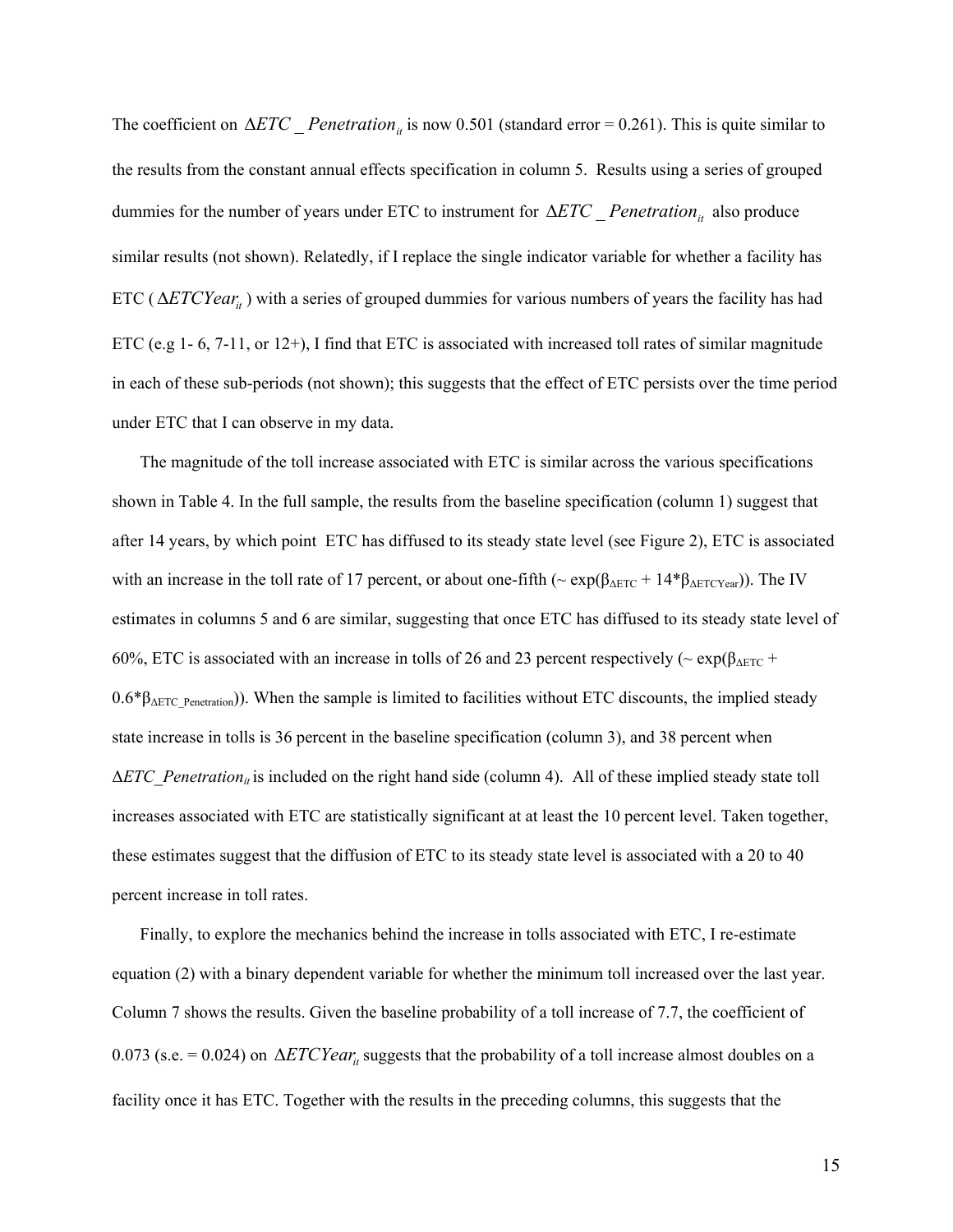The coefficient on $\Delta ETC\_Penetration_{it}$ is now 0.501 (standard error = 0.261). This is quite similar to the results from the constant annual effects specification in column 5. Results using a series of grouped dummies for the number of years under ETC to instrument for $\Delta ETC\_Penetration_{it}$ also produce similar results (not shown). Relatedly, if I replace the single indicator variable for whether a facility has ETC ( $\Delta ETCYear_{it}$ ) with a series of grouped dummies for various numbers of years the facility has had ETC (e.g 1- 6, 7-11, or 12+), I find that ETC is associated with increased toll rates of similar magnitude in each of these sub-periods (not shown); this suggests that the effect of ETC persists over the time period under ETC that I can observe in my data.

The magnitude of the toll increase associated with ETC is similar across the various specifications shown in Table 4. In the full sample, the results from the baseline specification (column 1) suggest that after 14 years, by which point ETC has diffused to its steady state level (see Figure 2), ETC is associated with an increase in the toll rate of 17 percent, or about one-fifth (~ $\exp(\beta_{\Delta ETC} + 14*\beta_{\Delta ETCYear})$). The IV estimates in columns 5 and 6 are similar, suggesting that once ETC has diffused to its steady state level of 60%, ETC is associated with an increase in tolls of 26 and 23 percent respectively (~ $\exp(\beta_{\Delta ETC} + 0.6*\beta_{\Delta ETC\_Penetration})$). When the sample is limited to facilities without ETC discounts, the implied steady state increase in tolls is 36 percent in the baseline specification (column 3), and 38 percent when $\Delta ETC\_Penetration_{it}$ is included on the right hand side (column 4). All of these implied steady state toll increases associated with ETC are statistically significant at at least the 10 percent level. Taken together, these estimates suggest that the diffusion of ETC to its steady state level is associated with a 20 to 40 percent increase in toll rates.

Finally, to explore the mechanics behind the increase in tolls associated with ETC, I re-estimate equation (2) with a binary dependent variable for whether the minimum toll increased over the last year. Column 7 shows the results. Given the baseline probability of a toll increase of 7.7, the coefficient of 0.073 (s.e. = 0.024) on $\Delta ETCYear_{it}$ suggests that the probability of a toll increase almost doubles on a facility once it has ETC. Together with the results in the preceding columns, this suggests that the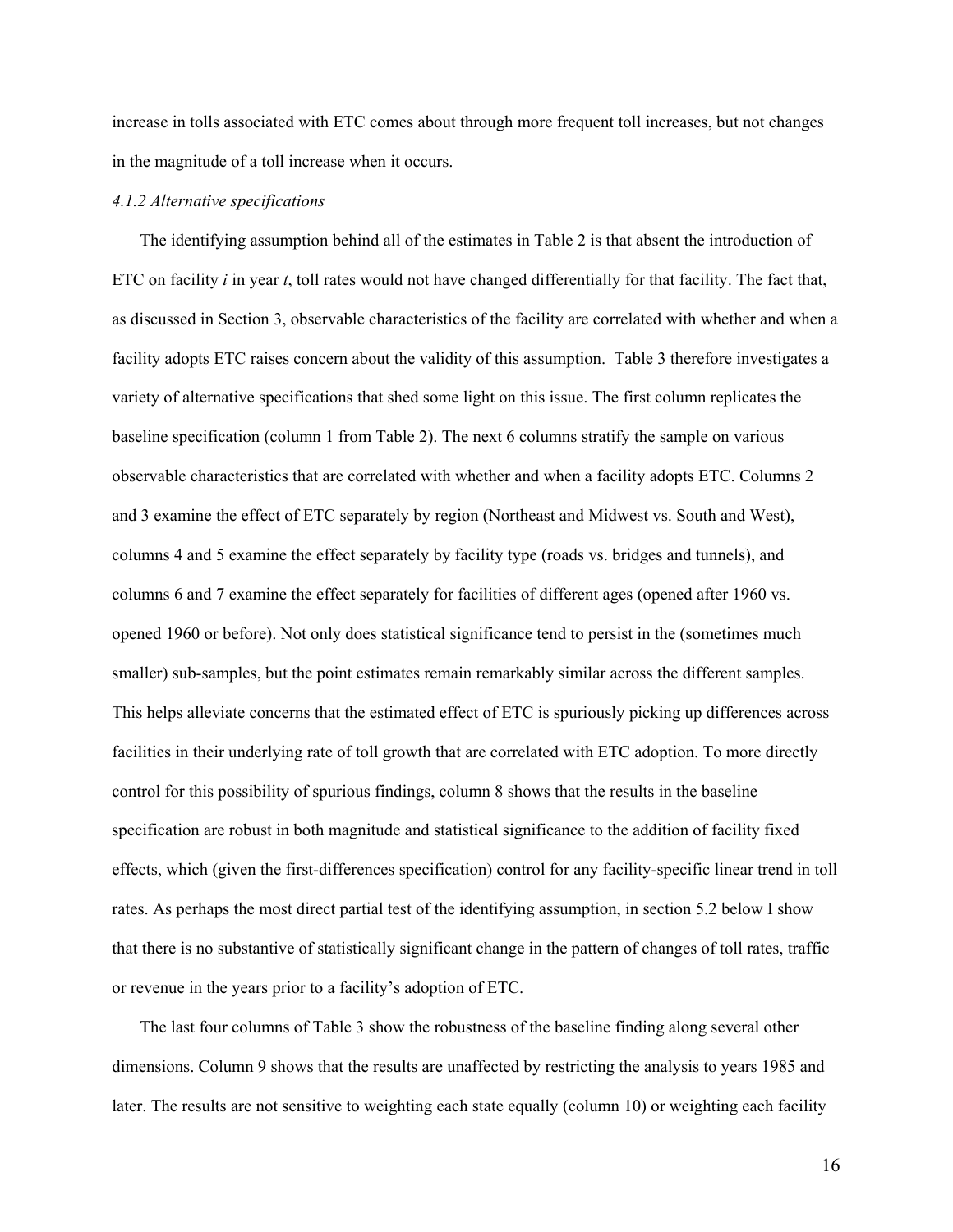increase in tolls associated with ETC comes about through more frequent toll increases, but not changes in the magnitude of a toll increase when it occurs.

### *4.1.2 Alternative specifications*

The identifying assumption behind all of the estimates in Table 2 is that absent the introduction of ETC on facility *i* in year *t*, toll rates would not have changed differentially for that facility. The fact that, as discussed in Section 3, observable characteristics of the facility are correlated with whether and when a facility adopts ETC raises concern about the validity of this assumption. Table 3 therefore investigates a variety of alternative specifications that shed some light on this issue. The first column replicates the baseline specification (column 1 from Table 2). The next 6 columns stratify the sample on various observable characteristics that are correlated with whether and when a facility adopts ETC. Columns 2 and 3 examine the effect of ETC separately by region (Northeast and Midwest vs. South and West), columns 4 and 5 examine the effect separately by facility type (roads vs. bridges and tunnels), and columns 6 and 7 examine the effect separately for facilities of different ages (opened after 1960 vs. opened 1960 or before). Not only does statistical significance tend to persist in the (sometimes much smaller) sub-samples, but the point estimates remain remarkably similar across the different samples. This helps alleviate concerns that the estimated effect of ETC is spuriously picking up differences across facilities in their underlying rate of toll growth that are correlated with ETC adoption. To more directly control for this possibility of spurious findings, column 8 shows that the results in the baseline specification are robust in both magnitude and statistical significance to the addition of facility fixed effects, which (given the first-differences specification) control for any facility-specific linear trend in toll rates. As perhaps the most direct partial test of the identifying assumption, in section 5.2 below I show that there is no substantive of statistically significant change in the pattern of changes of toll rates, traffic or revenue in the years prior to a facility's adoption of ETC.

The last four columns of Table 3 show the robustness of the baseline finding along several other dimensions. Column 9 shows that the results are unaffected by restricting the analysis to years 1985 and later. The results are not sensitive to weighting each state equally (column 10) or weighting each facility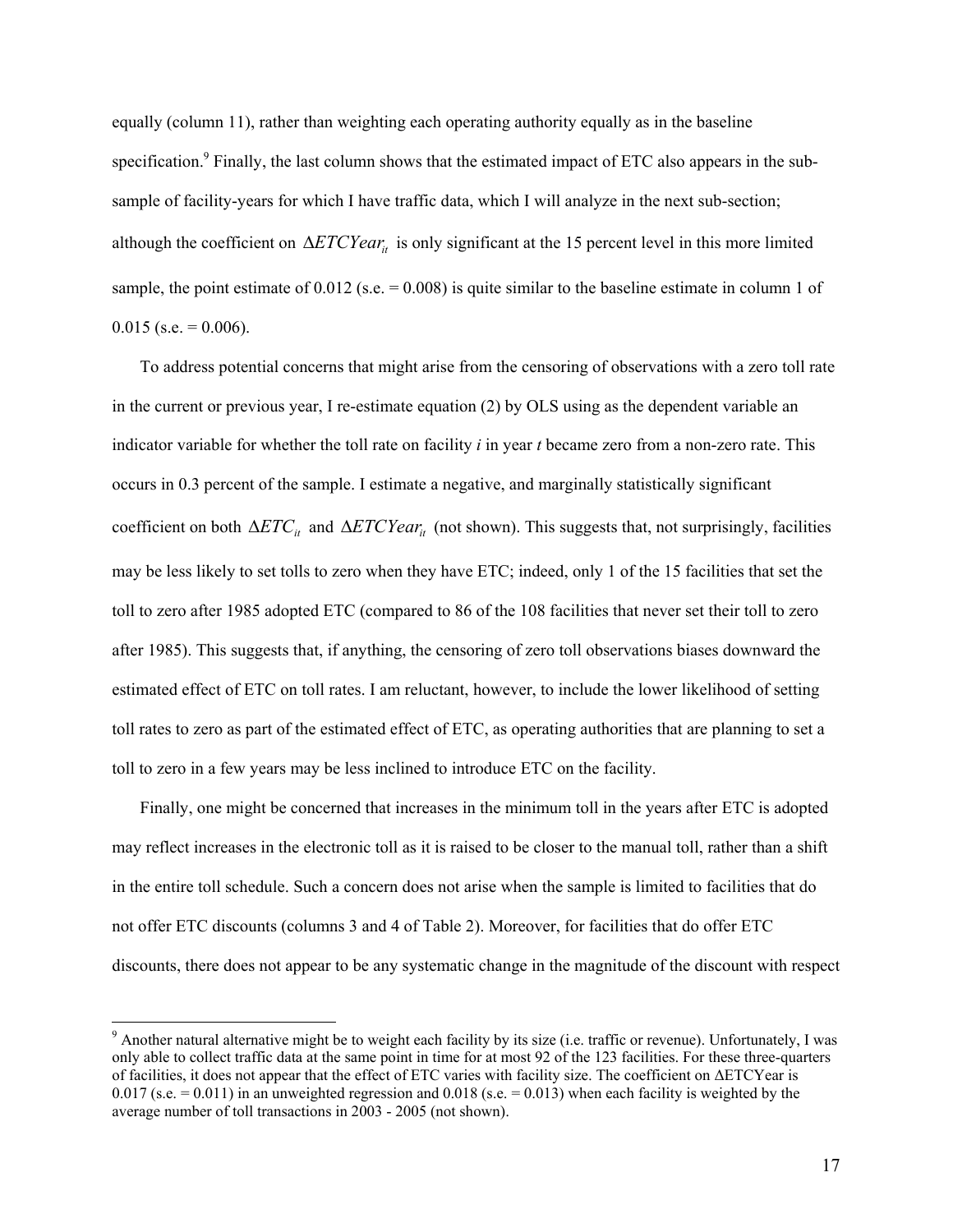equally (column 11), rather than weighting each operating authority equally as in the baseline specification.[9] Finally, the last column shows that the estimated impact of ETC also appears in the sub-sample of facility-years for which I have traffic data, which I will analyze in the next sub-section; although the coefficient on $\Delta ETCYear_{it}$ is only significant at the 15 percent level in this more limited sample, the point estimate of 0.012 (s.e. = 0.008) is quite similar to the baseline estimate in column 1 of 0.015 (s.e. = 0.006).

To address potential concerns that might arise from the censoring of observations with a zero toll rate in the current or previous year, I re-estimate equation (2) by OLS using as the dependent variable an indicator variable for whether the toll rate on facility *i* in year *t* became zero from a non-zero rate. This occurs in 0.3 percent of the sample. I estimate a negative, and marginally statistically significant coefficient on both $\Delta ETC_{it}$ and $\Delta ETCYear_{it}$ (not shown). This suggests that, not surprisingly, facilities may be less likely to set tolls to zero when they have ETC; indeed, only 1 of the 15 facilities that set the toll to zero after 1985 adopted ETC (compared to 86 of the 108 facilities that never set their toll to zero after 1985). This suggests that, if anything, the censoring of zero toll observations biases downward the estimated effect of ETC on toll rates. I am reluctant, however, to include the lower likelihood of setting toll rates to zero as part of the estimated effect of ETC, as operating authorities that are planning to set a toll to zero in a few years may be less inclined to introduce ETC on the facility.

Finally, one might be concerned that increases in the minimum toll in the years after ETC is adopted may reflect increases in the electronic toll as it is raised to be closer to the manual toll, rather than a shift in the entire toll schedule. Such a concern does not arise when the sample is limited to facilities that do not offer ETC discounts (columns 3 and 4 of Table 2). Moreover, for facilities that do offer ETC discounts, there does not appear to be any systematic change in the magnitude of the discount with respect

[9] Another natural alternative might be to weight each facility by its size (i.e. traffic or revenue). Unfortunately, I was only able to collect traffic data at the same point in time for at most 92 of the 123 facilities. For these three-quarters of facilities, it does not appear that the effect of ETC varies with facility size. The coefficient on $\Delta$ETCYear is 0.017 (s.e. = 0.011) in an unweighted regression and 0.018 (s.e. = 0.013) when each facility is weighted by the average number of toll transactions in 2003 - 2005 (not shown).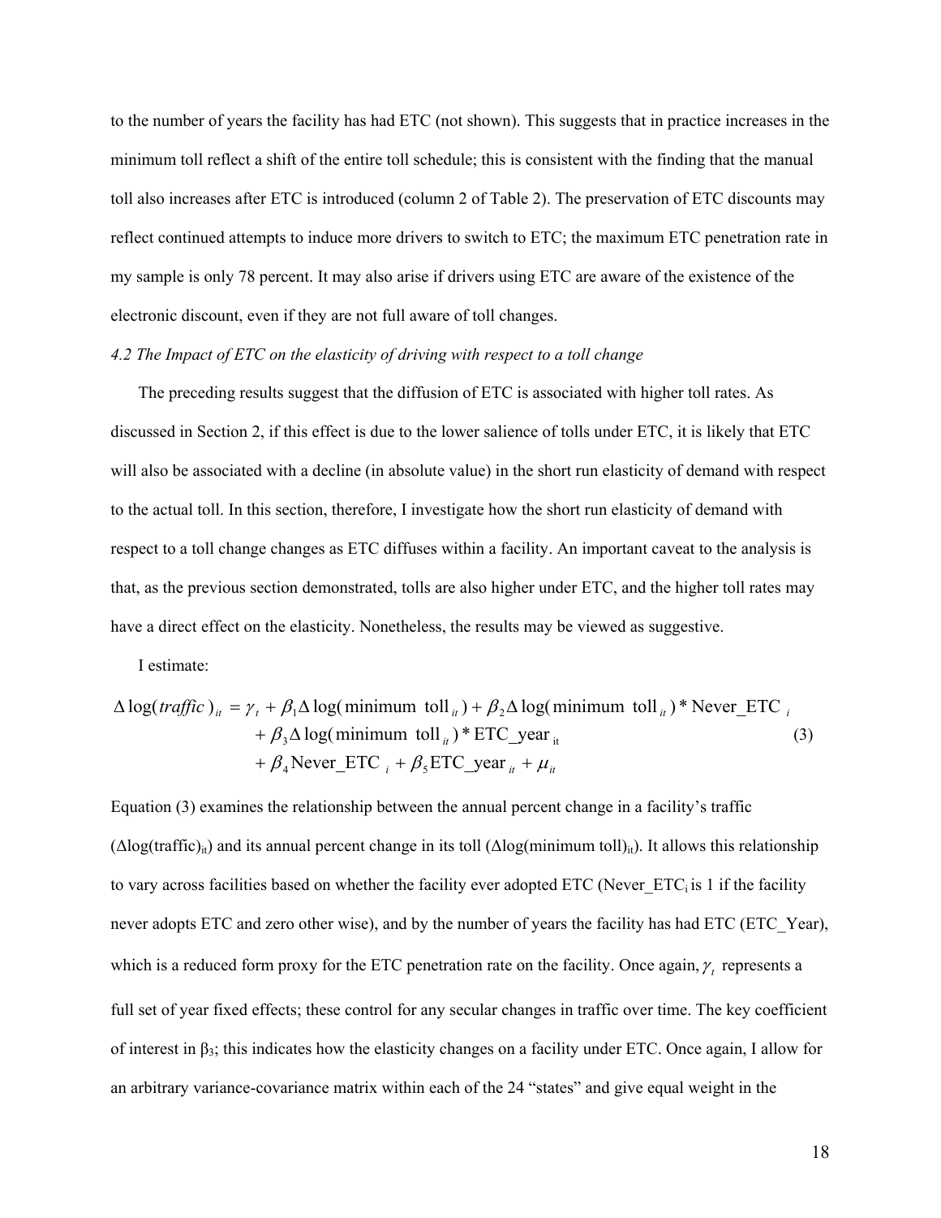to the number of years the facility has had ETC (not shown). This suggests that in practice increases in the minimum toll reflect a shift of the entire toll schedule; this is consistent with the finding that the manual toll also increases after ETC is introduced (column 2 of Table 2). The preservation of ETC discounts may reflect continued attempts to induce more drivers to switch to ETC; the maximum ETC penetration rate in my sample is only 78 percent. It may also arise if drivers using ETC are aware of the existence of the electronic discount, even if they are not full aware of toll changes.

*4.2 The Impact of ETC on the elasticity of driving with respect to a toll change*

The preceding results suggest that the diffusion of ETC is associated with higher toll rates. As discussed in Section 2, if this effect is due to the lower salience of tolls under ETC, it is likely that ETC will also be associated with a decline (in absolute value) in the short run elasticity of demand with respect to the actual toll. In this section, therefore, I investigate how the short run elasticity of demand with respect to a toll change changes as ETC diffuses within a facility. An important caveat to the analysis is that, as the previous section demonstrated, tolls are also higher under ETC, and the higher toll rates may have a direct effect on the elasticity. Nonetheless, the results may be viewed as suggestive.

I estimate:

$$
\begin{aligned}
\Delta \log(\mathit{traffic})_{it} = \gamma_t &+ \beta_1 \Delta \log(\text{minimum toll}_{it}) + \beta_2 \Delta \log(\text{minimum toll}_{it}) * \text{Never\_ETC}_i \\
&+ \beta_3 \Delta \log(\text{minimum toll}_{it}) * \text{ETC\_year}_{it} \\
&+ \beta_4 \text{Never\_ETC}_i + \beta_5 \text{ETC\_year}_{it} + \mu_{it}
\end{aligned}
\qquad (3)
$$

Equation (3) examines the relationship between the annual percent change in a facility's traffic ($\Delta$log(traffic)$_{it}$) and its annual percent change in its toll ($\Delta$log(minimum toll)$_{it}$). It allows this relationship to vary across facilities based on whether the facility ever adopted ETC (Never_ETC$_i$ is 1 if the facility never adopts ETC and zero other wise), and by the number of years the facility has had ETC (ETC_Year), which is a reduced form proxy for the ETC penetration rate on the facility. Once again, $\gamma_t$ represents a full set of year fixed effects; these control for any secular changes in traffic over time. The key coefficient of interest in $\beta_3$; this indicates how the elasticity changes on a facility under ETC. Once again, I allow for an arbitrary variance-covariance matrix within each of the 24 "states" and give equal weight in the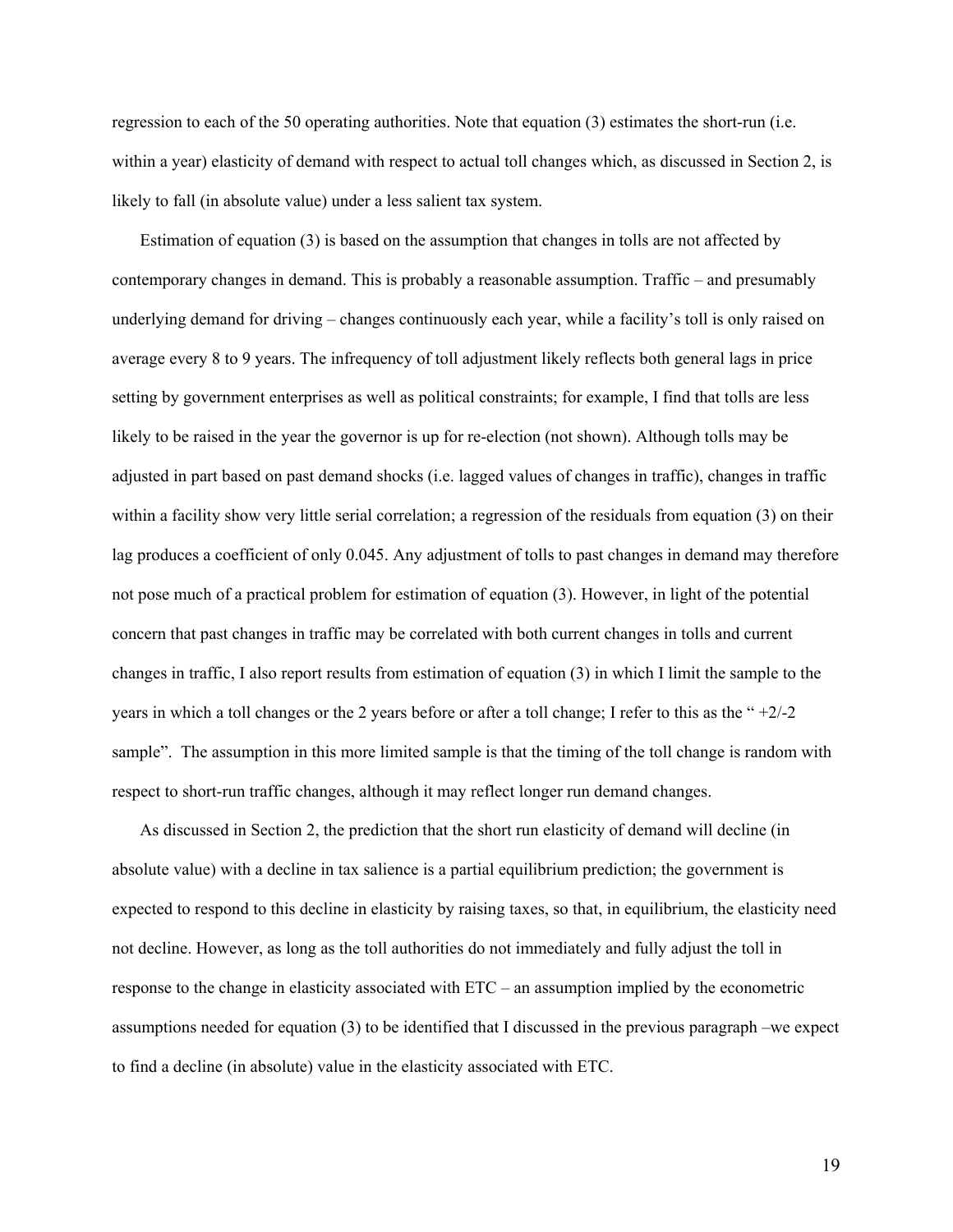regression to each of the 50 operating authorities. Note that equation (3) estimates the short-run (i.e. within a year) elasticity of demand with respect to actual toll changes which, as discussed in Section 2, is likely to fall (in absolute value) under a less salient tax system.

Estimation of equation (3) is based on the assumption that changes in tolls are not affected by contemporary changes in demand. This is probably a reasonable assumption. Traffic – and presumably underlying demand for driving – changes continuously each year, while a facility's toll is only raised on average every 8 to 9 years. The infrequency of toll adjustment likely reflects both general lags in price setting by government enterprises as well as political constraints; for example, I find that tolls are less likely to be raised in the year the governor is up for re-election (not shown). Although tolls may be adjusted in part based on past demand shocks (i.e. lagged values of changes in traffic), changes in traffic within a facility show very little serial correlation; a regression of the residuals from equation (3) on their lag produces a coefficient of only 0.045. Any adjustment of tolls to past changes in demand may therefore not pose much of a practical problem for estimation of equation (3). However, in light of the potential concern that past changes in traffic may be correlated with both current changes in tolls and current changes in traffic, I also report results from estimation of equation (3) in which I limit the sample to the years in which a toll changes or the 2 years before or after a toll change; I refer to this as the " +2/-2 sample". The assumption in this more limited sample is that the timing of the toll change is random with respect to short-run traffic changes, although it may reflect longer run demand changes.

As discussed in Section 2, the prediction that the short run elasticity of demand will decline (in absolute value) with a decline in tax salience is a partial equilibrium prediction; the government is expected to respond to this decline in elasticity by raising taxes, so that, in equilibrium, the elasticity need not decline. However, as long as the toll authorities do not immediately and fully adjust the toll in response to the change in elasticity associated with ETC – an assumption implied by the econometric assumptions needed for equation (3) to be identified that I discussed in the previous paragraph –we expect to find a decline (in absolute) value in the elasticity associated with ETC.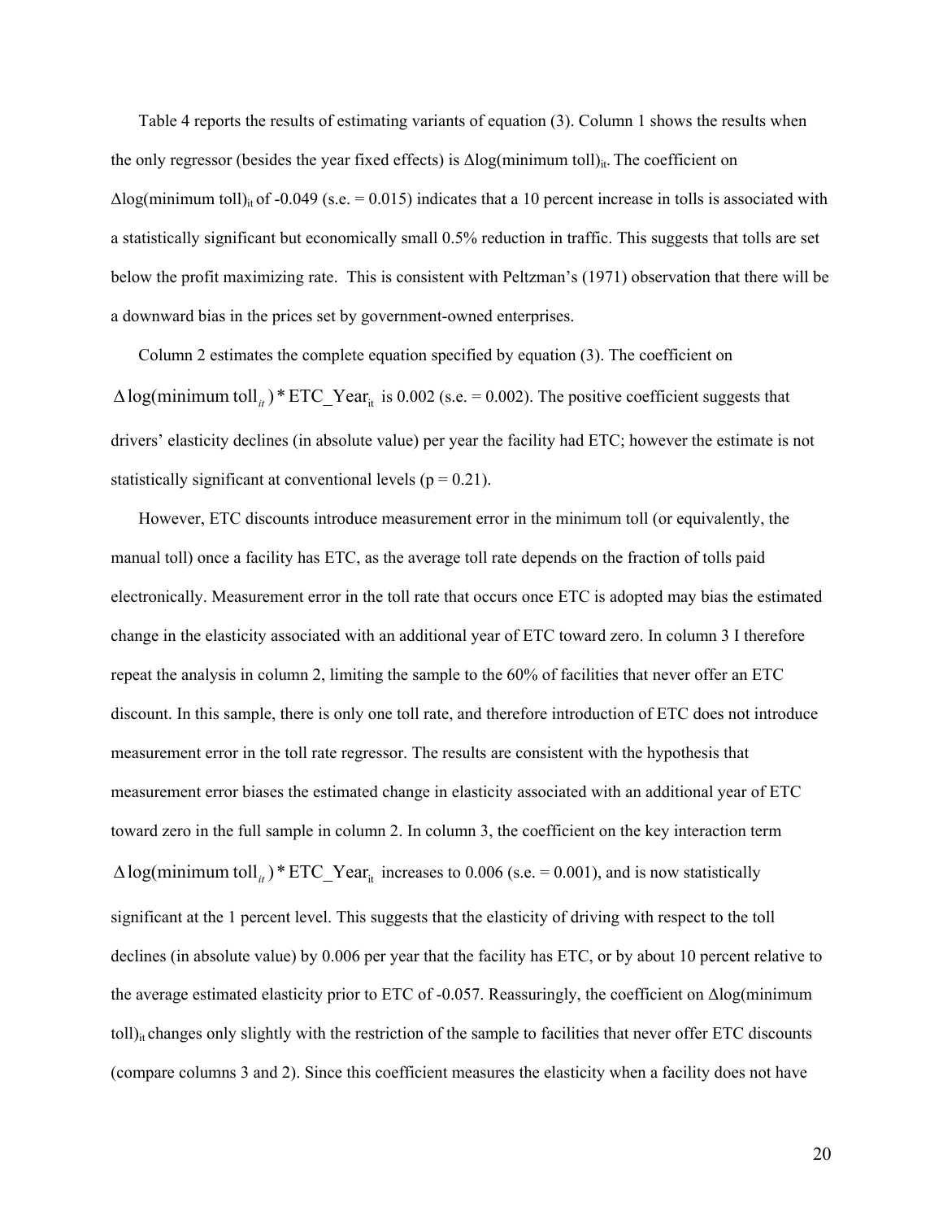Table 4 reports the results of estimating variants of equation (3). Column 1 shows the results when the only regressor (besides the year fixed effects) is $\Delta$log(minimum toll)$_{it}$. The coefficient on $\Delta$log(minimum toll)$_{it}$ of -0.049 (s.e. = 0.015) indicates that a 10 percent increase in tolls is associated with a statistically significant but economically small 0.5% reduction in traffic. This suggests that tolls are set below the profit maximizing rate. This is consistent with Peltzman's (1971) observation that there will be a downward bias in the prices set by government-owned enterprises.

Column 2 estimates the complete equation specified by equation (3). The coefficient on $\Delta\log(\text{minimum toll}_{it}) * \text{ETC\_Year}_{it}$ is 0.002 (s.e. = 0.002). The positive coefficient suggests that drivers' elasticity declines (in absolute value) per year the facility had ETC; however the estimate is not statistically significant at conventional levels (p = 0.21).

However, ETC discounts introduce measurement error in the minimum toll (or equivalently, the manual toll) once a facility has ETC, as the average toll rate depends on the fraction of tolls paid electronically. Measurement error in the toll rate that occurs once ETC is adopted may bias the estimated change in the elasticity associated with an additional year of ETC toward zero. In column 3 I therefore repeat the analysis in column 2, limiting the sample to the 60% of facilities that never offer an ETC discount. In this sample, there is only one toll rate, and therefore introduction of ETC does not introduce measurement error in the toll rate regressor. The results are consistent with the hypothesis that measurement error biases the estimated change in elasticity associated with an additional year of ETC toward zero in the full sample in column 2. In column 3, the coefficient on the key interaction term $\Delta\log(\text{minimum toll}_{it}) * \text{ETC\_Year}_{it}$ increases to 0.006 (s.e. = 0.001), and is now statistically significant at the 1 percent level. This suggests that the elasticity of driving with respect to the toll declines (in absolute value) by 0.006 per year that the facility has ETC, or by about 10 percent relative to the average estimated elasticity prior to ETC of -0.057. Reassuringly, the coefficient on $\Delta$log(minimum toll)$_{it}$ changes only slightly with the restriction of the sample to facilities that never offer ETC discounts (compare columns 3 and 2). Since this coefficient measures the elasticity when a facility does not have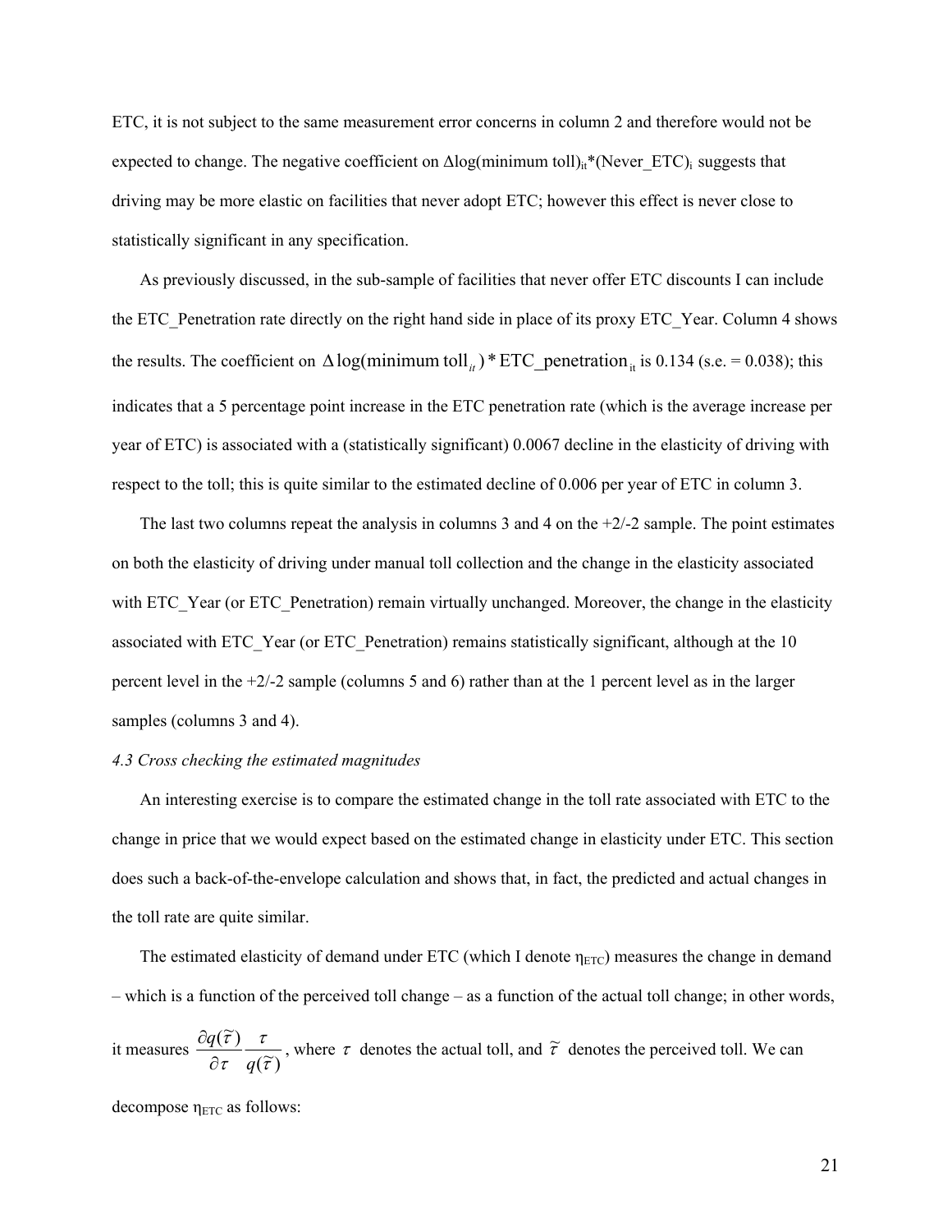ETC, it is not subject to the same measurement error concerns in column 2 and therefore would not be expected to change. The negative coefficient on $\Delta$log(minimum toll)$_{it}$*(Never_ETC)$_i$ suggests that driving may be more elastic on facilities that never adopt ETC; however this effect is never close to statistically significant in any specification.

As previously discussed, in the sub-sample of facilities that never offer ETC discounts I can include the ETC_Penetration rate directly on the right hand side in place of its proxy ETC_Year. Column 4 shows the results. The coefficient on $\Delta \log(\text{minimum toll}_{it}) * \text{ETC\_penetration}_{it}$ is 0.134 (s.e. = 0.038); this indicates that a 5 percentage point increase in the ETC penetration rate (which is the average increase per year of ETC) is associated with a (statistically significant) 0.0067 decline in the elasticity of driving with respect to the toll; this is quite similar to the estimated decline of 0.006 per year of ETC in column 3.

The last two columns repeat the analysis in columns 3 and 4 on the +2/-2 sample. The point estimates on both the elasticity of driving under manual toll collection and the change in the elasticity associated with ETC_Year (or ETC_Penetration) remain virtually unchanged. Moreover, the change in the elasticity associated with ETC_Year (or ETC_Penetration) remains statistically significant, although at the 10 percent level in the +2/-2 sample (columns 5 and 6) rather than at the 1 percent level as in the larger samples (columns 3 and 4).

*4.3 Cross checking the estimated magnitudes*

An interesting exercise is to compare the estimated change in the toll rate associated with ETC to the change in price that we would expect based on the estimated change in elasticity under ETC. This section does such a back-of-the-envelope calculation and shows that, in fact, the predicted and actual changes in the toll rate are quite similar.

The estimated elasticity of demand under ETC (which I denote $\eta_{ETC}$) measures the change in demand – which is a function of the perceived toll change – as a function of the actual toll change; in other words, it measures $\frac{\partial q(\tilde{\tau})}{\partial \tau}\frac{\tau}{q(\tilde{\tau})}$, where $\tau$ denotes the actual toll, and $\tilde{\tau}$ denotes the perceived toll. We can decompose $\eta_{ETC}$ as follows: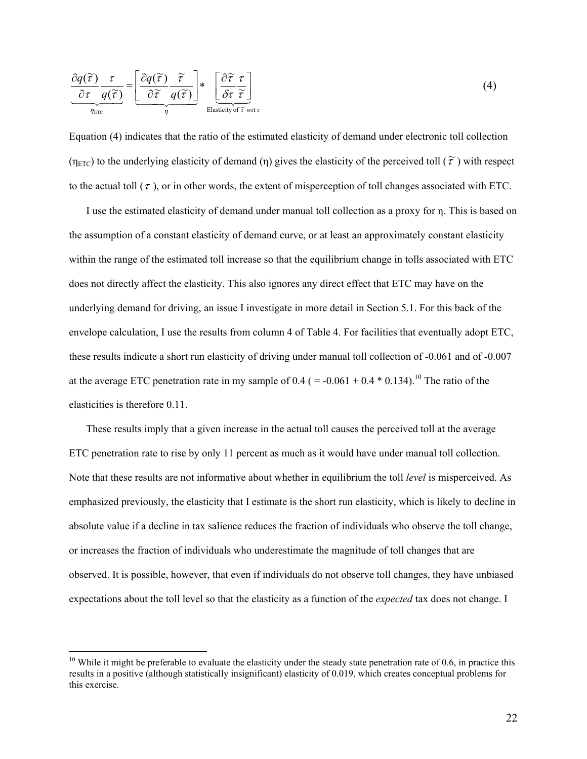$$\underbrace{\frac{\partial q(\tilde{\tau})}{\partial \tau}\frac{\tau}{q(\tilde{\tau})}}_{\eta_{\text{ETC}}} = \underbrace{\left[\frac{\partial q(\tilde{\tau})}{\partial \tilde{\tau}}\frac{\tilde{\tau}}{q(\tilde{\tau})}\right]}_{\eta} * \underbrace{\left[\frac{\partial \tilde{\tau}}{\delta \tau}\frac{\tau}{\tilde{\tau}}\right]}_{\text{Elasticity of } \tilde{\tau} \text{ wrt } \tau} \tag{4}$$

Equation (4) indicates that the ratio of the estimated elasticity of demand under electronic toll collection ($\eta_{\text{ETC}}$) to the underlying elasticity of demand ($\eta$) gives the elasticity of the perceived toll ($\tilde{\tau}$) with respect to the actual toll ($\tau$), or in other words, the extent of misperception of toll changes associated with ETC.

I use the estimated elasticity of demand under manual toll collection as a proxy for $\eta$. This is based on the assumption of a constant elasticity of demand curve, or at least an approximately constant elasticity within the range of the estimated toll increase so that the equilibrium change in tolls associated with ETC does not directly affect the elasticity. This also ignores any direct effect that ETC may have on the underlying demand for driving, an issue I investigate in more detail in Section 5.1. For this back of the envelope calculation, I use the results from column 4 of Table 4. For facilities that eventually adopt ETC, these results indicate a short run elasticity of driving under manual toll collection of -0.061 and of -0.007 at the average ETC penetration rate in my sample of 0.4 ( = -0.061 + 0.4 * 0.134).[10] The ratio of the elasticities is therefore 0.11.

These results imply that a given increase in the actual toll causes the perceived toll at the average ETC penetration rate to rise by only 11 percent as much as it would have under manual toll collection. Note that these results are not informative about whether in equilibrium the toll *level* is misperceived. As emphasized previously, the elasticity that I estimate is the short run elasticity, which is likely to decline in absolute value if a decline in tax salience reduces the fraction of individuals who observe the toll change, or increases the fraction of individuals who underestimate the magnitude of toll changes that are observed. It is possible, however, that even if individuals do not observe toll changes, they have unbiased expectations about the toll level so that the elasticity as a function of the *expected* tax does not change. I

[10] While it might be preferable to evaluate the elasticity under the steady state penetration rate of 0.6, in practice this results in a positive (although statistically insignificant) elasticity of 0.019, which creates conceptual problems for this exercise.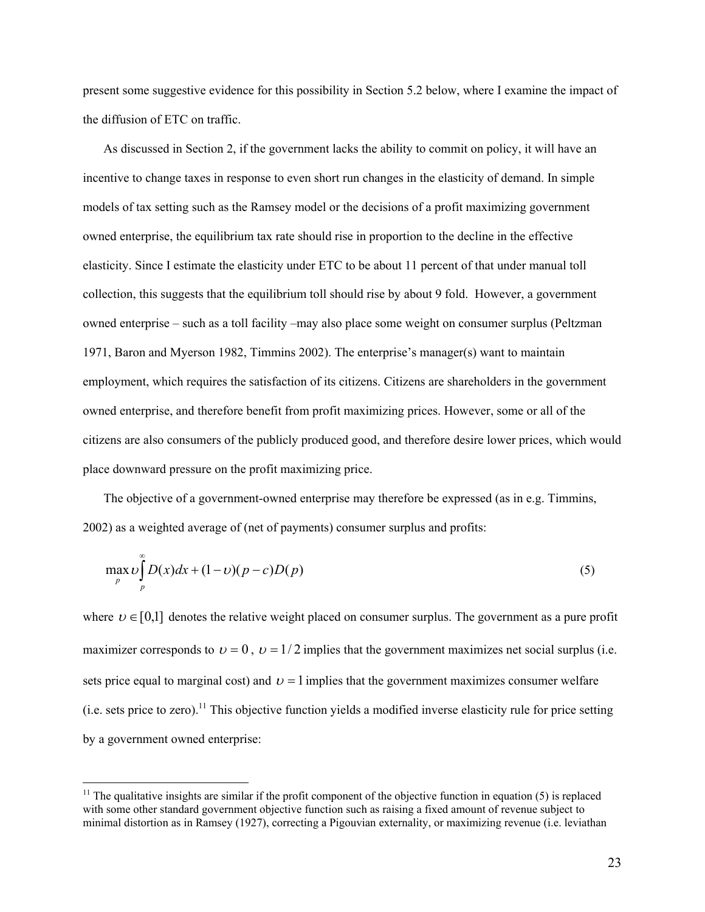present some suggestive evidence for this possibility in Section 5.2 below, where I examine the impact of the diffusion of ETC on traffic.

As discussed in Section 2, if the government lacks the ability to commit on policy, it will have an incentive to change taxes in response to even short run changes in the elasticity of demand. In simple models of tax setting such as the Ramsey model or the decisions of a profit maximizing government owned enterprise, the equilibrium tax rate should rise in proportion to the decline in the effective elasticity. Since I estimate the elasticity under ETC to be about 11 percent of that under manual toll collection, this suggests that the equilibrium toll should rise by about 9 fold. However, a government owned enterprise – such as a toll facility –may also place some weight on consumer surplus (Peltzman 1971, Baron and Myerson 1982, Timmins 2002). The enterprise's manager(s) want to maintain employment, which requires the satisfaction of its citizens. Citizens are shareholders in the government owned enterprise, and therefore benefit from profit maximizing prices. However, some or all of the citizens are also consumers of the publicly produced good, and therefore desire lower prices, which would place downward pressure on the profit maximizing price.

The objective of a government-owned enterprise may therefore be expressed (as in e.g. Timmins, 2002) as a weighted average of (net of payments) consumer surplus and profits:

$$\max_{p} \upsilon \int_{p}^{\infty} D(x)dx + (1-\upsilon)(p-c)D(p) \tag{5}$$

where $\upsilon \in [0,1]$ denotes the relative weight placed on consumer surplus. The government as a pure profit maximizer corresponds to $\upsilon = 0$, $\upsilon = 1/2$ implies that the government maximizes net social surplus (i.e. sets price equal to marginal cost) and $\upsilon = 1$ implies that the government maximizes consumer welfare (i.e. sets price to zero).[11] This objective function yields a modified inverse elasticity rule for price setting by a government owned enterprise:

[11] The qualitative insights are similar if the profit component of the objective function in equation (5) is replaced with some other standard government objective function such as raising a fixed amount of revenue subject to minimal distortion as in Ramsey (1927), correcting a Pigouvian externality, or maximizing revenue (i.e. leviathan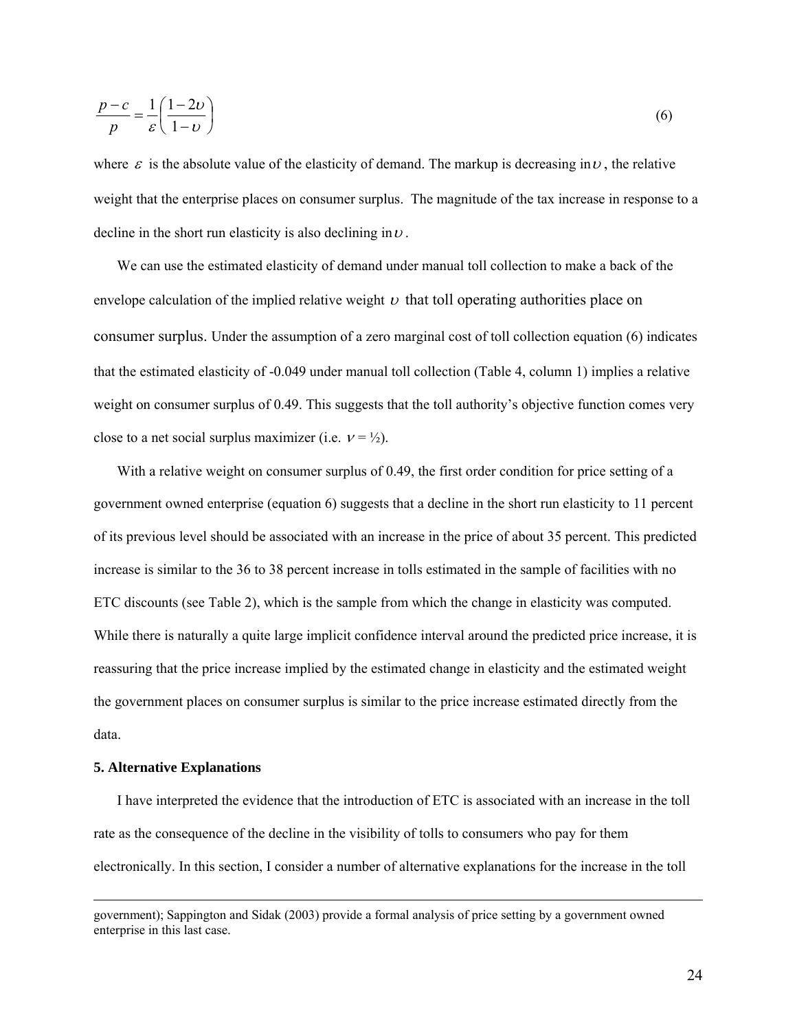$$\frac{p-c}{p} = \frac{1}{\varepsilon}\left(\frac{1-2\upsilon}{1-\upsilon}\right) \tag{6}$$

where $\varepsilon$ is the absolute value of the elasticity of demand. The markup is decreasing in $\upsilon$, the relative weight that the enterprise places on consumer surplus. The magnitude of the tax increase in response to a decline in the short run elasticity is also declining in $\upsilon$.

We can use the estimated elasticity of demand under manual toll collection to make a back of the envelope calculation of the implied relative weight $\upsilon$ that toll operating authorities place on consumer surplus. Under the assumption of a zero marginal cost of toll collection equation (6) indicates that the estimated elasticity of -0.049 under manual toll collection (Table 4, column 1) implies a relative weight on consumer surplus of 0.49. This suggests that the toll authority's objective function comes very close to a net social surplus maximizer (i.e. $\nu = ½$).

With a relative weight on consumer surplus of 0.49, the first order condition for price setting of a government owned enterprise (equation 6) suggests that a decline in the short run elasticity to 11 percent of its previous level should be associated with an increase in the price of about 35 percent. This predicted increase is similar to the 36 to 38 percent increase in tolls estimated in the sample of facilities with no ETC discounts (see Table 2), which is the sample from which the change in elasticity was computed. While there is naturally a quite large implicit confidence interval around the predicted price increase, it is reassuring that the price increase implied by the estimated change in elasticity and the estimated weight the government places on consumer surplus is similar to the price increase estimated directly from the data.

### 5. Alternative Explanations

I have interpreted the evidence that the introduction of ETC is associated with an increase in the toll rate as the consequence of the decline in the visibility of tolls to consumers who pay for them electronically. In this section, I consider a number of alternative explanations for the increase in the toll

---

government); Sappington and Sidak (2003) provide a formal analysis of price setting by a government owned enterprise in this last case.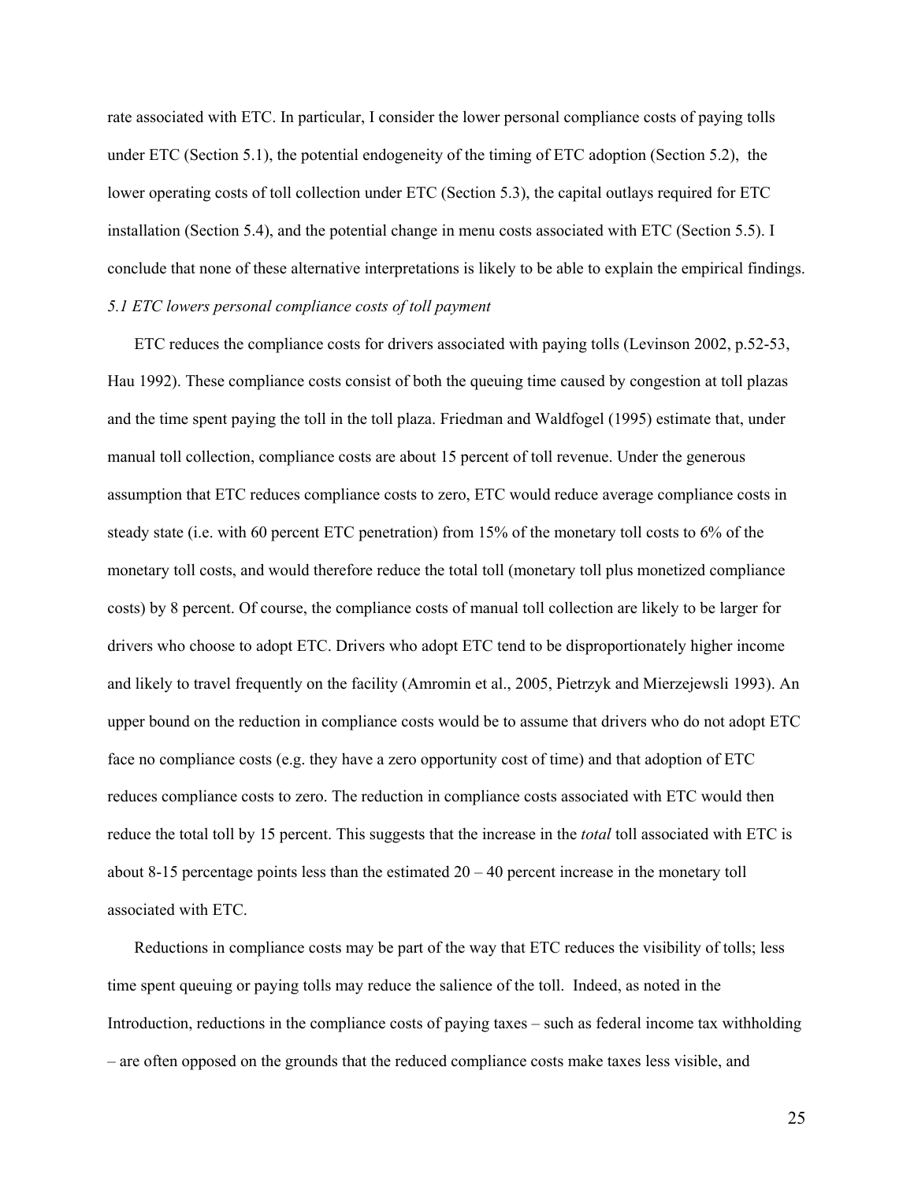rate associated with ETC. In particular, I consider the lower personal compliance costs of paying tolls under ETC (Section 5.1), the potential endogeneity of the timing of ETC adoption (Section 5.2), the lower operating costs of toll collection under ETC (Section 5.3), the capital outlays required for ETC installation (Section 5.4), and the potential change in menu costs associated with ETC (Section 5.5). I conclude that none of these alternative interpretations is likely to be able to explain the empirical findings.

*5.1 ETC lowers personal compliance costs of toll payment*

ETC reduces the compliance costs for drivers associated with paying tolls (Levinson 2002, p.52-53, Hau 1992). These compliance costs consist of both the queuing time caused by congestion at toll plazas and the time spent paying the toll in the toll plaza. Friedman and Waldfogel (1995) estimate that, under manual toll collection, compliance costs are about 15 percent of toll revenue. Under the generous assumption that ETC reduces compliance costs to zero, ETC would reduce average compliance costs in steady state (i.e. with 60 percent ETC penetration) from 15% of the monetary toll costs to 6% of the monetary toll costs, and would therefore reduce the total toll (monetary toll plus monetized compliance costs) by 8 percent. Of course, the compliance costs of manual toll collection are likely to be larger for drivers who choose to adopt ETC. Drivers who adopt ETC tend to be disproportionately higher income and likely to travel frequently on the facility (Amromin et al., 2005, Pietrzyk and Mierzejewsli 1993). An upper bound on the reduction in compliance costs would be to assume that drivers who do not adopt ETC face no compliance costs (e.g. they have a zero opportunity cost of time) and that adoption of ETC reduces compliance costs to zero. The reduction in compliance costs associated with ETC would then reduce the total toll by 15 percent. This suggests that the increase in the *total* toll associated with ETC is about 8-15 percentage points less than the estimated 20 – 40 percent increase in the monetary toll associated with ETC.

Reductions in compliance costs may be part of the way that ETC reduces the visibility of tolls; less time spent queuing or paying tolls may reduce the salience of the toll. Indeed, as noted in the Introduction, reductions in the compliance costs of paying taxes – such as federal income tax withholding – are often opposed on the grounds that the reduced compliance costs make taxes less visible, and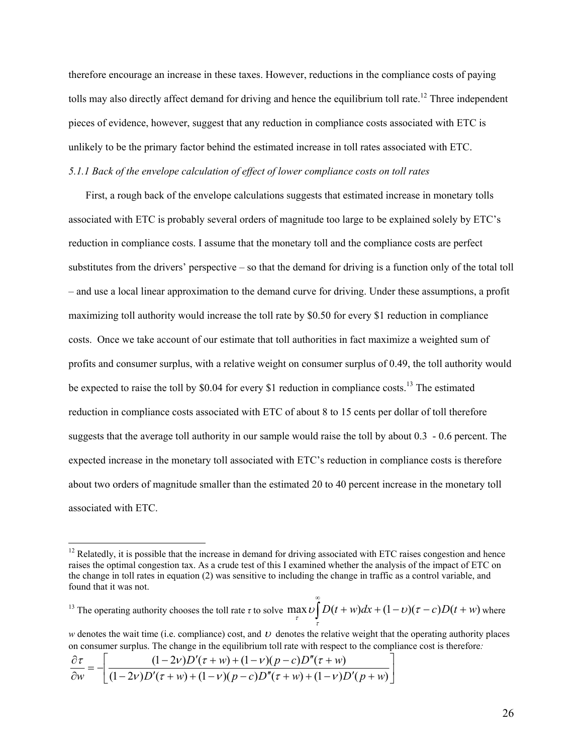therefore encourage an increase in these taxes. However, reductions in the compliance costs of paying tolls may also directly affect demand for driving and hence the equilibrium toll rate.[12] Three independent pieces of evidence, however, suggest that any reduction in compliance costs associated with ETC is unlikely to be the primary factor behind the estimated increase in toll rates associated with ETC.

*5.1.1 Back of the envelope calculation of effect of lower compliance costs on toll rates*

First, a rough back of the envelope calculations suggests that estimated increase in monetary tolls associated with ETC is probably several orders of magnitude too large to be explained solely by ETC's reduction in compliance costs. I assume that the monetary toll and the compliance costs are perfect substitutes from the drivers' perspective – so that the demand for driving is a function only of the total toll – and use a local linear approximation to the demand curve for driving. Under these assumptions, a profit maximizing toll authority would increase the toll rate by \$0.50 for every \$1 reduction in compliance costs. Once we take account of our estimate that toll authorities in fact maximize a weighted sum of profits and consumer surplus, with a relative weight on consumer surplus of 0.49, the toll authority would be expected to raise the toll by \$0.04 for every \$1 reduction in compliance costs.[13] The estimated reduction in compliance costs associated with ETC of about 8 to 15 cents per dollar of toll therefore suggests that the average toll authority in our sample would raise the toll by about 0.3 - 0.6 percent. The expected increase in the monetary toll associated with ETC's reduction in compliance costs is therefore about two orders of magnitude smaller than the estimated 20 to 40 percent increase in the monetary toll associated with ETC.

---

[12] Relatedly, it is possible that the increase in demand for driving associated with ETC raises congestion and hence raises the optimal congestion tax. As a crude test of this I examined whether the analysis of the impact of ETC on the change in toll rates in equation (2) was sensitive to including the change in traffic as a control variable, and found that it was not.

[13] The operating authority chooses the toll rate $\tau$ to solve $\max_{\tau} \upsilon \int_{\tau}^{\infty} D(t+w)dx + (1-\upsilon)(\tau - c)D(t+w)$ where $w$ denotes the wait time (i.e. compliance) cost, and $\upsilon$ denotes the relative weight that the operating authority places on consumer surplus. The change in the equilibrium toll rate with respect to the compliance cost is therefore*:*

$$\frac{\partial \tau}{\partial w} = -\left[\frac{(1-2\nu)D'(\tau+w)+(1-\nu)(p-c)D''(\tau+w)}{(1-2\nu)D'(\tau+w)+(1-\nu)(p-c)D''(\tau+w)+(1-\nu)D'(p+w)}\right]$$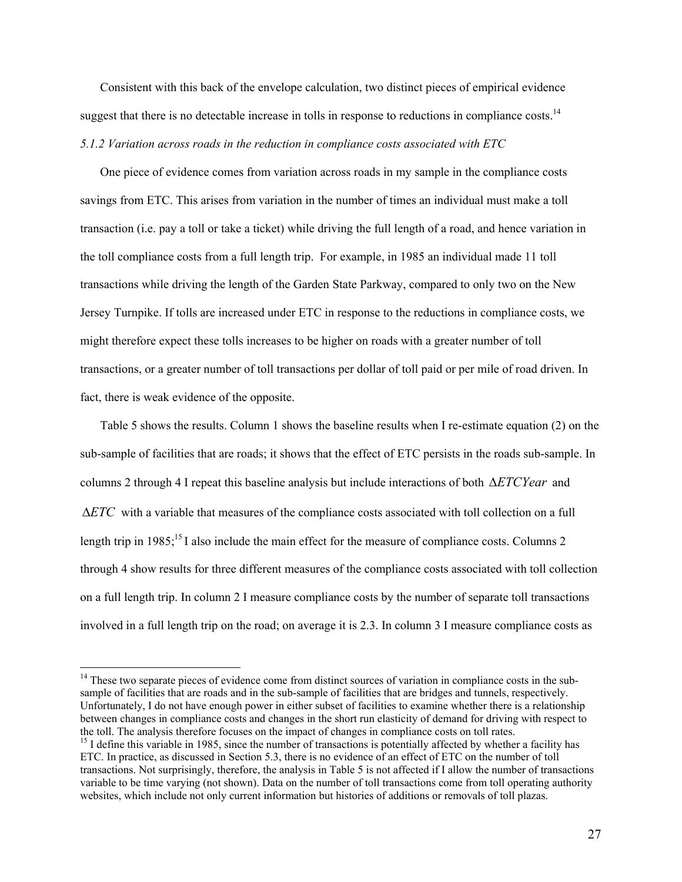Consistent with this back of the envelope calculation, two distinct pieces of empirical evidence suggest that there is no detectable increase in tolls in response to reductions in compliance costs.[14]

*5.1.2 Variation across roads in the reduction in compliance costs associated with ETC*

One piece of evidence comes from variation across roads in my sample in the compliance costs savings from ETC. This arises from variation in the number of times an individual must make a toll transaction (i.e. pay a toll or take a ticket) while driving the full length of a road, and hence variation in the toll compliance costs from a full length trip. For example, in 1985 an individual made 11 toll transactions while driving the length of the Garden State Parkway, compared to only two on the New Jersey Turnpike. If tolls are increased under ETC in response to the reductions in compliance costs, we might therefore expect these tolls increases to be higher on roads with a greater number of toll transactions, or a greater number of toll transactions per dollar of toll paid or per mile of road driven. In fact, there is weak evidence of the opposite.

Table 5 shows the results. Column 1 shows the baseline results when I re-estimate equation (2) on the sub-sample of facilities that are roads; it shows that the effect of ETC persists in the roads sub-sample. In columns 2 through 4 I repeat this baseline analysis but include interactions of both $\Delta ETCYear$ and $\Delta ETC$ with a variable that measures of the compliance costs associated with toll collection on a full length trip in 1985;[15] I also include the main effect for the measure of compliance costs. Columns 2 through 4 show results for three different measures of the compliance costs associated with toll collection on a full length trip. In column 2 I measure compliance costs by the number of separate toll transactions involved in a full length trip on the road; on average it is 2.3. In column 3 I measure compliance costs as

---

[14] These two separate pieces of evidence come from distinct sources of variation in compliance costs in the sub-sample of facilities that are roads and in the sub-sample of facilities that are bridges and tunnels, respectively. Unfortunately, I do not have enough power in either subset of facilities to examine whether there is a relationship between changes in compliance costs and changes in the short run elasticity of demand for driving with respect to the toll. The analysis therefore focuses on the impact of changes in compliance costs on toll rates.

[15] I define this variable in 1985, since the number of transactions is potentially affected by whether a facility has ETC. In practice, as discussed in Section 5.3, there is no evidence of an effect of ETC on the number of toll transactions. Not surprisingly, therefore, the analysis in Table 5 is not affected if I allow the number of transactions variable to be time varying (not shown). Data on the number of toll transactions come from toll operating authority websites, which include not only current information but histories of additions or removals of toll plazas.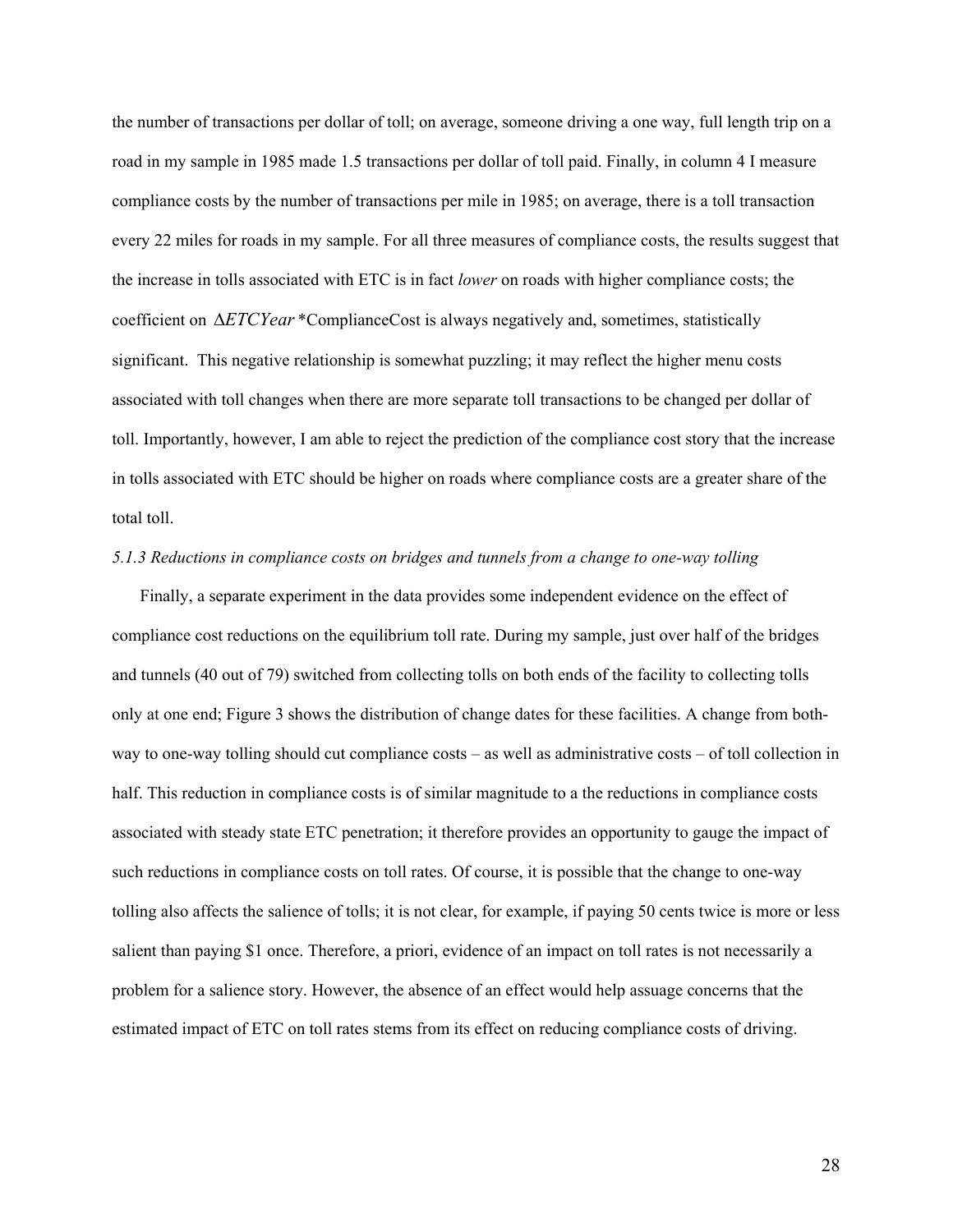the number of transactions per dollar of toll; on average, someone driving a one way, full length trip on a road in my sample in 1985 made 1.5 transactions per dollar of toll paid. Finally, in column 4 I measure compliance costs by the number of transactions per mile in 1985; on average, there is a toll transaction every 22 miles for roads in my sample. For all three measures of compliance costs, the results suggest that the increase in tolls associated with ETC is in fact *lower* on roads with higher compliance costs; the coefficient on $\Delta ETCYear$ *ComplianceCost is always negatively and, sometimes, statistically significant. This negative relationship is somewhat puzzling; it may reflect the higher menu costs associated with toll changes when there are more separate toll transactions to be changed per dollar of toll. Importantly, however, I am able to reject the prediction of the compliance cost story that the increase in tolls associated with ETC should be higher on roads where compliance costs are a greater share of the total toll.

*5.1.3 Reductions in compliance costs on bridges and tunnels from a change to one-way tolling*

Finally, a separate experiment in the data provides some independent evidence on the effect of compliance cost reductions on the equilibrium toll rate. During my sample, just over half of the bridges and tunnels (40 out of 79) switched from collecting tolls on both ends of the facility to collecting tolls only at one end; Figure 3 shows the distribution of change dates for these facilities. A change from both-way to one-way tolling should cut compliance costs – as well as administrative costs – of toll collection in half. This reduction in compliance costs is of similar magnitude to a the reductions in compliance costs associated with steady state ETC penetration; it therefore provides an opportunity to gauge the impact of such reductions in compliance costs on toll rates. Of course, it is possible that the change to one-way tolling also affects the salience of tolls; it is not clear, for example, if paying 50 cents twice is more or less salient than paying $1 once. Therefore, a priori, evidence of an impact on toll rates is not necessarily a problem for a salience story. However, the absence of an effect would help assuage concerns that the estimated impact of ETC on toll rates stems from its effect on reducing compliance costs of driving.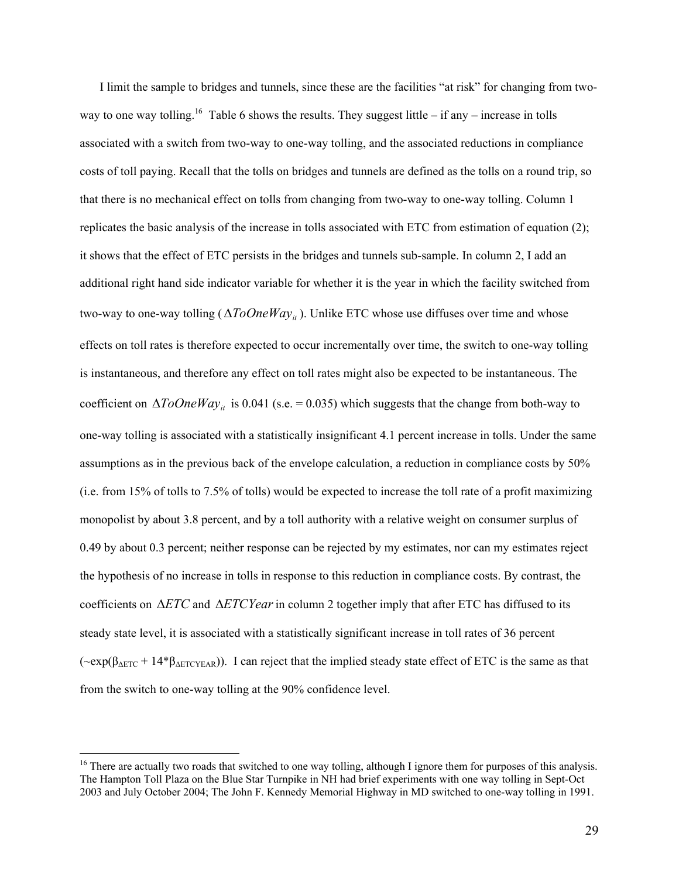I limit the sample to bridges and tunnels, since these are the facilities "at risk" for changing from two-way to one way tolling.[16] Table 6 shows the results. They suggest little – if any – increase in tolls associated with a switch from two-way to one-way tolling, and the associated reductions in compliance costs of toll paying. Recall that the tolls on bridges and tunnels are defined as the tolls on a round trip, so that there is no mechanical effect on tolls from changing from two-way to one-way tolling. Column 1 replicates the basic analysis of the increase in tolls associated with ETC from estimation of equation (2); it shows that the effect of ETC persists in the bridges and tunnels sub-sample. In column 2, I add an additional right hand side indicator variable for whether it is the year in which the facility switched from two-way to one-way tolling ($\Delta ToOneWay_{it}$). Unlike ETC whose use diffuses over time and whose effects on toll rates is therefore expected to occur incrementally over time, the switch to one-way tolling is instantaneous, and therefore any effect on toll rates might also be expected to be instantaneous. The coefficient on $\Delta ToOneWay_{it}$ is 0.041 (s.e. = 0.035) which suggests that the change from both-way to one-way tolling is associated with a statistically insignificant 4.1 percent increase in tolls. Under the same assumptions as in the previous back of the envelope calculation, a reduction in compliance costs by 50% (i.e. from 15% of tolls to 7.5% of tolls) would be expected to increase the toll rate of a profit maximizing monopolist by about 3.8 percent, and by a toll authority with a relative weight on consumer surplus of 0.49 by about 0.3 percent; neither response can be rejected by my estimates, nor can my estimates reject the hypothesis of no increase in tolls in response to this reduction in compliance costs. By contrast, the coefficients on $\Delta ETC$ and $\Delta ETCYear$ in column 2 together imply that after ETC has diffused to its steady state level, it is associated with a statistically significant increase in toll rates of 36 percent (~$\exp(\beta_{\Delta ETC} + 14*\beta_{\Delta ETCYEAR})$). I can reject that the implied steady state effect of ETC is the same as that from the switch to one-way tolling at the 90% confidence level.

[16] There are actually two roads that switched to one way tolling, although I ignore them for purposes of this analysis. The Hampton Toll Plaza on the Blue Star Turnpike in NH had brief experiments with one way tolling in Sept-Oct 2003 and July October 2004; The John F. Kennedy Memorial Highway in MD switched to one-way tolling in 1991.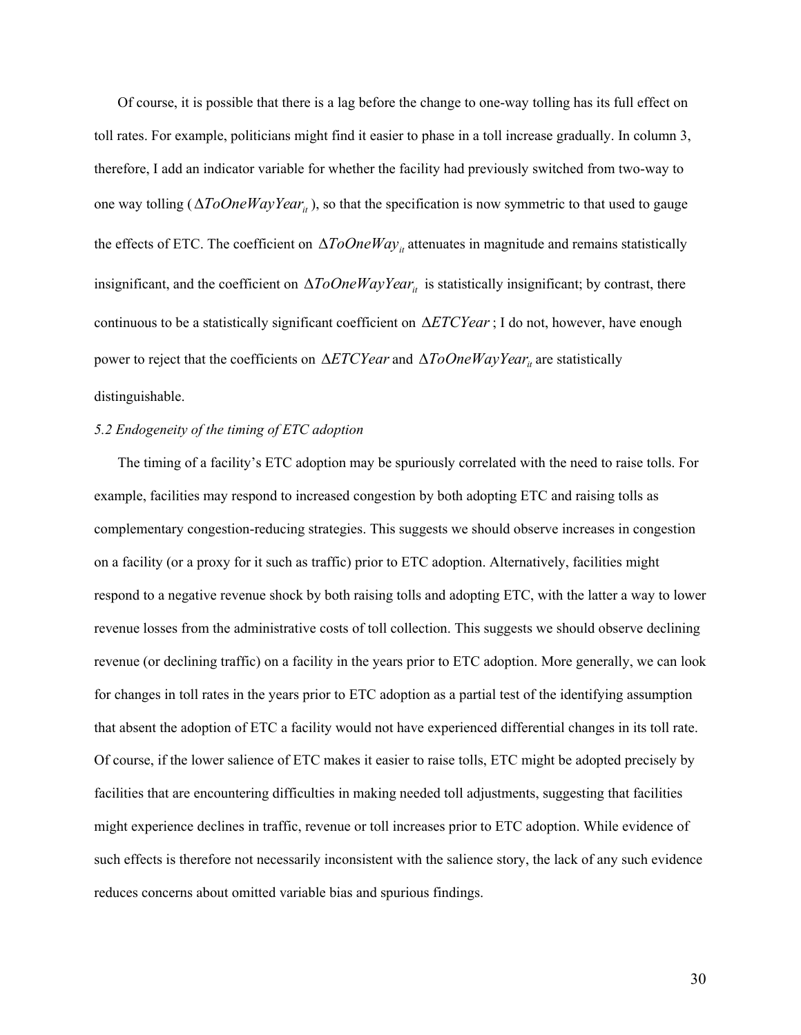Of course, it is possible that there is a lag before the change to one-way tolling has its full effect on toll rates. For example, politicians might find it easier to phase in a toll increase gradually. In column 3, therefore, I add an indicator variable for whether the facility had previously switched from two-way to one way tolling ($\Delta ToOneWayYear_{it}$), so that the specification is now symmetric to that used to gauge the effects of ETC. The coefficient on $\Delta ToOneWay_{it}$ attenuates in magnitude and remains statistically insignificant, and the coefficient on $\Delta ToOneWayYear_{it}$ is statistically insignificant; by contrast, there continuous to be a statistically significant coefficient on $\Delta ETCYear$; I do not, however, have enough power to reject that the coefficients on $\Delta ETCYear$ and $\Delta ToOneWayYear_{it}$ are statistically distinguishable.

*5.2 Endogeneity of the timing of ETC adoption*

The timing of a facility's ETC adoption may be spuriously correlated with the need to raise tolls. For example, facilities may respond to increased congestion by both adopting ETC and raising tolls as complementary congestion-reducing strategies. This suggests we should observe increases in congestion on a facility (or a proxy for it such as traffic) prior to ETC adoption. Alternatively, facilities might respond to a negative revenue shock by both raising tolls and adopting ETC, with the latter a way to lower revenue losses from the administrative costs of toll collection. This suggests we should observe declining revenue (or declining traffic) on a facility in the years prior to ETC adoption. More generally, we can look for changes in toll rates in the years prior to ETC adoption as a partial test of the identifying assumption that absent the adoption of ETC a facility would not have experienced differential changes in its toll rate. Of course, if the lower salience of ETC makes it easier to raise tolls, ETC might be adopted precisely by facilities that are encountering difficulties in making needed toll adjustments, suggesting that facilities might experience declines in traffic, revenue or toll increases prior to ETC adoption. While evidence of such effects is therefore not necessarily inconsistent with the salience story, the lack of any such evidence reduces concerns about omitted variable bias and spurious findings.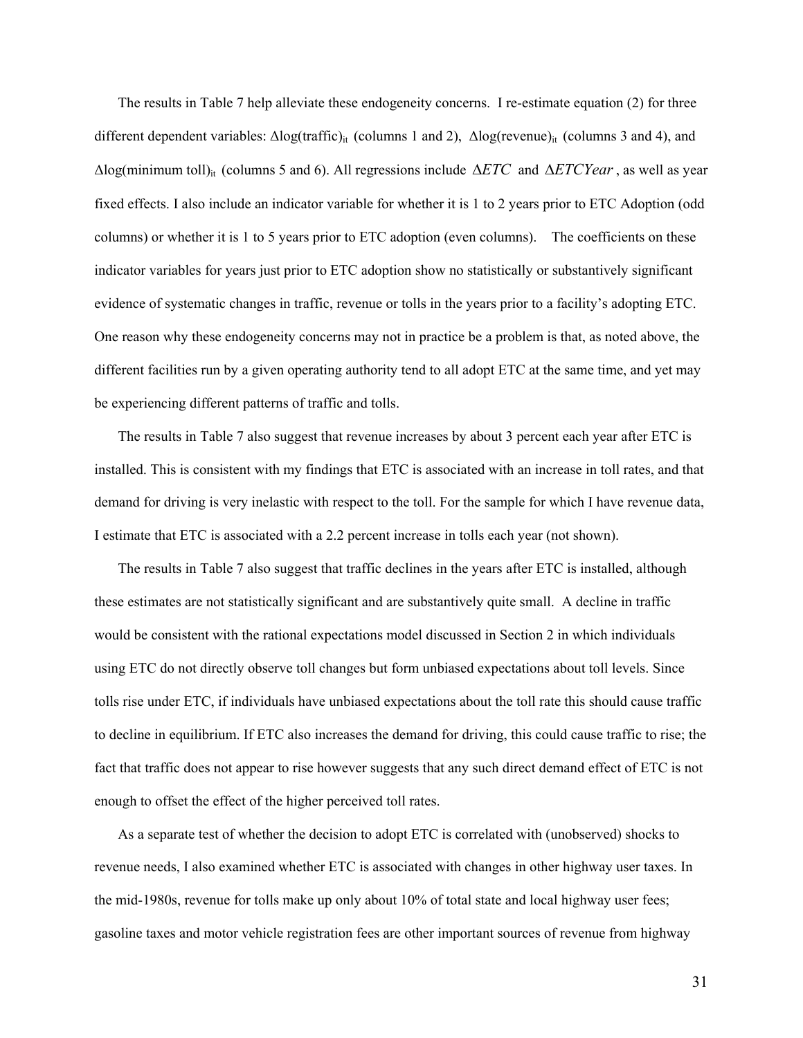The results in Table 7 help alleviate these endogeneity concerns. I re-estimate equation (2) for three different dependent variables: $\Delta\log(\text{traffic})_{it}$ (columns 1 and 2), $\Delta\log(\text{revenue})_{it}$ (columns 3 and 4), and $\Delta\log(\text{minimum toll})_{it}$ (columns 5 and 6). All regressions include $\Delta ETC$ and $\Delta ETCYear$, as well as year fixed effects. I also include an indicator variable for whether it is 1 to 2 years prior to ETC Adoption (odd columns) or whether it is 1 to 5 years prior to ETC adoption (even columns). The coefficients on these indicator variables for years just prior to ETC adoption show no statistically or substantively significant evidence of systematic changes in traffic, revenue or tolls in the years prior to a facility's adopting ETC. One reason why these endogeneity concerns may not in practice be a problem is that, as noted above, the different facilities run by a given operating authority tend to all adopt ETC at the same time, and yet may be experiencing different patterns of traffic and tolls.

The results in Table 7 also suggest that revenue increases by about 3 percent each year after ETC is installed. This is consistent with my findings that ETC is associated with an increase in toll rates, and that demand for driving is very inelastic with respect to the toll. For the sample for which I have revenue data, I estimate that ETC is associated with a 2.2 percent increase in tolls each year (not shown).

The results in Table 7 also suggest that traffic declines in the years after ETC is installed, although these estimates are not statistically significant and are substantively quite small. A decline in traffic would be consistent with the rational expectations model discussed in Section 2 in which individuals using ETC do not directly observe toll changes but form unbiased expectations about toll levels. Since tolls rise under ETC, if individuals have unbiased expectations about the toll rate this should cause traffic to decline in equilibrium. If ETC also increases the demand for driving, this could cause traffic to rise; the fact that traffic does not appear to rise however suggests that any such direct demand effect of ETC is not enough to offset the effect of the higher perceived toll rates.

As a separate test of whether the decision to adopt ETC is correlated with (unobserved) shocks to revenue needs, I also examined whether ETC is associated with changes in other highway user taxes. In the mid-1980s, revenue for tolls make up only about 10% of total state and local highway user fees; gasoline taxes and motor vehicle registration fees are other important sources of revenue from highway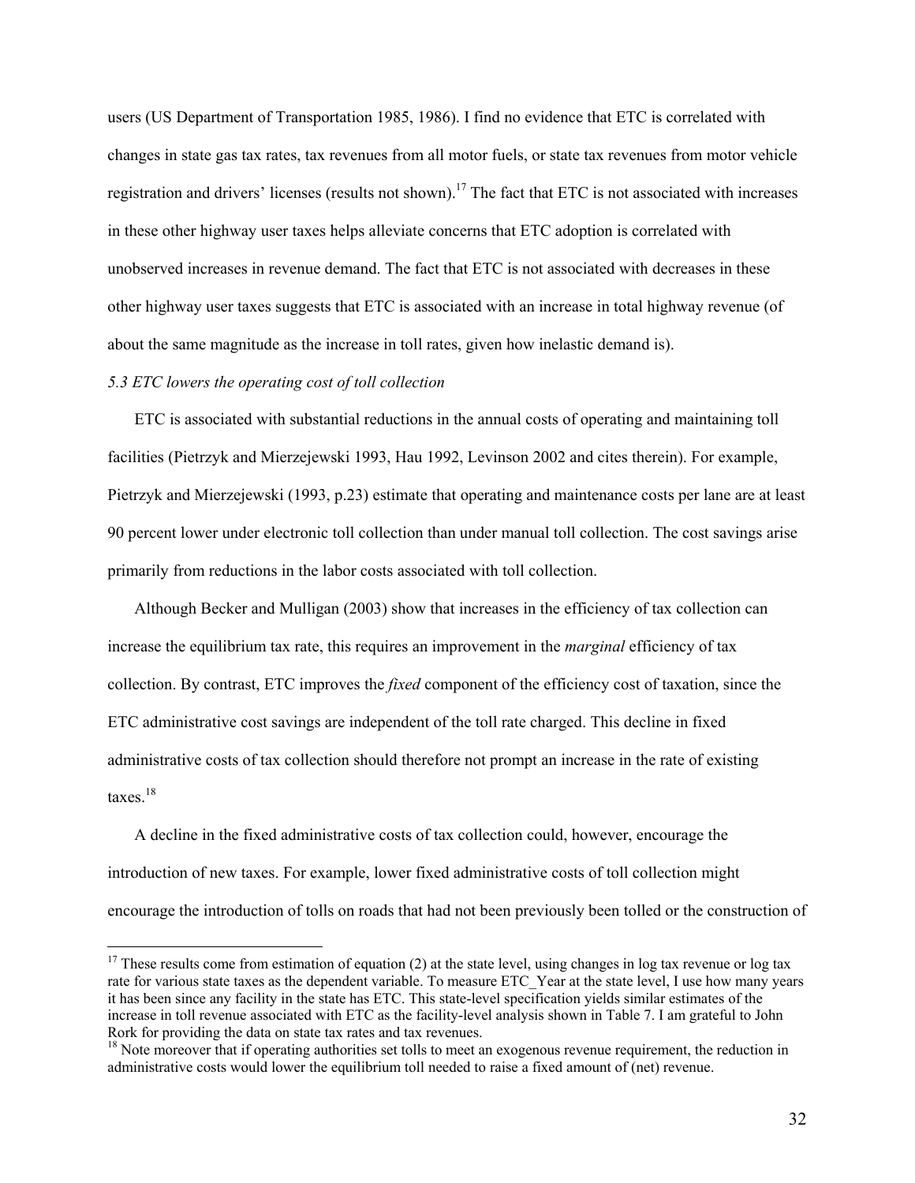users (US Department of Transportation 1985, 1986). I find no evidence that ETC is correlated with changes in state gas tax rates, tax revenues from all motor fuels, or state tax revenues from motor vehicle registration and drivers' licenses (results not shown).[17] The fact that ETC is not associated with increases in these other highway user taxes helps alleviate concerns that ETC adoption is correlated with unobserved increases in revenue demand. The fact that ETC is not associated with decreases in these other highway user taxes suggests that ETC is associated with an increase in total highway revenue (of about the same magnitude as the increase in toll rates, given how inelastic demand is).

*5.3 ETC lowers the operating cost of toll collection*

ETC is associated with substantial reductions in the annual costs of operating and maintaining toll facilities (Pietrzyk and Mierzejewski 1993, Hau 1992, Levinson 2002 and cites therein). For example, Pietrzyk and Mierzejewski (1993, p.23) estimate that operating and maintenance costs per lane are at least 90 percent lower under electronic toll collection than under manual toll collection. The cost savings arise primarily from reductions in the labor costs associated with toll collection.

Although Becker and Mulligan (2003) show that increases in the efficiency of tax collection can increase the equilibrium tax rate, this requires an improvement in the *marginal* efficiency of tax collection. By contrast, ETC improves the *fixed* component of the efficiency cost of taxation, since the ETC administrative cost savings are independent of the toll rate charged. This decline in fixed administrative costs of tax collection should therefore not prompt an increase in the rate of existing taxes.[18]

A decline in the fixed administrative costs of tax collection could, however, encourage the introduction of new taxes. For example, lower fixed administrative costs of toll collection might encourage the introduction of tolls on roads that had not been previously been tolled or the construction of

[17] These results come from estimation of equation (2) at the state level, using changes in log tax revenue or log tax rate for various state taxes as the dependent variable. To measure ETC_Year at the state level, I use how many years it has been since any facility in the state has ETC. This state-level specification yields similar estimates of the increase in toll revenue associated with ETC as the facility-level analysis shown in Table 7. I am grateful to John Rork for providing the data on state tax rates and tax revenues.

[18] Note moreover that if operating authorities set tolls to meet an exogenous revenue requirement, the reduction in administrative costs would lower the equilibrium toll needed to raise a fixed amount of (net) revenue.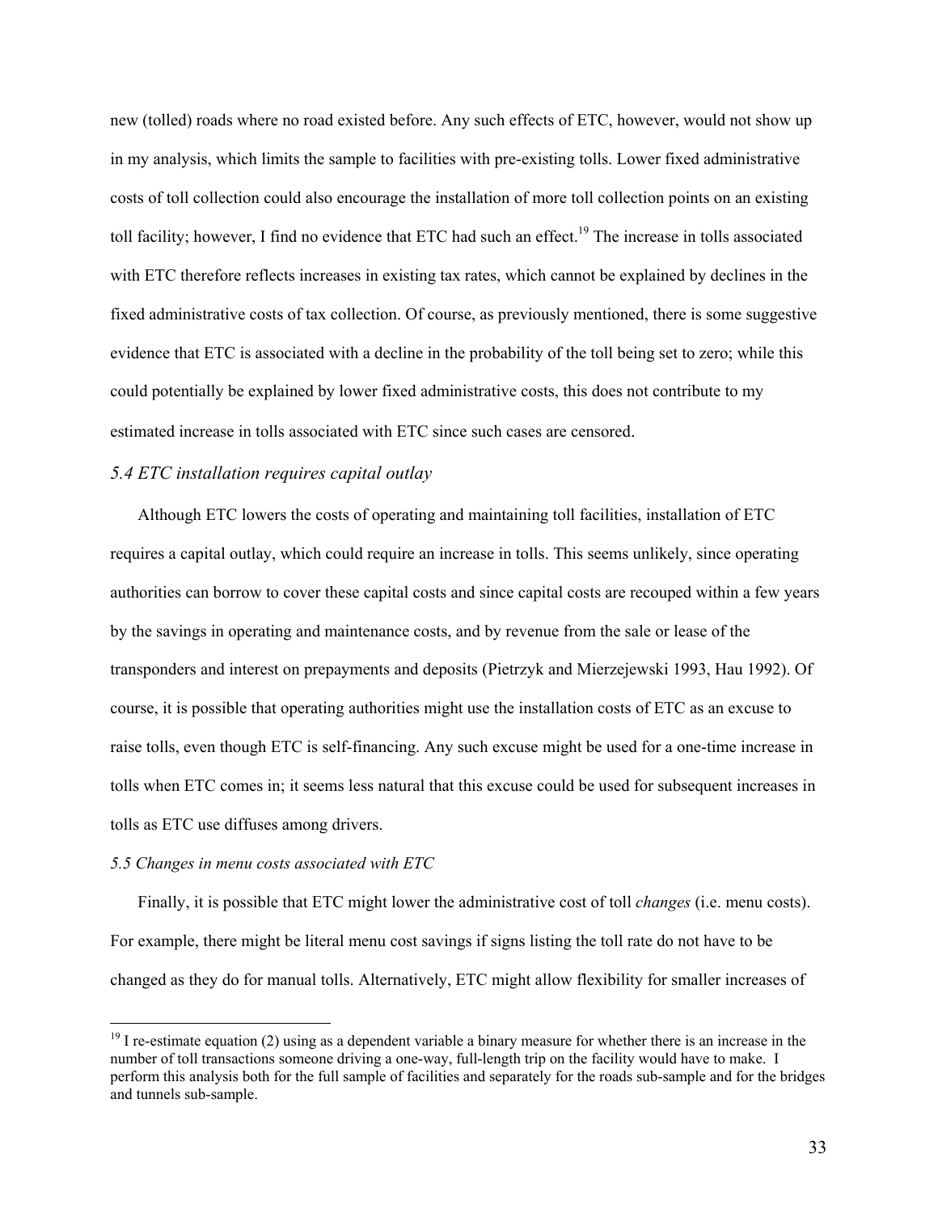new (tolled) roads where no road existed before. Any such effects of ETC, however, would not show up in my analysis, which limits the sample to facilities with pre-existing tolls. Lower fixed administrative costs of toll collection could also encourage the installation of more toll collection points on an existing toll facility; however, I find no evidence that ETC had such an effect.[19] The increase in tolls associated with ETC therefore reflects increases in existing tax rates, which cannot be explained by declines in the fixed administrative costs of tax collection. Of course, as previously mentioned, there is some suggestive evidence that ETC is associated with a decline in the probability of the toll being set to zero; while this could potentially be explained by lower fixed administrative costs, this does not contribute to my estimated increase in tolls associated with ETC since such cases are censored.

### *5.4 ETC installation requires capital outlay*

Although ETC lowers the costs of operating and maintaining toll facilities, installation of ETC requires a capital outlay, which could require an increase in tolls. This seems unlikely, since operating authorities can borrow to cover these capital costs and since capital costs are recouped within a few years by the savings in operating and maintenance costs, and by revenue from the sale or lease of the transponders and interest on prepayments and deposits (Pietrzyk and Mierzejewski 1993, Hau 1992). Of course, it is possible that operating authorities might use the installation costs of ETC as an excuse to raise tolls, even though ETC is self-financing. Any such excuse might be used for a one-time increase in tolls when ETC comes in; it seems less natural that this excuse could be used for subsequent increases in tolls as ETC use diffuses among drivers.

### *5.5 Changes in menu costs associated with ETC*

Finally, it is possible that ETC might lower the administrative cost of toll *changes* (i.e. menu costs). For example, there might be literal menu cost savings if signs listing the toll rate do not have to be changed as they do for manual tolls. Alternatively, ETC might allow flexibility for smaller increases of

---

[19] I re-estimate equation (2) using as a dependent variable a binary measure for whether there is an increase in the number of toll transactions someone driving a one-way, full-length trip on the facility would have to make. I perform this analysis both for the full sample of facilities and separately for the roads sub-sample and for the bridges and tunnels sub-sample.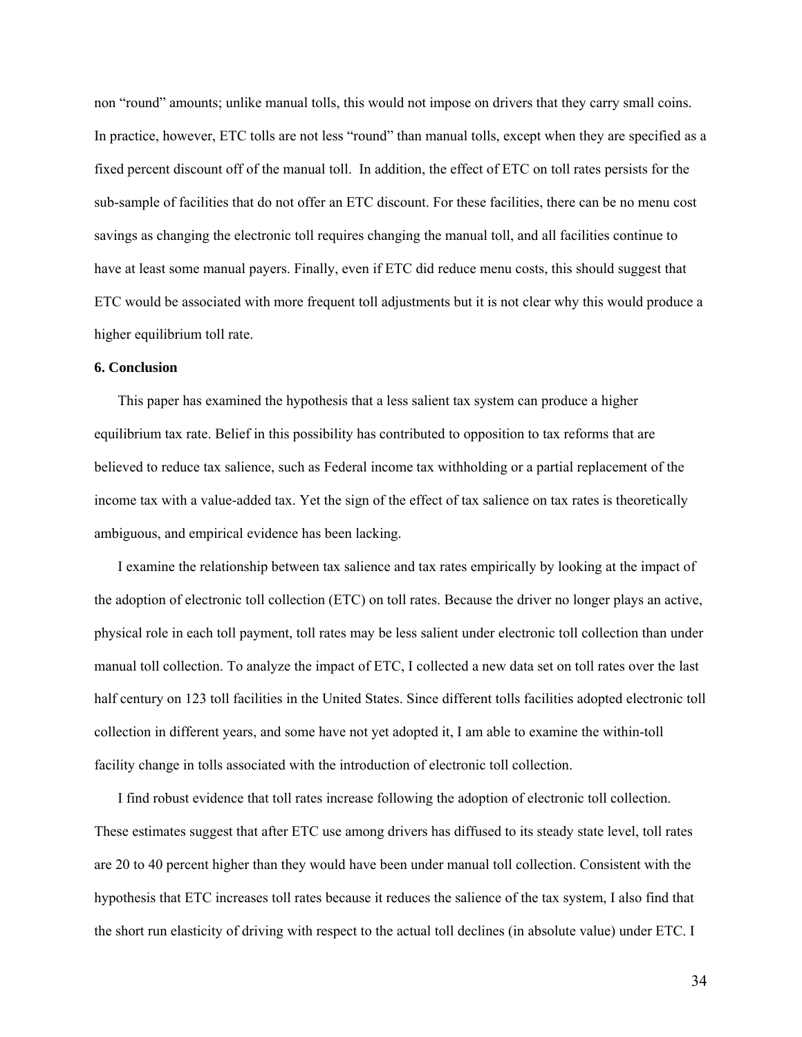non "round" amounts; unlike manual tolls, this would not impose on drivers that they carry small coins. In practice, however, ETC tolls are not less "round" than manual tolls, except when they are specified as a fixed percent discount off of the manual toll. In addition, the effect of ETC on toll rates persists for the sub-sample of facilities that do not offer an ETC discount. For these facilities, there can be no menu cost savings as changing the electronic toll requires changing the manual toll, and all facilities continue to have at least some manual payers. Finally, even if ETC did reduce menu costs, this should suggest that ETC would be associated with more frequent toll adjustments but it is not clear why this would produce a higher equilibrium toll rate.

**6. Conclusion**

This paper has examined the hypothesis that a less salient tax system can produce a higher equilibrium tax rate. Belief in this possibility has contributed to opposition to tax reforms that are believed to reduce tax salience, such as Federal income tax withholding or a partial replacement of the income tax with a value-added tax. Yet the sign of the effect of tax salience on tax rates is theoretically ambiguous, and empirical evidence has been lacking.

I examine the relationship between tax salience and tax rates empirically by looking at the impact of the adoption of electronic toll collection (ETC) on toll rates. Because the driver no longer plays an active, physical role in each toll payment, toll rates may be less salient under electronic toll collection than under manual toll collection. To analyze the impact of ETC, I collected a new data set on toll rates over the last half century on 123 toll facilities in the United States. Since different tolls facilities adopted electronic toll collection in different years, and some have not yet adopted it, I am able to examine the within-toll facility change in tolls associated with the introduction of electronic toll collection.

I find robust evidence that toll rates increase following the adoption of electronic toll collection. These estimates suggest that after ETC use among drivers has diffused to its steady state level, toll rates are 20 to 40 percent higher than they would have been under manual toll collection. Consistent with the hypothesis that ETC increases toll rates because it reduces the salience of the tax system, I also find that the short run elasticity of driving with respect to the actual toll declines (in absolute value) under ETC. I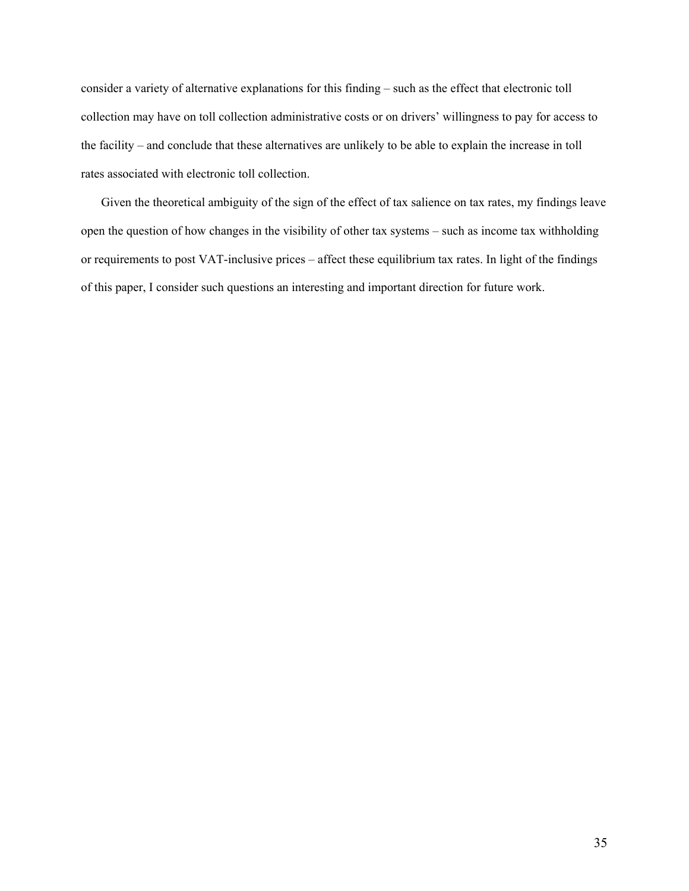consider a variety of alternative explanations for this finding – such as the effect that electronic toll collection may have on toll collection administrative costs or on drivers' willingness to pay for access to the facility – and conclude that these alternatives are unlikely to be able to explain the increase in toll rates associated with electronic toll collection.

Given the theoretical ambiguity of the sign of the effect of tax salience on tax rates, my findings leave open the question of how changes in the visibility of other tax systems – such as income tax withholding or requirements to post VAT-inclusive prices – affect these equilibrium tax rates. In light of the findings of this paper, I consider such questions an interesting and important direction for future work.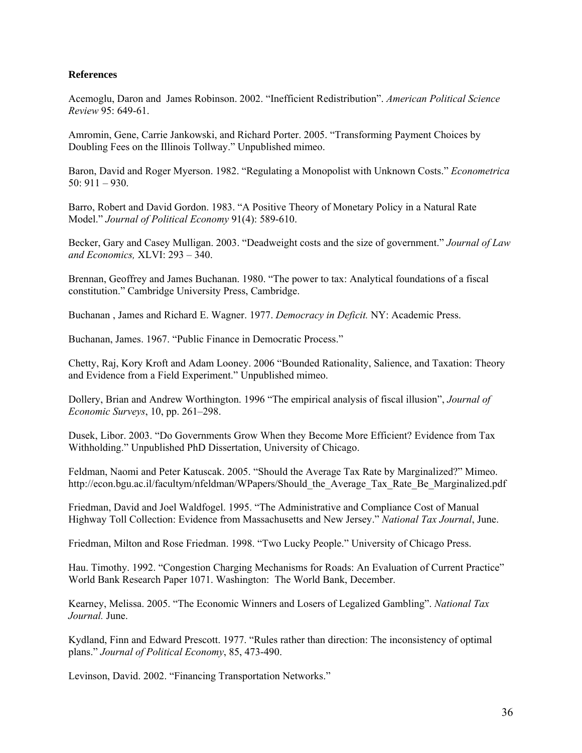**References**

Acemoglu, Daron and James Robinson. 2002. "Inefficient Redistribution". *American Political Science Review* 95: 649-61.

Amromin, Gene, Carrie Jankowski, and Richard Porter. 2005. "Transforming Payment Choices by Doubling Fees on the Illinois Tollway." Unpublished mimeo.

Baron, David and Roger Myerson. 1982. "Regulating a Monopolist with Unknown Costs." *Econometrica* 50: 911 – 930.

Barro, Robert and David Gordon. 1983. "A Positive Theory of Monetary Policy in a Natural Rate Model." *Journal of Political Economy* 91(4): 589-610.

Becker, Gary and Casey Mulligan. 2003. "Deadweight costs and the size of government." *Journal of Law and Economics,* XLVI: 293 – 340.

Brennan, Geoffrey and James Buchanan. 1980. "The power to tax: Analytical foundations of a fiscal constitution." Cambridge University Press, Cambridge.

Buchanan , James and Richard E. Wagner. 1977. *Democracy in Deficit.* NY: Academic Press.

Buchanan, James. 1967. "Public Finance in Democratic Process."

Chetty, Raj, Kory Kroft and Adam Looney. 2006 "Bounded Rationality, Salience, and Taxation: Theory and Evidence from a Field Experiment." Unpublished mimeo.

Dollery, Brian and Andrew Worthington. 1996 "The empirical analysis of fiscal illusion", *Journal of Economic Surveys*, 10, pp. 261–298.

Dusek, Libor. 2003. "Do Governments Grow When they Become More Efficient? Evidence from Tax Withholding." Unpublished PhD Dissertation, University of Chicago.

Feldman, Naomi and Peter Katuscak. 2005. "Should the Average Tax Rate by Marginalized?" Mimeo. http://econ.bgu.ac.il/facultym/nfeldman/WPapers/Should_the_Average_Tax_Rate_Be_Marginalized.pdf

Friedman, David and Joel Waldfogel. 1995. "The Administrative and Compliance Cost of Manual Highway Toll Collection: Evidence from Massachusetts and New Jersey." *National Tax Journal*, June.

Friedman, Milton and Rose Friedman. 1998. "Two Lucky People." University of Chicago Press.

Hau. Timothy. 1992. "Congestion Charging Mechanisms for Roads: An Evaluation of Current Practice" World Bank Research Paper 1071. Washington: The World Bank, December.

Kearney, Melissa. 2005. "The Economic Winners and Losers of Legalized Gambling". *National Tax Journal.* June.

Kydland, Finn and Edward Prescott. 1977. "Rules rather than direction: The inconsistency of optimal plans." *Journal of Political Economy*, 85, 473-490.

Levinson, David. 2002. "Financing Transportation Networks."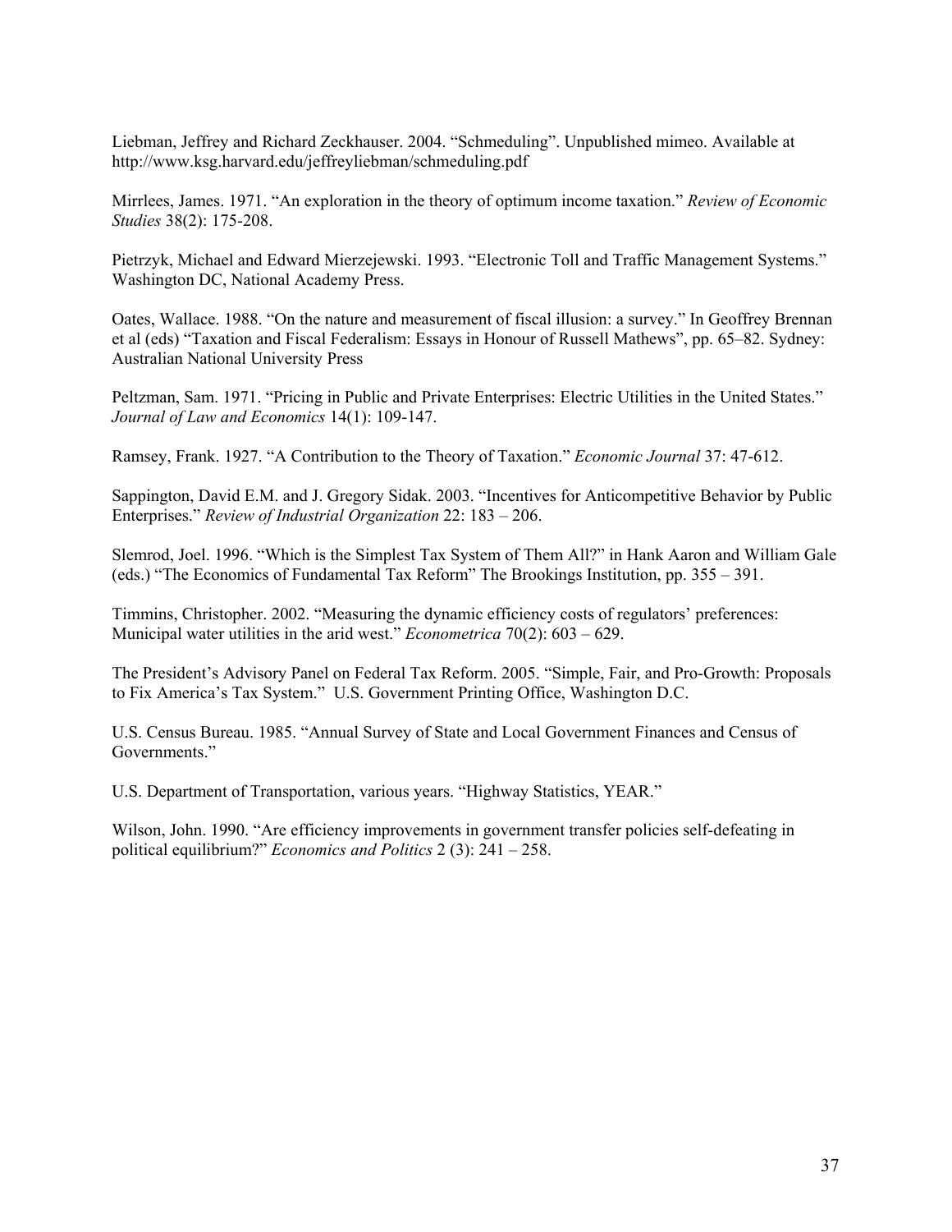Liebman, Jeffrey and Richard Zeckhauser. 2004. "Schmeduling". Unpublished mimeo. Available at http://www.ksg.harvard.edu/jeffreyliebman/schmeduling.pdf

Mirrlees, James. 1971. "An exploration in the theory of optimum income taxation." *Review of Economic Studies* 38(2): 175-208.

Pietrzyk, Michael and Edward Mierzejewski. 1993. "Electronic Toll and Traffic Management Systems." Washington DC, National Academy Press.

Oates, Wallace. 1988. "On the nature and measurement of fiscal illusion: a survey." In Geoffrey Brennan et al (eds) "Taxation and Fiscal Federalism: Essays in Honour of Russell Mathews", pp. 65–82. Sydney: Australian National University Press

Peltzman, Sam. 1971. "Pricing in Public and Private Enterprises: Electric Utilities in the United States." *Journal of Law and Economics* 14(1): 109-147.

Ramsey, Frank. 1927. "A Contribution to the Theory of Taxation." *Economic Journal* 37: 47-612.

Sappington, David E.M. and J. Gregory Sidak. 2003. "Incentives for Anticompetitive Behavior by Public Enterprises." *Review of Industrial Organization* 22: 183 – 206.

Slemrod, Joel. 1996. "Which is the Simplest Tax System of Them All?" in Hank Aaron and William Gale (eds.) "The Economics of Fundamental Tax Reform" The Brookings Institution, pp. 355 – 391.

Timmins, Christopher. 2002. "Measuring the dynamic efficiency costs of regulators' preferences: Municipal water utilities in the arid west." *Econometrica* 70(2): 603 – 629.

The President's Advisory Panel on Federal Tax Reform. 2005. "Simple, Fair, and Pro-Growth: Proposals to Fix America's Tax System." U.S. Government Printing Office, Washington D.C.

U.S. Census Bureau. 1985. "Annual Survey of State and Local Government Finances and Census of Governments."

U.S. Department of Transportation, various years. "Highway Statistics, YEAR."

Wilson, John. 1990. "Are efficiency improvements in government transfer policies self-defeating in political equilibrium?" *Economics and Politics* 2 (3): 241 – 258.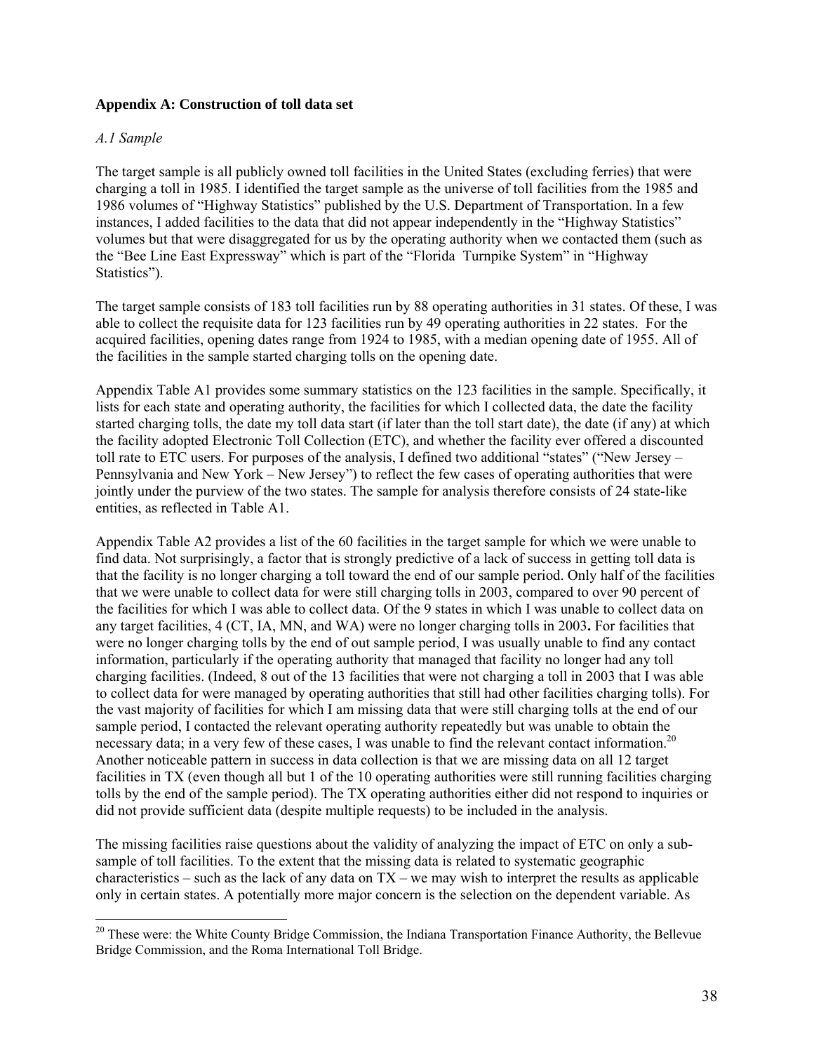**Appendix A: Construction of toll data set**

*A.1 Sample*

The target sample is all publicly owned toll facilities in the United States (excluding ferries) that were charging a toll in 1985. I identified the target sample as the universe of toll facilities from the 1985 and 1986 volumes of "Highway Statistics" published by the U.S. Department of Transportation. In a few instances, I added facilities to the data that did not appear independently in the "Highway Statistics" volumes but that were disaggregated for us by the operating authority when we contacted them (such as the "Bee Line East Expressway" which is part of the "Florida Turnpike System" in "Highway Statistics").

The target sample consists of 183 toll facilities run by 88 operating authorities in 31 states. Of these, I was able to collect the requisite data for 123 facilities run by 49 operating authorities in 22 states. For the acquired facilities, opening dates range from 1924 to 1985, with a median opening date of 1955. All of the facilities in the sample started charging tolls on the opening date.

Appendix Table A1 provides some summary statistics on the 123 facilities in the sample. Specifically, it lists for each state and operating authority, the facilities for which I collected data, the date the facility started charging tolls, the date my toll data start (if later than the toll start date), the date (if any) at which the facility adopted Electronic Toll Collection (ETC), and whether the facility ever offered a discounted toll rate to ETC users. For purposes of the analysis, I defined two additional "states" ("New Jersey – Pennsylvania and New York – New Jersey") to reflect the few cases of operating authorities that were jointly under the purview of the two states. The sample for analysis therefore consists of 24 state-like entities, as reflected in Table A1.

Appendix Table A2 provides a list of the 60 facilities in the target sample for which we were unable to find data. Not surprisingly, a factor that is strongly predictive of a lack of success in getting toll data is that the facility is no longer charging a toll toward the end of our sample period. Only half of the facilities that we were unable to collect data for were still charging tolls in 2003, compared to over 90 percent of the facilities for which I was able to collect data. Of the 9 states in which I was unable to collect data on any target facilities, 4 (CT, IA, MN, and WA) were no longer charging tolls in 2003**.** For facilities that were no longer charging tolls by the end of out sample period, I was usually unable to find any contact information, particularly if the operating authority that managed that facility no longer had any toll charging facilities. (Indeed, 8 out of the 13 facilities that were not charging a toll in 2003 that I was able to collect data for were managed by operating authorities that still had other facilities charging tolls). For the vast majority of facilities for which I am missing data that were still charging tolls at the end of our sample period, I contacted the relevant operating authority repeatedly but was unable to obtain the necessary data; in a very few of these cases, I was unable to find the relevant contact information.[20] Another noticeable pattern in success in data collection is that we are missing data on all 12 target facilities in TX (even though all but 1 of the 10 operating authorities were still running facilities charging tolls by the end of the sample period). The TX operating authorities either did not respond to inquiries or did not provide sufficient data (despite multiple requests) to be included in the analysis.

The missing facilities raise questions about the validity of analyzing the impact of ETC on only a sub-sample of toll facilities. To the extent that the missing data is related to systematic geographic characteristics – such as the lack of any data on TX – we may wish to interpret the results as applicable only in certain states. A potentially more major concern is the selection on the dependent variable. As

[20] These were: the White County Bridge Commission, the Indiana Transportation Finance Authority, the Bellevue Bridge Commission, and the Roma International Toll Bridge.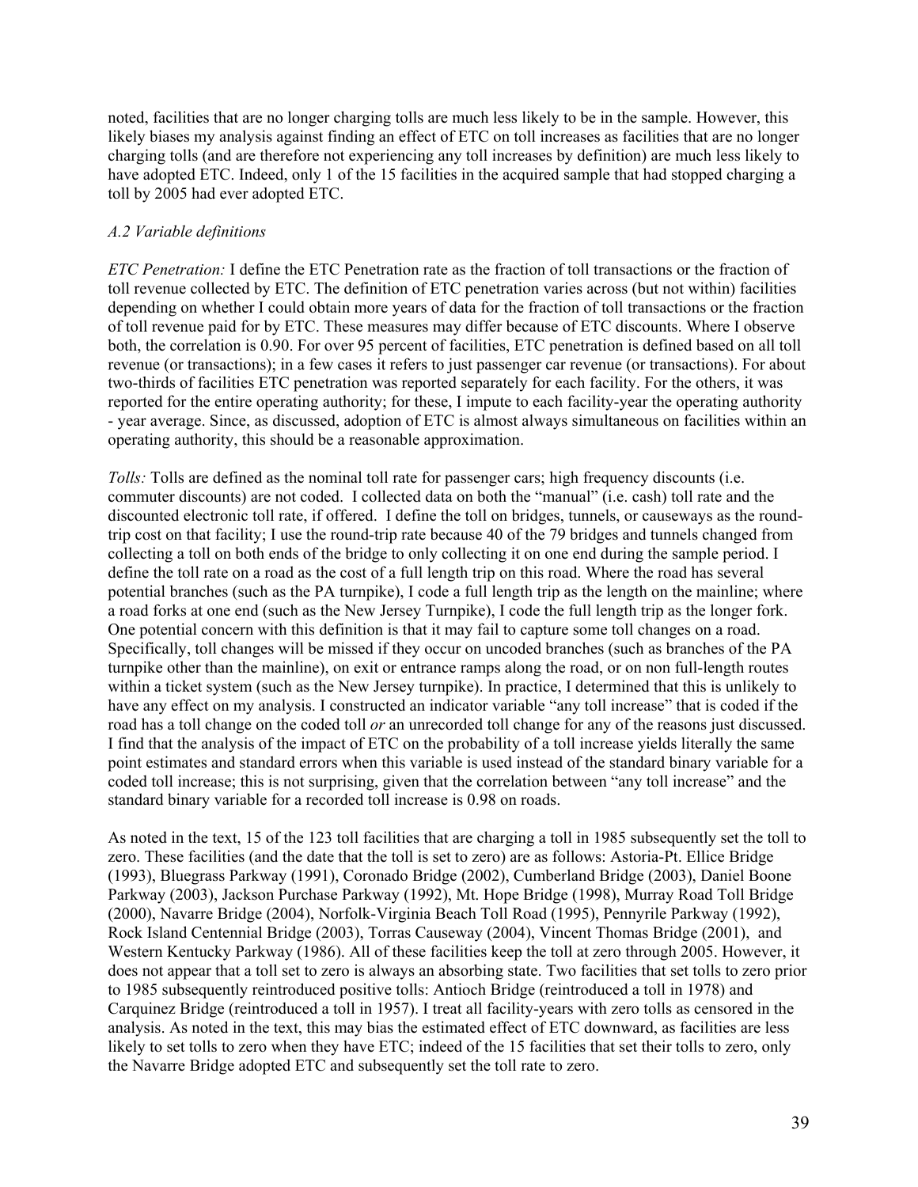noted, facilities that are no longer charging tolls are much less likely to be in the sample. However, this likely biases my analysis against finding an effect of ETC on toll increases as facilities that are no longer charging tolls (and are therefore not experiencing any toll increases by definition) are much less likely to have adopted ETC. Indeed, only 1 of the 15 facilities in the acquired sample that had stopped charging a toll by 2005 had ever adopted ETC.

### *A.2 Variable definitions*

*ETC Penetration:* I define the ETC Penetration rate as the fraction of toll transactions or the fraction of toll revenue collected by ETC. The definition of ETC penetration varies across (but not within) facilities depending on whether I could obtain more years of data for the fraction of toll transactions or the fraction of toll revenue paid for by ETC. These measures may differ because of ETC discounts. Where I observe both, the correlation is 0.90. For over 95 percent of facilities, ETC penetration is defined based on all toll revenue (or transactions); in a few cases it refers to just passenger car revenue (or transactions). For about two-thirds of facilities ETC penetration was reported separately for each facility. For the others, it was reported for the entire operating authority; for these, I impute to each facility-year the operating authority - year average. Since, as discussed, adoption of ETC is almost always simultaneous on facilities within an operating authority, this should be a reasonable approximation.

*Tolls:* Tolls are defined as the nominal toll rate for passenger cars; high frequency discounts (i.e. commuter discounts) are not coded. I collected data on both the "manual" (i.e. cash) toll rate and the discounted electronic toll rate, if offered. I define the toll on bridges, tunnels, or causeways as the round-trip cost on that facility; I use the round-trip rate because 40 of the 79 bridges and tunnels changed from collecting a toll on both ends of the bridge to only collecting it on one end during the sample period. I define the toll rate on a road as the cost of a full length trip on this road. Where the road has several potential branches (such as the PA turnpike), I code a full length trip as the length on the mainline; where a road forks at one end (such as the New Jersey Turnpike), I code the full length trip as the longer fork. One potential concern with this definition is that it may fail to capture some toll changes on a road. Specifically, toll changes will be missed if they occur on uncoded branches (such as branches of the PA turnpike other than the mainline), on exit or entrance ramps along the road, or on non full-length routes within a ticket system (such as the New Jersey turnpike). In practice, I determined that this is unlikely to have any effect on my analysis. I constructed an indicator variable "any toll increase" that is coded if the road has a toll change on the coded toll *or* an unrecorded toll change for any of the reasons just discussed. I find that the analysis of the impact of ETC on the probability of a toll increase yields literally the same point estimates and standard errors when this variable is used instead of the standard binary variable for a coded toll increase; this is not surprising, given that the correlation between "any toll increase" and the standard binary variable for a recorded toll increase is 0.98 on roads.

As noted in the text, 15 of the 123 toll facilities that are charging a toll in 1985 subsequently set the toll to zero. These facilities (and the date that the toll is set to zero) are as follows: Astoria-Pt. Ellice Bridge (1993), Bluegrass Parkway (1991), Coronado Bridge (2002), Cumberland Bridge (2003), Daniel Boone Parkway (2003), Jackson Purchase Parkway (1992), Mt. Hope Bridge (1998), Murray Road Toll Bridge (2000), Navarre Bridge (2004), Norfolk-Virginia Beach Toll Road (1995), Pennyrile Parkway (1992), Rock Island Centennial Bridge (2003), Torras Causeway (2004), Vincent Thomas Bridge (2001), and Western Kentucky Parkway (1986). All of these facilities keep the toll at zero through 2005. However, it does not appear that a toll set to zero is always an absorbing state. Two facilities that set tolls to zero prior to 1985 subsequently reintroduced positive tolls: Antioch Bridge (reintroduced a toll in 1978) and Carquinez Bridge (reintroduced a toll in 1957). I treat all facility-years with zero tolls as censored in the analysis. As noted in the text, this may bias the estimated effect of ETC downward, as facilities are less likely to set tolls to zero when they have ETC; indeed of the 15 facilities that set their tolls to zero, only the Navarre Bridge adopted ETC and subsequently set the toll rate to zero.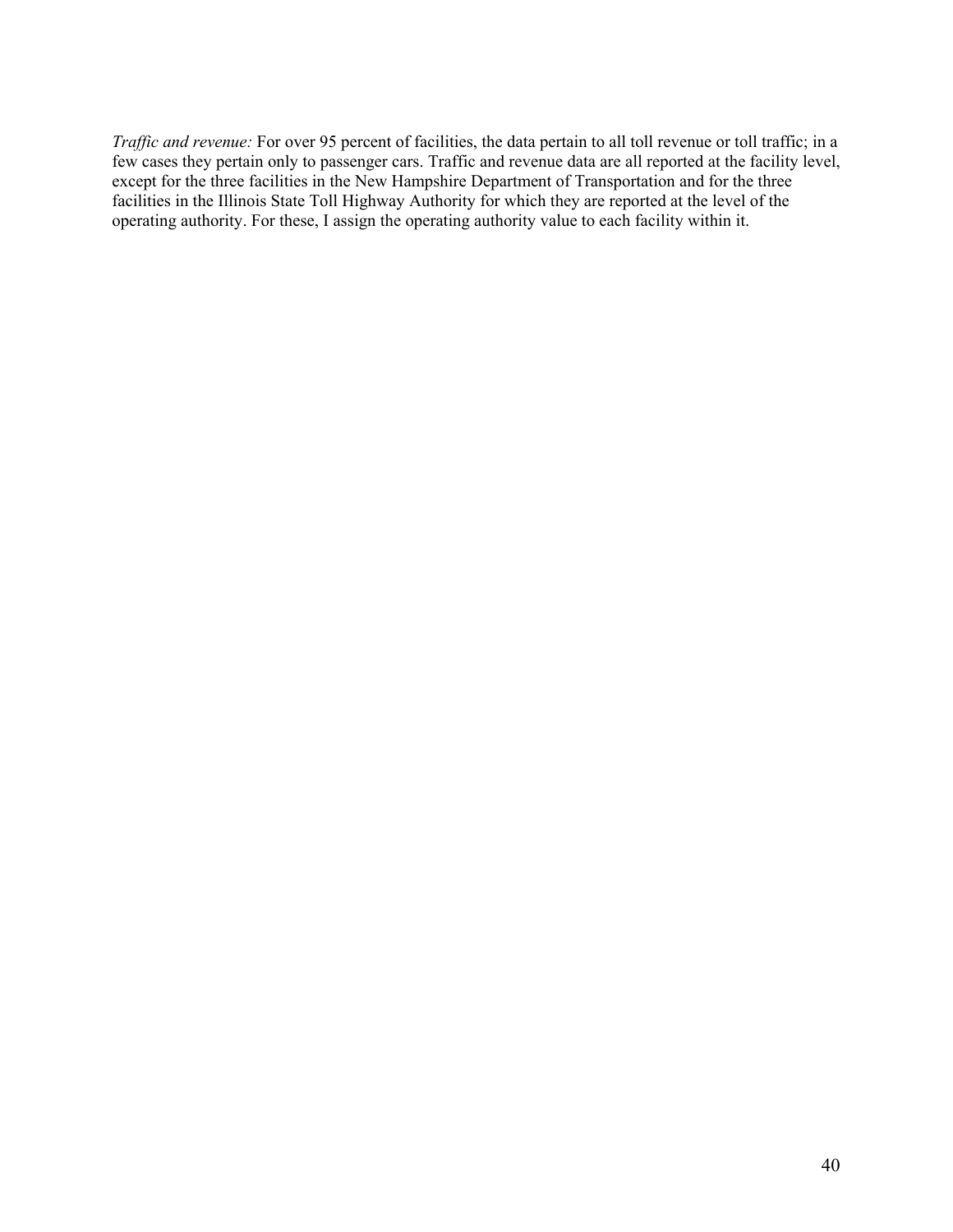*Traffic and revenue:* For over 95 percent of facilities, the data pertain to all toll revenue or toll traffic; in a few cases they pertain only to passenger cars. Traffic and revenue data are all reported at the facility level, except for the three facilities in the New Hampshire Department of Transportation and for the three facilities in the Illinois State Toll Highway Authority for which they are reported at the level of the operating authority. For these, I assign the operating authority value to each facility within it.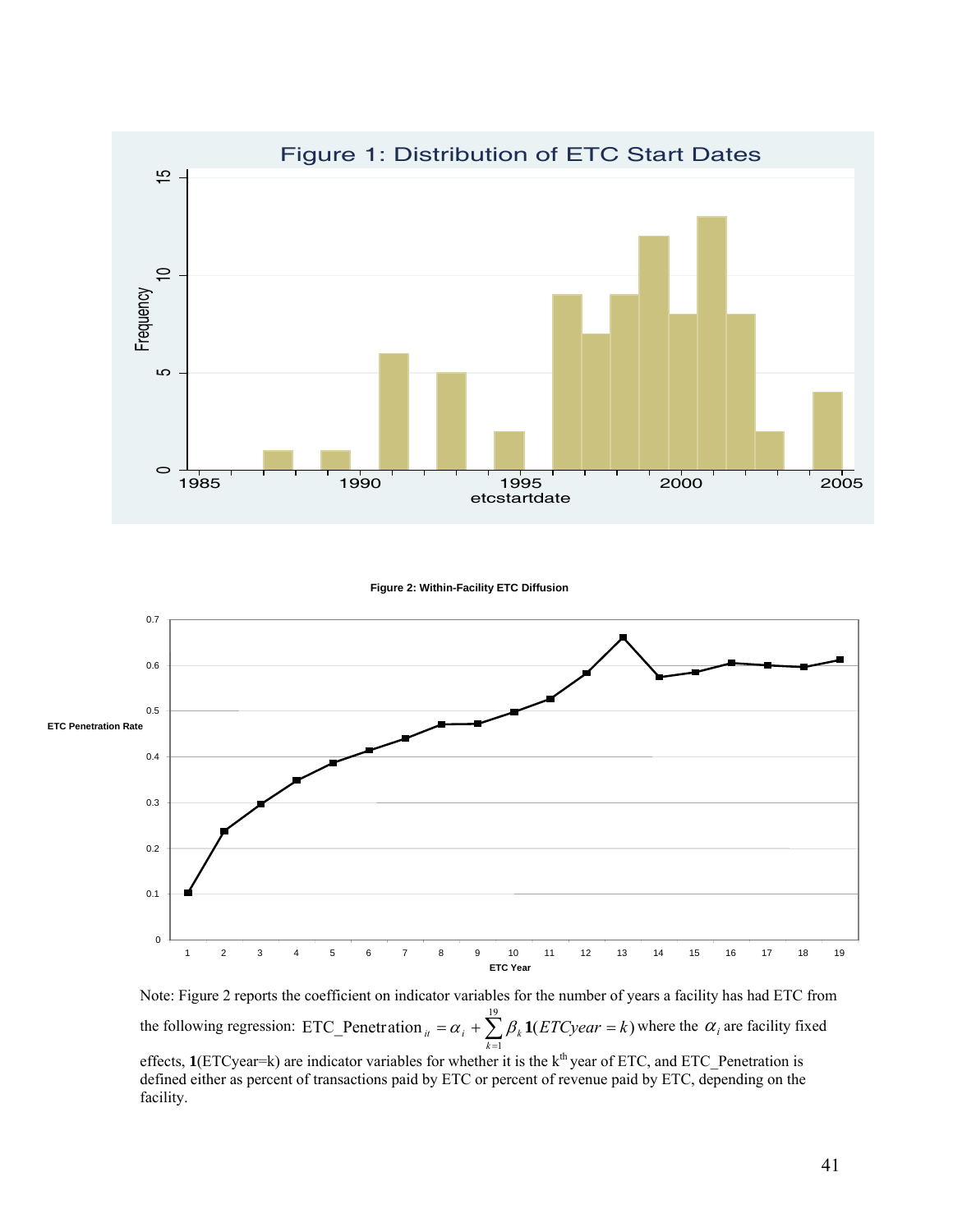Figure 1: Distribution of ETC Start Dates

Figure 2: Within-Facility ETC Diffusion

Note: Figure 2 reports the coefficient on indicator variables for the number of years a facility has had ETC from the following regression: $\text{ETC\_Penetration}_{it} = \alpha_i + \sum_{k=1}^{19} \beta_k \mathbf{1}(ETCyear = k)$ where the $\alpha_i$ are facility fixed effects, $\mathbf{1}$(ETCyear=k) are indicator variables for whether it is the k[th] year of ETC, and ETC_Penetration is defined either as percent of transactions paid by ETC or percent of revenue paid by ETC, depending on the facility.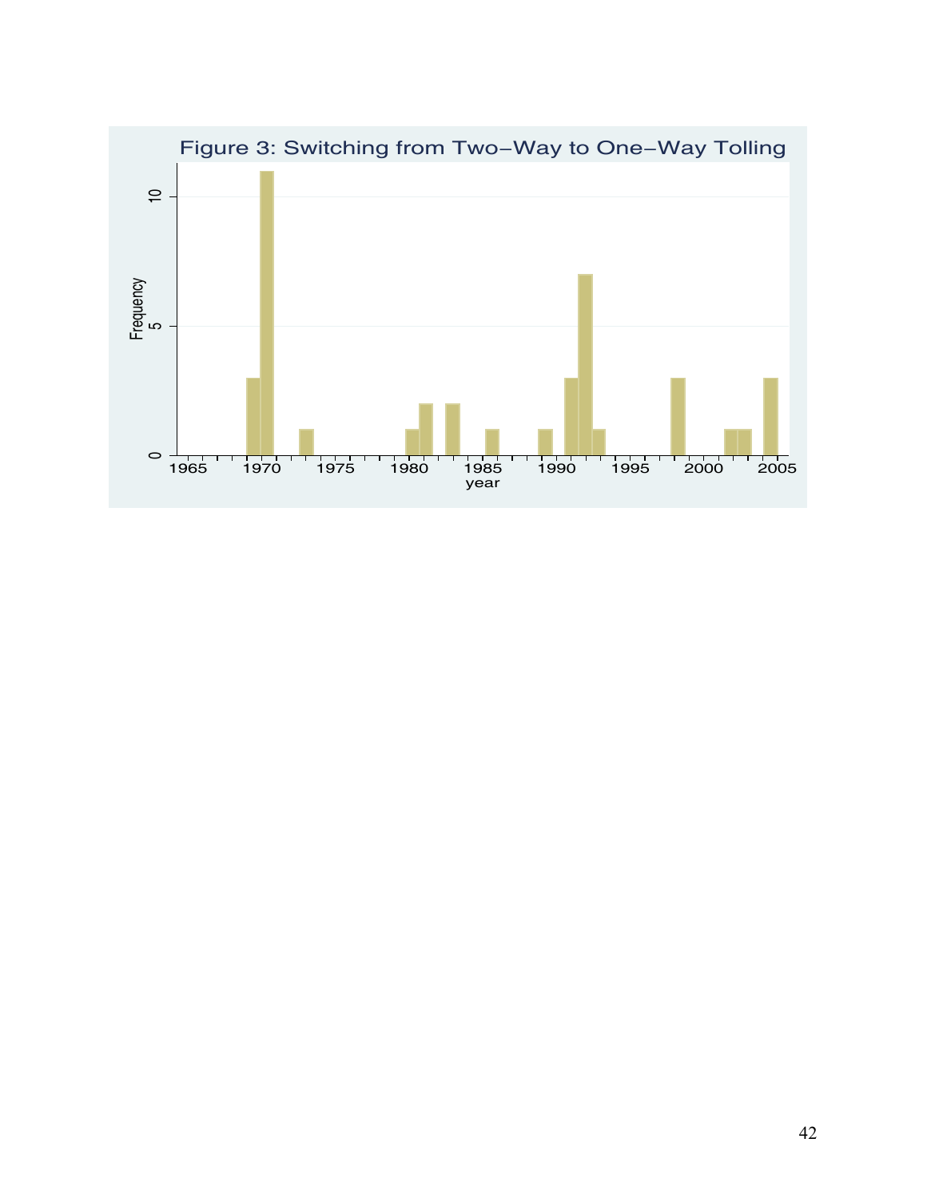Figure 3: Switching from Two−Way to One−Way Tolling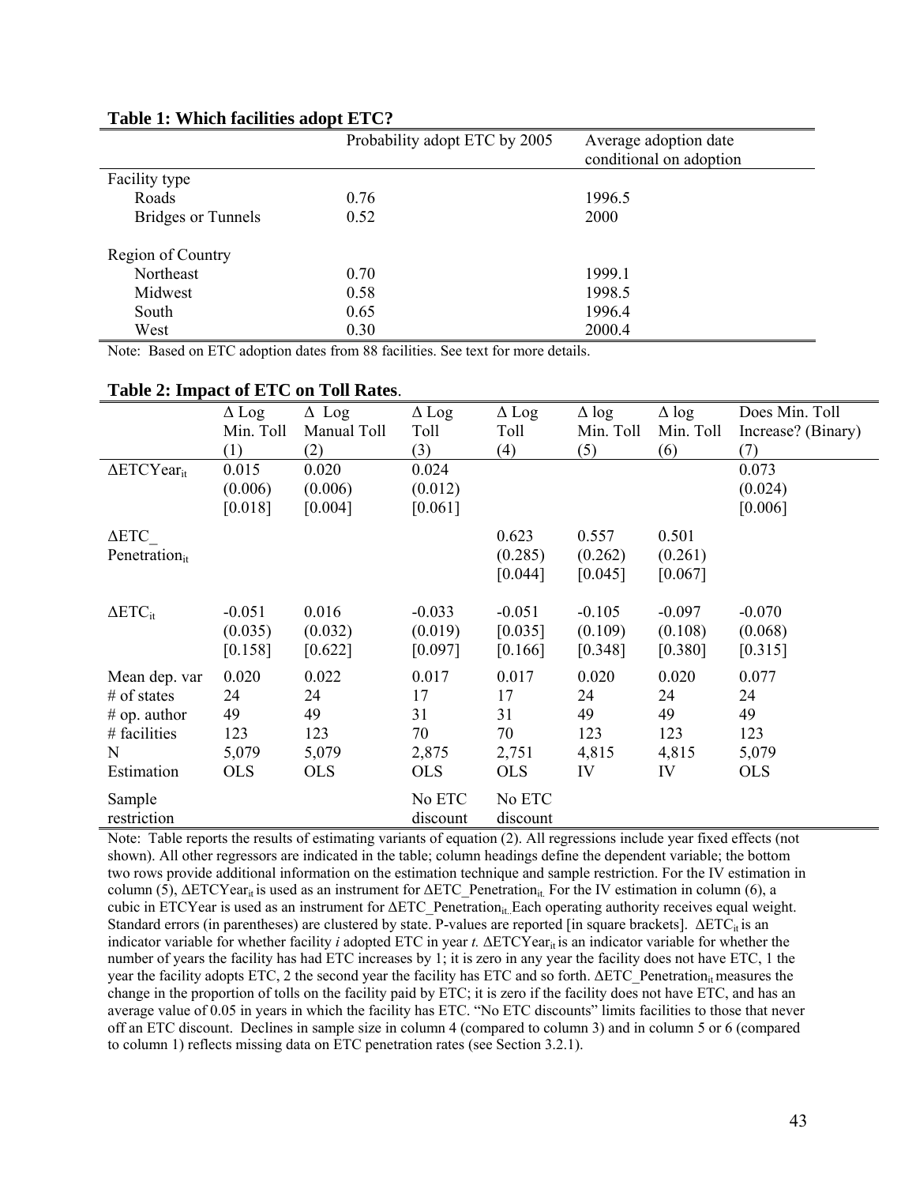**Table 1: Which facilities adopt ETC?**

| | Probability adopt ETC by 2005 | Average adoption date conditional on adoption |
|---|---|---|
| Facility type | | |
| Roads | 0.76 | 1996.5 |
| Bridges or Tunnels | 0.52 | 2000 |
| | | |
| Region of Country | | |
| Northeast | 0.70 | 1999.1 |
| Midwest | 0.58 | 1998.5 |
| South | 0.65 | 1996.4 |
| West | 0.30 | 2000.4 |

Note: Based on ETC adoption dates from 88 facilities. See text for more details.

**Table 2: Impact of ETC on Toll Rates**.

| | $\Delta$ Log Min. Toll (1) | $\Delta$ Log Manual Toll (2) | $\Delta$ Log Toll (3) | $\Delta$ Log Toll (4) | $\Delta$ log Min. Toll (5) | $\Delta$ log Min. Toll (6) | Does Min. Toll Increase? (Binary) (7) |
|---|---|---|---|---|---|---|---|
| $\Delta ETCYear_{it}$ | 0.015 | 0.020 | 0.024 | | | | 0.073 |
| | (0.006) | (0.006) | (0.012) | | | | (0.024) |
| | [0.018] | [0.004] | [0.061] | | | | [0.006] |
| $\Delta ETC\_Penetration_{it}$ | | | | 0.623 | 0.557 | 0.501 | |
| | | | | (0.285) | (0.262) | (0.261) | |
| | | | | [0.044] | [0.045] | [0.067] | |
| $\Delta ETC_{it}$ | -0.051 | 0.016 | -0.033 | -0.051 | -0.105 | -0.097 | -0.070 |
| | (0.035) | (0.032) | (0.019) | [0.035] | (0.109) | (0.108) | (0.068) |
| | [0.158] | [0.622] | [0.097] | [0.166] | [0.348] | [0.380] | [0.315] |
| Mean dep. var | 0.020 | 0.022 | 0.017 | 0.017 | 0.020 | 0.020 | 0.077 |
| # of states | 24 | 24 | 17 | 17 | 24 | 24 | 24 |
| # op. author | 49 | 49 | 31 | 31 | 49 | 49 | 49 |
| # facilities | 123 | 123 | 70 | 70 | 123 | 123 | 123 |
| N | 5,079 | 5,079 | 2,875 | 2,751 | 4,815 | 4,815 | 5,079 |
| Estimation | OLS | OLS | OLS | OLS | IV | IV | OLS |
| Sample restriction | | | No ETC discount | No ETC discount | | | |

Note: Table reports the results of estimating variants of equation (2). All regressions include year fixed effects (not shown). All other regressors are indicated in the table; column headings define the dependent variable; the bottom two rows provide additional information on the estimation technique and sample restriction. For the IV estimation in column (5), $\Delta ETCYear_{it}$ is used as an instrument for $\Delta ETC\_Penetration_{it}$. For the IV estimation in column (6), a cubic in ETCYear is used as an instrument for $\Delta ETC\_Penetration_{it}$. Each operating authority receives equal weight. Standard errors (in parentheses) are clustered by state. P-values are reported [in square brackets]. $\Delta ETC_{it}$ is an indicator variable for whether facility *i* adopted ETC in year *t*. $\Delta ETCYear_{it}$ is an indicator variable for whether the number of years the facility has had ETC increases by 1; it is zero in any year the facility does not have ETC, 1 the year the facility adopts ETC, 2 the second year the facility has ETC and so forth. $\Delta ETC\_Penetration_{it}$ measures the change in the proportion of tolls on the facility paid by ETC; it is zero if the facility does not have ETC, and has an average value of 0.05 in years in which the facility has ETC. "No ETC discounts" limits facilities to those that never off an ETC discount. Declines in sample size in column 4 (compared to column 3) and in column 5 or 6 (compared to column 1) reflects missing data on ETC penetration rates (see Section 3.2.1).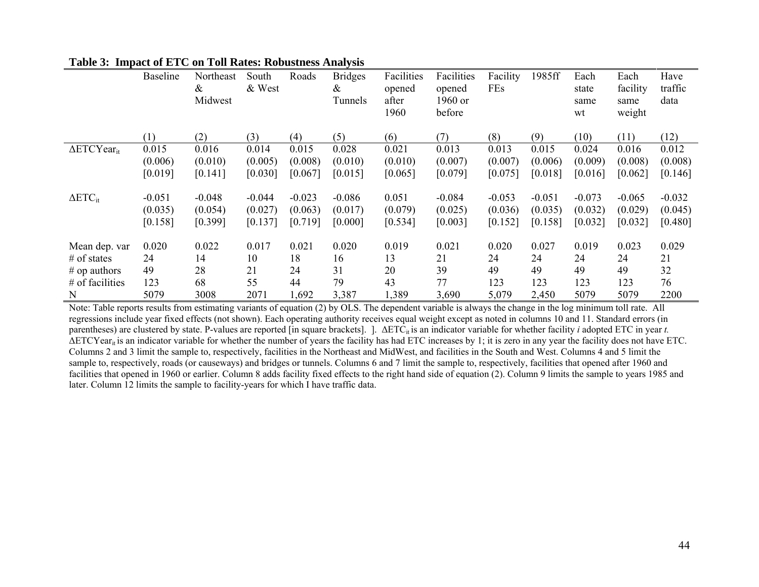**Table 3: Impact of ETC on Toll Rates: Robustness Analysis**

| | Baseline | Northeast & Midwest | South & West | Roads | Bridges & Tunnels | Facilities opened after 1960 | Facilities opened 1960 or before | Facility FEs | 1985ff | Each state same wt | Each facility same weight | Have traffic data |
|---|---|---|---|---|---|---|---|---|---|---|---|---|
| | (1) | (2) | (3) | (4) | (5) | (6) | (7) | (8) | (9) | (10) | (11) | (12) |
| $\Delta ETCYear_{it}$ | 0.015 | 0.016 | 0.014 | 0.015 | 0.028 | 0.021 | 0.013 | 0.013 | 0.015 | 0.024 | 0.016 | 0.012 |
| | (0.006) | (0.010) | (0.005) | (0.008) | (0.010) | (0.010) | (0.007) | (0.007) | (0.006) | (0.009) | (0.008) | (0.008) |
| | [0.019] | [0.141] | [0.030] | [0.067] | [0.015] | [0.065] | [0.079] | [0.075] | [0.018] | [0.016] | [0.062] | [0.146] |
| $\Delta ETC_{it}$ | -0.051 | -0.048 | -0.044 | -0.023 | -0.086 | 0.051 | -0.084 | -0.053 | -0.051 | -0.073 | -0.065 | -0.032 |
| | (0.035) | (0.054) | (0.027) | (0.063) | (0.017) | (0.079) | (0.025) | (0.036) | (0.035) | (0.032) | (0.029) | (0.045) |
| | [0.158] | [0.399] | [0.137] | [0.719] | [0.000] | [0.534] | [0.003] | [0.152] | [0.158] | [0.032] | [0.032] | [0.480] |
| Mean dep. var | 0.020 | 0.022 | 0.017 | 0.021 | 0.020 | 0.019 | 0.021 | 0.020 | 0.027 | 0.019 | 0.023 | 0.029 |
| # of states | 24 | 14 | 10 | 18 | 16 | 13 | 21 | 24 | 24 | 24 | 24 | 21 |
| # op authors | 49 | 28 | 21 | 24 | 31 | 20 | 39 | 49 | 49 | 49 | 49 | 32 |
| # of facilities | 123 | 68 | 55 | 44 | 79 | 43 | 77 | 123 | 123 | 123 | 123 | 76 |
| N | 5079 | 3008 | 2071 | 1,692 | 3,387 | 1,389 | 3,690 | 5,079 | 2,450 | 5079 | 5079 | 2200 |

Note: Table reports results from estimating variants of equation (2) by OLS. The dependent variable is always the change in the log minimum toll rate. All regressions include year fixed effects (not shown). Each operating authority receives equal weight except as noted in columns 10 and 11. Standard errors (in parentheses) are clustered by state. P-values are reported [in square brackets]. ]. $\Delta ETC_{it}$ is an indicator variable for whether facility *i* adopted ETC in year *t*. $\Delta ETCYear_{it}$ is an indicator variable for whether the number of years the facility has had ETC increases by 1; it is zero in any year the facility does not have ETC. Columns 2 and 3 limit the sample to, respectively, facilities in the Northeast and MidWest, and facilities in the South and West. Columns 4 and 5 limit the sample to, respectively, roads (or causeways) and bridges or tunnels. Columns 6 and 7 limit the sample to, respectively, facilities that opened after 1960 and facilities that opened in 1960 or earlier. Column 8 adds facility fixed effects to the right hand side of equation (2). Column 9 limits the sample to years 1985 and later. Column 12 limits the sample to facility-years for which I have traffic data.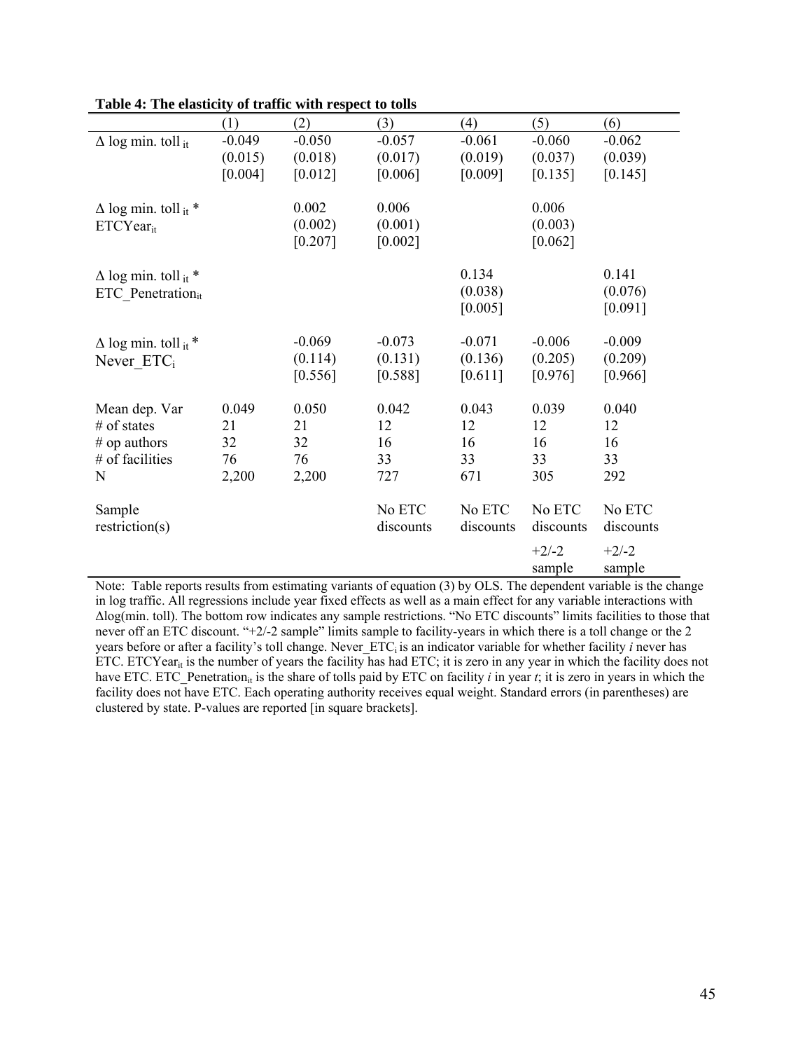**Table 4: The elasticity of traffic with respect to tolls**

| | (1) | (2) | (3) | (4) | (5) | (6) |
|---|---|---|---|---|---|---|
| $\Delta$ log min. toll $_{it}$ | -0.049 | -0.050 | -0.057 | -0.061 | -0.060 | -0.062 |
| | (0.015) | (0.018) | (0.017) | (0.019) | (0.037) | (0.039) |
| | [0.004] | [0.012] | [0.006] | [0.009] | [0.135] | [0.145] |
| $\Delta$ log min. toll $_{it}$ * $ETCYear_{it}$ | | 0.002 | 0.006 | | 0.006 | |
| | | (0.002) | (0.001) | | (0.003) | |
| | | [0.207] | [0.002] | | [0.062] | |
| $\Delta$ log min. toll $_{it}$ * $ETC\_Penetration_{it}$ | | | | 0.134 | | 0.141 |
| | | | | (0.038) | | (0.076) |
| | | | | [0.005] | | [0.091] |
| $\Delta$ log min. toll $_{it}$ * $Never\_ETC_i$ | | -0.069 | -0.073 | -0.071 | -0.006 | -0.009 |
| | | (0.114) | (0.131) | (0.136) | (0.205) | (0.209) |
| | | [0.556] | [0.588] | [0.611] | [0.976] | [0.966] |
| Mean dep. Var | 0.049 | 0.050 | 0.042 | 0.043 | 0.039 | 0.040 |
| # of states | 21 | 21 | 12 | 12 | 12 | 12 |
| # op authors | 32 | 32 | 16 | 16 | 16 | 16 |
| # of facilities | 76 | 76 | 33 | 33 | 33 | 33 |
| N | 2,200 | 2,200 | 727 | 671 | 305 | 292 |
| Sample restriction(s) | | | No ETC discounts | No ETC discounts | No ETC discounts +2/-2 sample | No ETC discounts +2/-2 sample |

Note: Table reports results from estimating variants of equation (3) by OLS. The dependent variable is the change in log traffic. All regressions include year fixed effects as well as a main effect for any variable interactions with $\Delta$log(min. toll). The bottom row indicates any sample restrictions. "No ETC discounts" limits facilities to those that never off an ETC discount. "+2/-2 sample" limits sample to facility-years in which there is a toll change or the 2 years before or after a facility's toll change. $Never\_ETC_i$ is an indicator variable for whether facility *i* never has ETC. $ETCYear_{it}$ is the number of years the facility has had ETC; it is zero in any year in which the facility does not have ETC. $ETC\_Penetration_{it}$ is the share of tolls paid by ETC on facility *i* in year *t*; it is zero in years in which the facility does not have ETC. Each operating authority receives equal weight. Standard errors (in parentheses) are clustered by state. P-values are reported [in square brackets].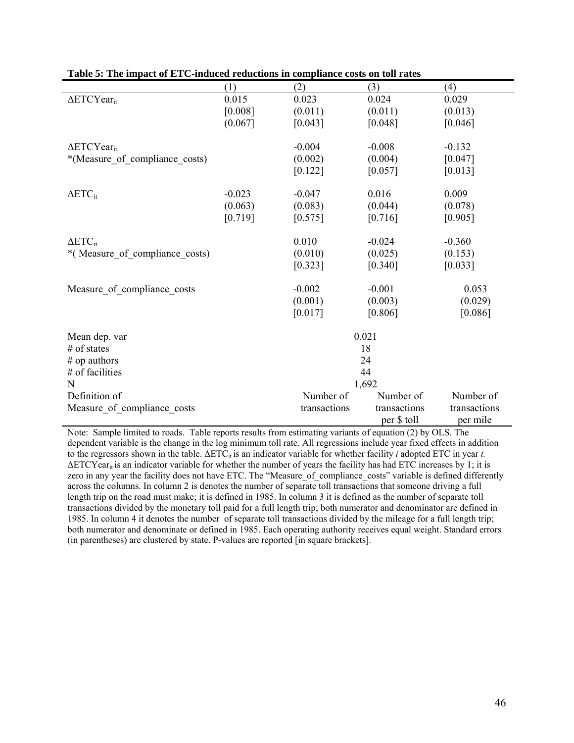**Table 5: The impact of ETC-induced reductions in compliance costs on toll rates**

| | (1) | (2) | (3) | (4) |
|---|---|---|---|---|
| $\Delta ETCYear_{it}$ | 0.015 | 0.023 | 0.024 | 0.029 |
| | [0.008] | (0.011) | (0.011) | (0.013) |
| | (0.067] | [0.043] | [0.048] | [0.046] |
| $\Delta ETCYear_{it}$ | | -0.004 | -0.008 | -0.132 |
| *(Measure_of_compliance_costs) | | (0.002) | (0.004) | [0.047] |
| | | [0.122] | [0.057] | [0.013] |
| $\Delta ETC_{it}$ | -0.023 | -0.047 | 0.016 | 0.009 |
| | (0.063) | (0.083) | (0.044) | (0.078) |
| | [0.719] | [0.575] | [0.716] | [0.905] |
| $\Delta ETC_{it}$ | | 0.010 | -0.024 | -0.360 |
| *( Measure_of_compliance_costs) | | (0.010) | (0.025) | (0.153) |
| | | [0.323] | [0.340] | [0.033] |
| Measure_of_compliance_costs | | -0.002 | -0.001 | 0.053 |
| | | (0.001) | (0.003) | (0.029) |
| | | [0.017] | [0.806] | [0.086] |
| Mean dep. var | 0.021 | | | |
| # of states | 18 | | | |
| # op authors | 24 | | | |
| # of facilities | 44 | | | |
| N | 1,692 | | | |
| Definition of Measure_of_compliance_costs | | Number of transactions | Number of transactions per $ toll | Number of transactions per mile |

Note: Sample limited to roads. Table reports results from estimating variants of equation (2) by OLS. The dependent variable is the change in the log minimum toll rate. All regressions include year fixed effects in addition to the regressors shown in the table. $\Delta ETC_{it}$ is an indicator variable for whether facility *i* adopted ETC in year *t.* $\Delta ETCYear_{it}$ is an indicator variable for whether the number of years the facility has had ETC increases by 1; it is zero in any year the facility does not have ETC. The "Measure_of_compliance_costs" variable is defined differently across the columns. In column 2 is denotes the number of separate toll transactions that someone driving a full length trip on the road must make; it is defined in 1985. In column 3 it is defined as the number of separate toll transactions divided by the monetary toll paid for a full length trip; both numerator and denominator are defined in 1985. In column 4 it denotes the number of separate toll transactions divided by the mileage for a full length trip; both numerator and denominate or defined in 1985. Each operating authority receives equal weight. Standard errors (in parentheses) are clustered by state. P-values are reported [in square brackets].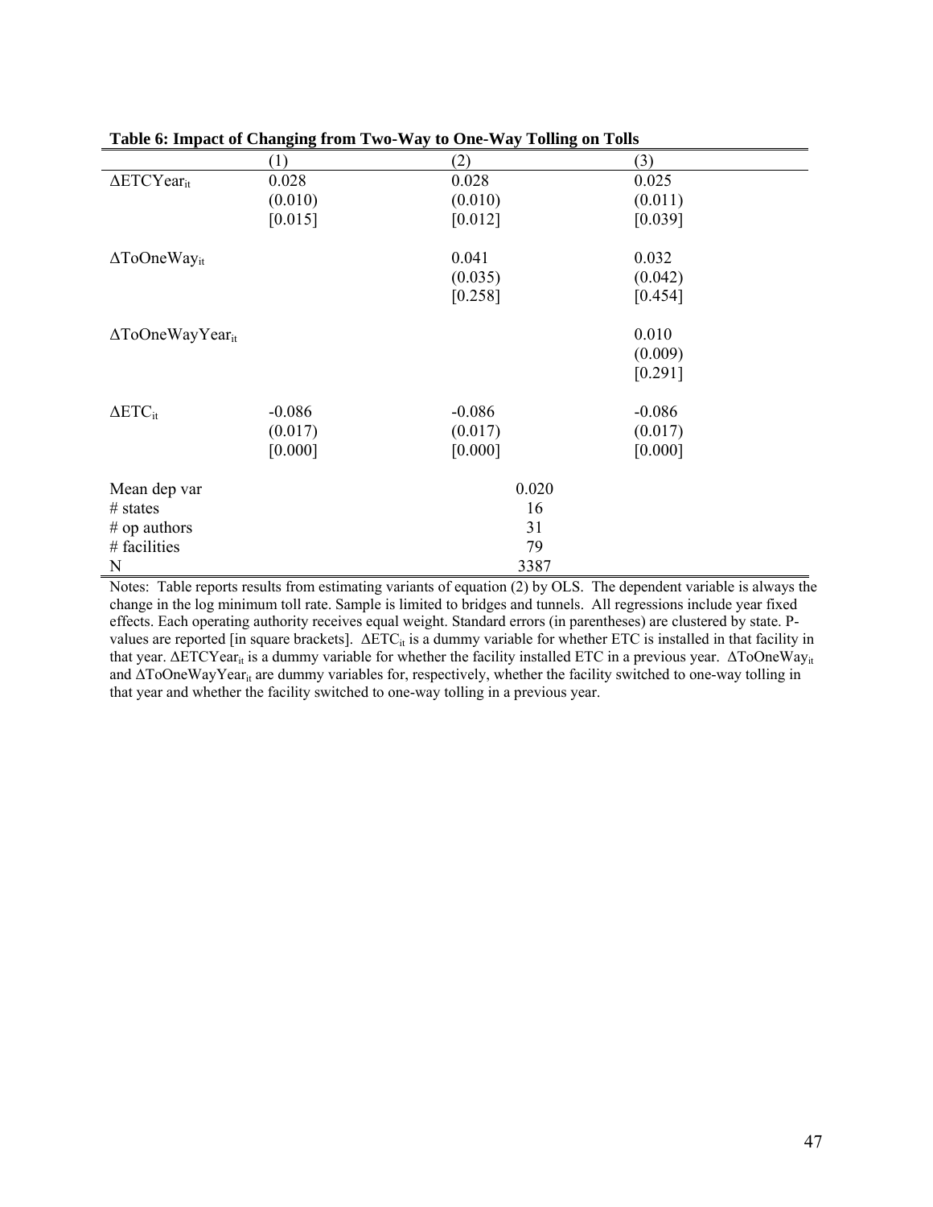**Table 6: Impact of Changing from Two-Way to One-Way Tolling on Tolls**

| | (1) | (2) | (3) |
|---|---|---|---|
| $\Delta ETCYear_{it}$ | 0.028 | 0.028 | 0.025 |
| | (0.010) | (0.010) | (0.011) |
| | [0.015] | [0.012] | [0.039] |
| $\Delta ToOneWay_{it}$ | | 0.041 | 0.032 |
| | | (0.035) | (0.042) |
| | | [0.258] | [0.454] |
| $\Delta ToOneWayYear_{it}$ | | | 0.010 |
| | | | (0.009) |
| | | | [0.291] |
| $\Delta ETC_{it}$ | -0.086 | -0.086 | -0.086 |
| | (0.017) | (0.017) | (0.017) |
| | [0.000] | [0.000] | [0.000] |
| Mean dep var | | 0.020 | |
| # states | | 16 | |
| # op authors | | 31 | |
| # facilities | | 79 | |
| N | | 3387 | |

Notes: Table reports results from estimating variants of equation (2) by OLS. The dependent variable is always the change in the log minimum toll rate. Sample is limited to bridges and tunnels. All regressions include year fixed effects. Each operating authority receives equal weight. Standard errors (in parentheses) are clustered by state. P-values are reported [in square brackets]. $\Delta ETC_{it}$ is a dummy variable for whether ETC is installed in that facility in that year. $\Delta ETCYear_{it}$ is a dummy variable for whether the facility installed ETC in a previous year. $\Delta ToOneWay_{it}$ and $\Delta ToOneWayYear_{it}$ are dummy variables for, respectively, whether the facility switched to one-way tolling in that year and whether the facility switched to one-way tolling in a previous year.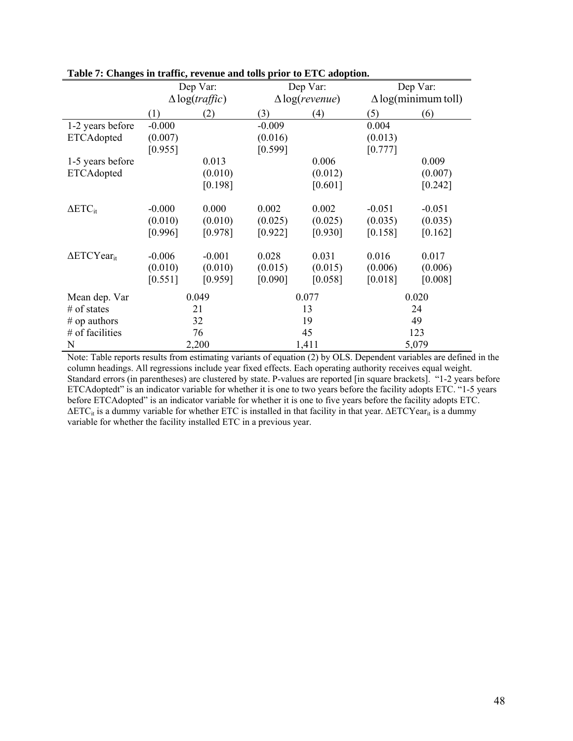**Table 7: Changes in traffic, revenue and tolls prior to ETC adoption.**

| | Dep Var: $\Delta\log(traffic)$ | | Dep Var: $\Delta\log(revenue)$ | | Dep Var: $\Delta\log(\text{minimum toll})$ | |
|---|---|---|---|---|---|---|
| | (1) | (2) | (3) | (4) | (5) | (6) |
| 1-2 years before ETCAdopted | -0.000 | | -0.009 | | 0.004 | |
| | (0.007) | | (0.016) | | (0.013) | |
| | [0.955] | | [0.599] | | [0.777] | |
| 1-5 years before ETCAdopted | | 0.013 | | 0.006 | | 0.009 |
| | | (0.010) | | (0.012) | | (0.007) |
| | | [0.198] | | [0.601] | | [0.242] |
| $\Delta ETC_{it}$ | -0.000 | 0.000 | 0.002 | 0.002 | -0.051 | -0.051 |
| | (0.010) | (0.010) | (0.025) | (0.025) | (0.035) | (0.035) |
| | [0.996] | [0.978] | [0.922] | [0.930] | [0.158] | [0.162] |
| $\Delta ETCYear_{it}$ | -0.006 | -0.001 | 0.028 | 0.031 | 0.016 | 0.017 |
| | (0.010) | (0.010) | (0.015) | (0.015) | (0.006) | (0.006) |
| | [0.551] | [0.959] | [0.090] | [0.058] | [0.018] | [0.008] |
| Mean dep. Var | 0.049 | | 0.077 | | 0.020 | |
| # of states | 21 | | 13 | | 24 | |
| # op authors | 32 | | 19 | | 49 | |
| # of facilities | 76 | | 45 | | 123 | |
| N | 2,200 | | 1,411 | | 5,079 | |

Note: Table reports results from estimating variants of equation (2) by OLS. Dependent variables are defined in the column headings. All regressions include year fixed effects. Each operating authority receives equal weight. Standard errors (in parentheses) are clustered by state. P-values are reported [in square brackets]. "1-2 years before ETCAdoptedt" is an indicator variable for whether it is one to two years before the facility adopts ETC. "1-5 years before ETCAdopted" is an indicator variable for whether it is one to five years before the facility adopts ETC. $\Delta ETC_{it}$ is a dummy variable for whether ETC is installed in that facility in that year. $\Delta ETCYear_{it}$ is a dummy variable for whether the facility installed ETC in a previous year.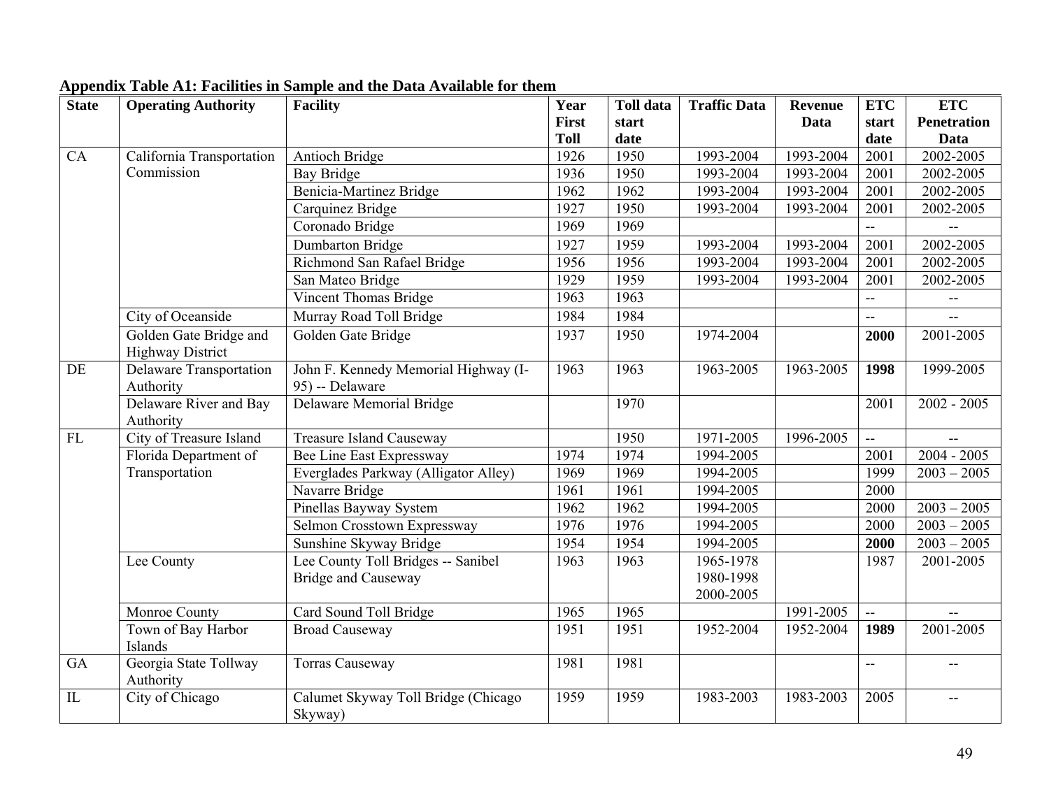**Appendix Table A1: Facilities in Sample and the Data Available for them**

| State | Operating Authority | Facility | Year First Toll | Toll data start date | Traffic Data | Revenue Data | ETC start date | ETC Penetration Data |
|---|---|---|---|---|---|---|---|---|
| CA | California Transportation Commission | Antioch Bridge | 1926 | 1950 | 1993-2004 | 1993-2004 | 2001 | 2002-2005 |
| | | Bay Bridge | 1936 | 1950 | 1993-2004 | 1993-2004 | 2001 | 2002-2005 |
| | | Benicia-Martinez Bridge | 1962 | 1962 | 1993-2004 | 1993-2004 | 2001 | 2002-2005 |
| | | Carquinez Bridge | 1927 | 1950 | 1993-2004 | 1993-2004 | 2001 | 2002-2005 |
| | | Coronado Bridge | 1969 | 1969 | | | -- | -- |
| | | Dumbarton Bridge | 1927 | 1959 | 1993-2004 | 1993-2004 | 2001 | 2002-2005 |
| | | Richmond San Rafael Bridge | 1956 | 1956 | 1993-2004 | 1993-2004 | 2001 | 2002-2005 |
| | | San Mateo Bridge | 1929 | 1959 | 1993-2004 | 1993-2004 | 2001 | 2002-2005 |
| | | Vincent Thomas Bridge | 1963 | 1963 | | | -- | -- |
| | City of Oceanside | Murray Road Toll Bridge | 1984 | 1984 | | | -- | -- |
| | Golden Gate Bridge and Highway District | Golden Gate Bridge | 1937 | 1950 | 1974-2004 | | **2000** | 2001-2005 |
| DE | Delaware Transportation Authority | John F. Kennedy Memorial Highway (I-95) -- Delaware | 1963 | 1963 | 1963-2005 | 1963-2005 | **1998** | 1999-2005 |
| | Delaware River and Bay Authority | Delaware Memorial Bridge | | 1970 | | | 2001 | 2002 - 2005 |
| FL | City of Treasure Island | Treasure Island Causeway | | 1950 | 1971-2005 | 1996-2005 | -- | -- |
| | Florida Department of Transportation | Bee Line East Expressway | 1974 | 1974 | 1994-2005 | | 2001 | 2004 - 2005 |
| | | Everglades Parkway (Alligator Alley) | 1969 | 1969 | 1994-2005 | | 1999 | 2003 – 2005 |
| | | Navarre Bridge | 1961 | 1961 | 1994-2005 | | 2000 | |
| | | Pinellas Bayway System | 1962 | 1962 | 1994-2005 | | 2000 | 2003 – 2005 |
| | | Selmon Crosstown Expressway | 1976 | 1976 | 1994-2005 | | 2000 | 2003 – 2005 |
| | | Sunshine Skyway Bridge | 1954 | 1954 | 1994-2005 | | **2000** | 2003 – 2005 |
| | Lee County | Lee County Toll Bridges -- Sanibel Bridge and Causeway | 1963 | 1963 | 1965-1978 1980-1998 2000-2005 | | 1987 | 2001-2005 |
| | Monroe County | Card Sound Toll Bridge | 1965 | 1965 | | 1991-2005 | -- | -- |
| | Town of Bay Harbor Islands | Broad Causeway | 1951 | 1951 | 1952-2004 | 1952-2004 | **1989** | 2001-2005 |
| GA | Georgia State Tollway Authority | Torras Causeway | 1981 | 1981 | | | -- | -- |
| IL | City of Chicago | Calumet Skyway Toll Bridge (Chicago Skyway) | 1959 | 1959 | 1983-2003 | 1983-2003 | 2005 | -- |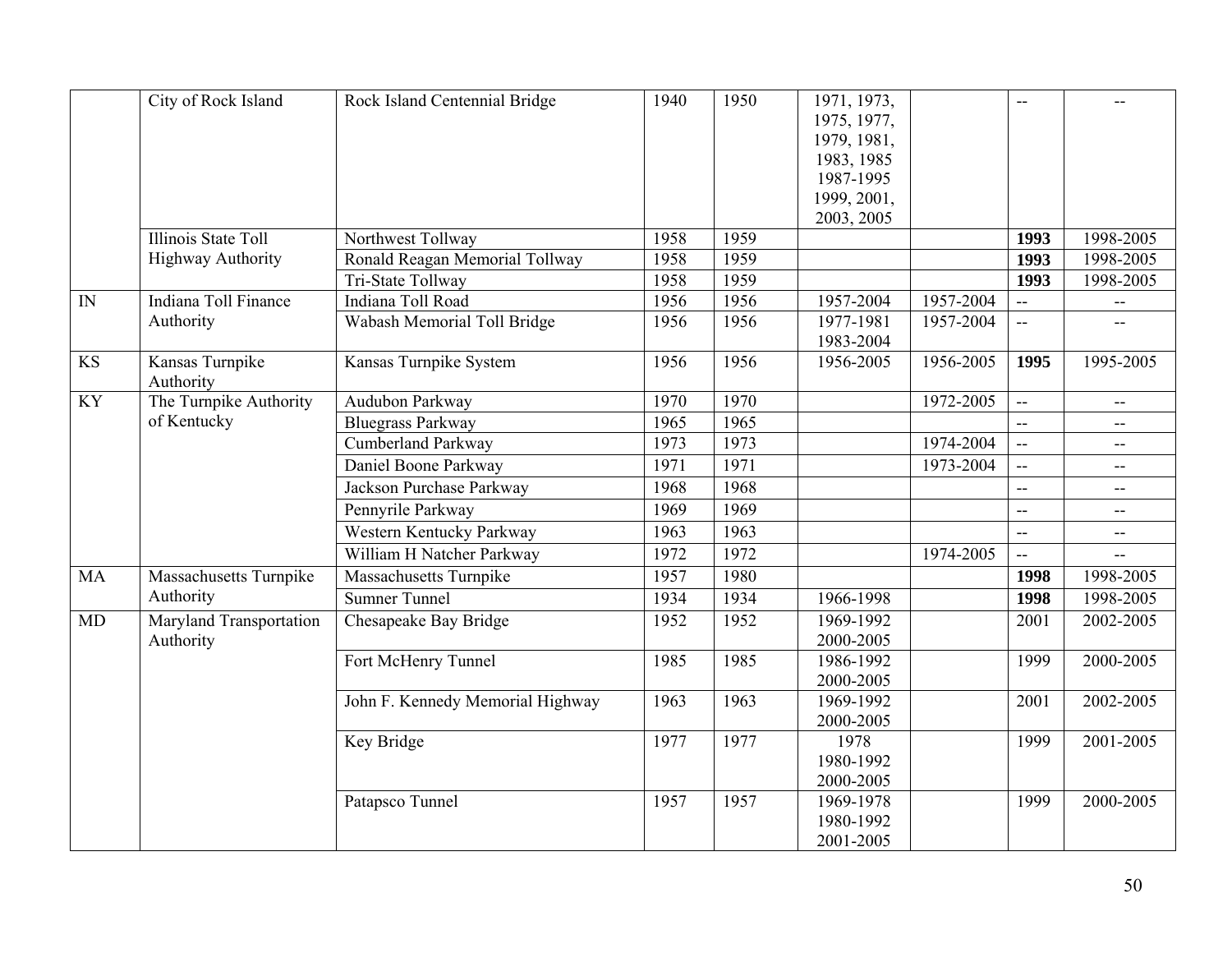| | | | | | | | | |
|---|---|---|---|---|---|---|---|---|
| | City of Rock Island | Rock Island Centennial Bridge | 1940 | 1950 | 1971, 1973, 1975, 1977, 1979, 1981, 1983, 1985 1987-1995 1999, 2001, 2003, 2005 | | -- | -- |
| | Illinois State Toll Highway Authority | Northwest Tollway | 1958 | 1959 | | | **1993** | 1998-2005 |
| | | Ronald Reagan Memorial Tollway | 1958 | 1959 | | | **1993** | 1998-2005 |
| | | Tri-State Tollway | 1958 | 1959 | | | **1993** | 1998-2005 |
| IN | Indiana Toll Finance Authority | Indiana Toll Road | 1956 | 1956 | 1957-2004 | 1957-2004 | -- | -- |
| | | Wabash Memorial Toll Bridge | 1956 | 1956 | 1977-1981 1983-2004 | 1957-2004 | -- | -- |
| KS | Kansas Turnpike Authority | Kansas Turnpike System | 1956 | 1956 | 1956-2005 | 1956-2005 | **1995** | 1995-2005 |
| KY | The Turnpike Authority of Kentucky | Audubon Parkway | 1970 | 1970 | | 1972-2005 | -- | -- |
| | | Bluegrass Parkway | 1965 | 1965 | | | -- | -- |
| | | Cumberland Parkway | 1973 | 1973 | | 1974-2004 | -- | -- |
| | | Daniel Boone Parkway | 1971 | 1971 | | 1973-2004 | -- | -- |
| | | Jackson Purchase Parkway | 1968 | 1968 | | | -- | -- |
| | | Pennyrile Parkway | 1969 | 1969 | | | -- | -- |
| | | Western Kentucky Parkway | 1963 | 1963 | | | -- | -- |
| | | William H Natcher Parkway | 1972 | 1972 | | 1974-2005 | -- | -- |
| MA | Massachusetts Turnpike Authority | Massachusetts Turnpike | 1957 | 1980 | | | **1998** | 1998-2005 |
| | | Sumner Tunnel | 1934 | 1934 | 1966-1998 | | **1998** | 1998-2005 |
| MD | Maryland Transportation Authority | Chesapeake Bay Bridge | 1952 | 1952 | 1969-1992 2000-2005 | | 2001 | 2002-2005 |
| | | Fort McHenry Tunnel | 1985 | 1985 | 1986-1992 2000-2005 | | 1999 | 2000-2005 |
| | | John F. Kennedy Memorial Highway | 1963 | 1963 | 1969-1992 2000-2005 | | 2001 | 2002-2005 |
| | | Key Bridge | 1977 | 1977 | 1978 1980-1992 2000-2005 | | 1999 | 2001-2005 |
| | | Patapsco Tunnel | 1957 | 1957 | 1969-1978 1980-1992 2001-2005 | | 1999 | 2000-2005 |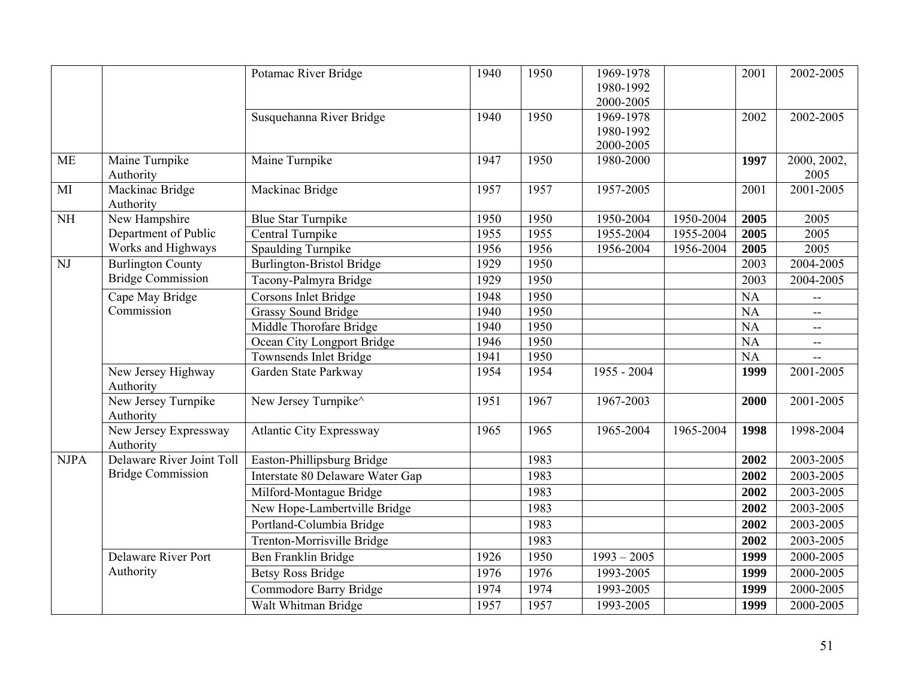| | | | | | | | | |
|---|---|---|---|---|---|---|---|---|
| | | Potamac River Bridge | 1940 | 1950 | 1969-1978 1980-1992 2000-2005 | | 2001 | 2002-2005 |
| | | Susquehanna River Bridge | 1940 | 1950 | 1969-1978 1980-1992 2000-2005 | | 2002 | 2002-2005 |
| ME | Maine Turnpike Authority | Maine Turnpike | 1947 | 1950 | 1980-2000 | | **1997** | 2000, 2002, 2005 |
| MI | Mackinac Bridge Authority | Mackinac Bridge | 1957 | 1957 | 1957-2005 | | 2001 | 2001-2005 |
| NH | New Hampshire Department of Public Works and Highways | Blue Star Turnpike | 1950 | 1950 | 1950-2004 | 1950-2004 | **2005** | 2005 |
| | | Central Turnpike | 1955 | 1955 | 1955-2004 | 1955-2004 | **2005** | 2005 |
| | | Spaulding Turnpike | 1956 | 1956 | 1956-2004 | 1956-2004 | **2005** | 2005 |
| NJ | Burlington County Bridge Commission | Burlington-Bristol Bridge | 1929 | 1950 | | | 2003 | 2004-2005 |
| | | Tacony-Palmyra Bridge | 1929 | 1950 | | | 2003 | 2004-2005 |
| | Cape May Bridge Commission | Corsons Inlet Bridge | 1948 | 1950 | | | NA | -- |
| | | Grassy Sound Bridge | 1940 | 1950 | | | NA | -- |
| | | Middle Thorofare Bridge | 1940 | 1950 | | | NA | -- |
| | | Ocean City Longport Bridge | 1946 | 1950 | | | NA | -- |
| | | Townsends Inlet Bridge | 1941 | 1950 | | | NA | -- |
| | New Jersey Highway Authority | Garden State Parkway | 1954 | 1954 | 1955 - 2004 | | **1999** | 2001-2005 |
| | New Jersey Turnpike Authority | New Jersey Turnpike^ | 1951 | 1967 | 1967-2003 | | **2000** | 2001-2005 |
| | New Jersey Expressway Authority | Atlantic City Expressway | 1965 | 1965 | 1965-2004 | 1965-2004 | **1998** | 1998-2004 |
| NJPA | Delaware River Joint Toll Bridge Commission | Easton-Phillipsburg Bridge | | 1983 | | | **2002** | 2003-2005 |
| | | Interstate 80 Delaware Water Gap | | 1983 | | | **2002** | 2003-2005 |
| | | Milford-Montague Bridge | | 1983 | | | **2002** | 2003-2005 |
| | | New Hope-Lambertville Bridge | | 1983 | | | **2002** | 2003-2005 |
| | | Portland-Columbia Bridge | | 1983 | | | **2002** | 2003-2005 |
| | | Trenton-Morrisville Bridge | | 1983 | | | **2002** | 2003-2005 |
| | Delaware River Port Authority | Ben Franklin Bridge | 1926 | 1950 | 1993 – 2005 | | **1999** | 2000-2005 |
| | | Betsy Ross Bridge | 1976 | 1976 | 1993-2005 | | **1999** | 2000-2005 |
| | | Commodore Barry Bridge | 1974 | 1974 | 1993-2005 | | **1999** | 2000-2005 |
| | | Walt Whitman Bridge | 1957 | 1957 | 1993-2005 | | **1999** | 2000-2005 |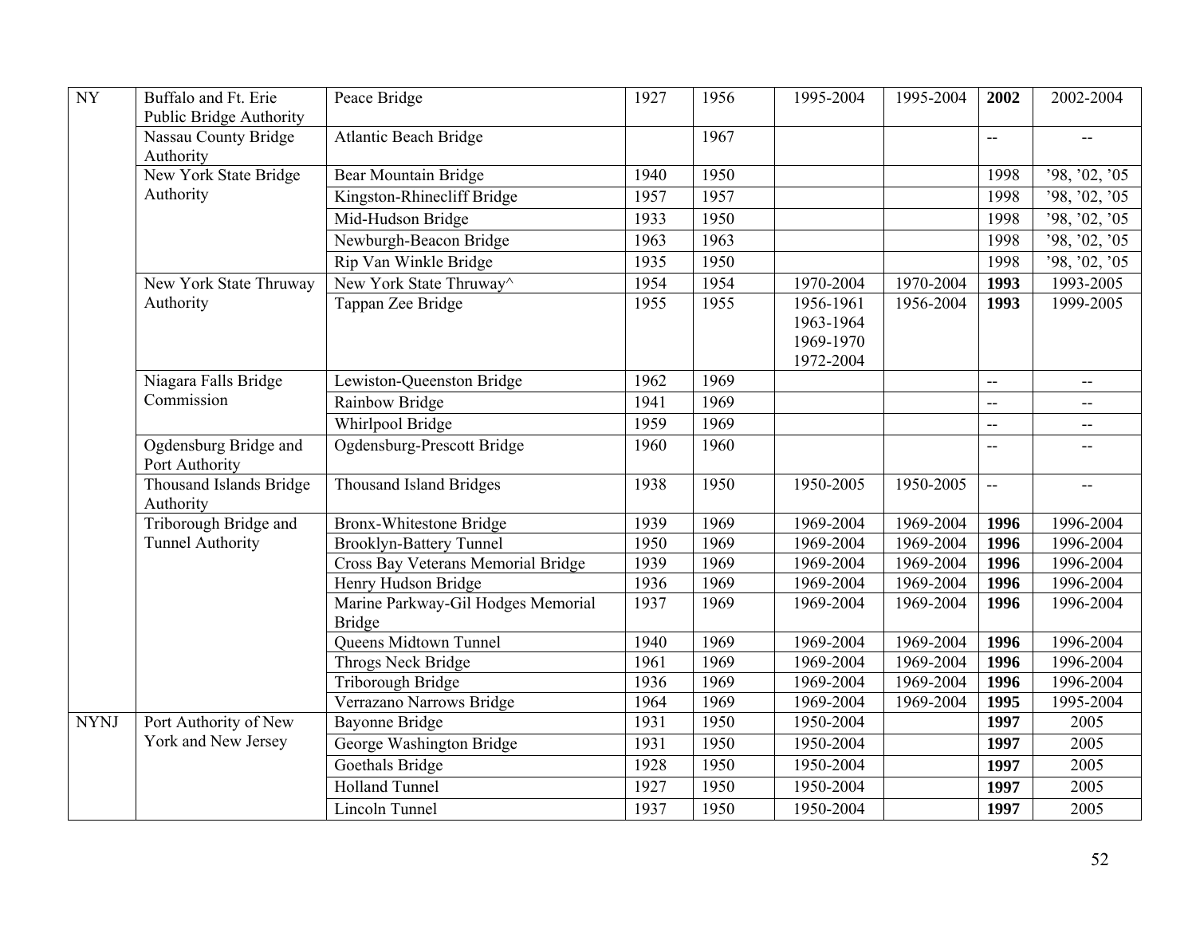| NY | Buffalo and Ft. Erie Public Bridge Authority | Peace Bridge | 1927 | 1956 | 1995-2004 | 1995-2004 | **2002** | 2002-2004 |
|---|---|---|---|---|---|---|---|---|
| | Nassau County Bridge Authority | Atlantic Beach Bridge | | 1967 | | | -- | -- |
| | New York State Bridge Authority | Bear Mountain Bridge | 1940 | 1950 | | | 1998 | ’98, ’02, ’05 |
| | | Kingston-Rhinecliff Bridge | 1957 | 1957 | | | 1998 | ’98, ’02, ’05 |
| | | Mid-Hudson Bridge | 1933 | 1950 | | | 1998 | ’98, ’02, ’05 |
| | | Newburgh-Beacon Bridge | 1963 | 1963 | | | 1998 | ’98, ’02, ’05 |
| | | Rip Van Winkle Bridge | 1935 | 1950 | | | 1998 | ’98, ’02, ’05 |
| | New York State Thruway Authority | New York State Thruway^ | 1954 | 1954 | 1970-2004 | 1970-2004 | **1993** | 1993-2005 |
| | | Tappan Zee Bridge | 1955 | 1955 | 1956-1961 1963-1964 1969-1970 1972-2004 | 1956-2004 | **1993** | 1999-2005 |
| | Niagara Falls Bridge Commission | Lewiston-Queenston Bridge | 1962 | 1969 | | | -- | -- |
| | | Rainbow Bridge | 1941 | 1969 | | | -- | -- |
| | | Whirlpool Bridge | 1959 | 1969 | | | -- | -- |
| | Ogdensburg Bridge and Port Authority | Ogdensburg-Prescott Bridge | 1960 | 1960 | | | -- | -- |
| | Thousand Islands Bridge Authority | Thousand Island Bridges | 1938 | 1950 | 1950-2005 | 1950-2005 | -- | -- |
| | Triborough Bridge and Tunnel Authority | Bronx-Whitestone Bridge | 1939 | 1969 | 1969-2004 | 1969-2004 | **1996** | 1996-2004 |
| | | Brooklyn-Battery Tunnel | 1950 | 1969 | 1969-2004 | 1969-2004 | **1996** | 1996-2004 |
| | | Cross Bay Veterans Memorial Bridge | 1939 | 1969 | 1969-2004 | 1969-2004 | **1996** | 1996-2004 |
| | | Henry Hudson Bridge | 1936 | 1969 | 1969-2004 | 1969-2004 | **1996** | 1996-2004 |
| | | Marine Parkway-Gil Hodges Memorial Bridge | 1937 | 1969 | 1969-2004 | 1969-2004 | **1996** | 1996-2004 |
| | | Queens Midtown Tunnel | 1940 | 1969 | 1969-2004 | 1969-2004 | **1996** | 1996-2004 |
| | | Throgs Neck Bridge | 1961 | 1969 | 1969-2004 | 1969-2004 | **1996** | 1996-2004 |
| | | Triborough Bridge | 1936 | 1969 | 1969-2004 | 1969-2004 | **1996** | 1996-2004 |
| | | Verrazano Narrows Bridge | 1964 | 1969 | 1969-2004 | 1969-2004 | **1995** | 1995-2004 |
| NYNJ | Port Authority of New York and New Jersey | Bayonne Bridge | 1931 | 1950 | 1950-2004 | | **1997** | 2005 |
| | | George Washington Bridge | 1931 | 1950 | 1950-2004 | | **1997** | 2005 |
| | | Goethals Bridge | 1928 | 1950 | 1950-2004 | | **1997** | 2005 |
| | | Holland Tunnel | 1927 | 1950 | 1950-2004 | | **1997** | 2005 |
| | | Lincoln Tunnel | 1937 | 1950 | 1950-2004 | | **1997** | 2005 |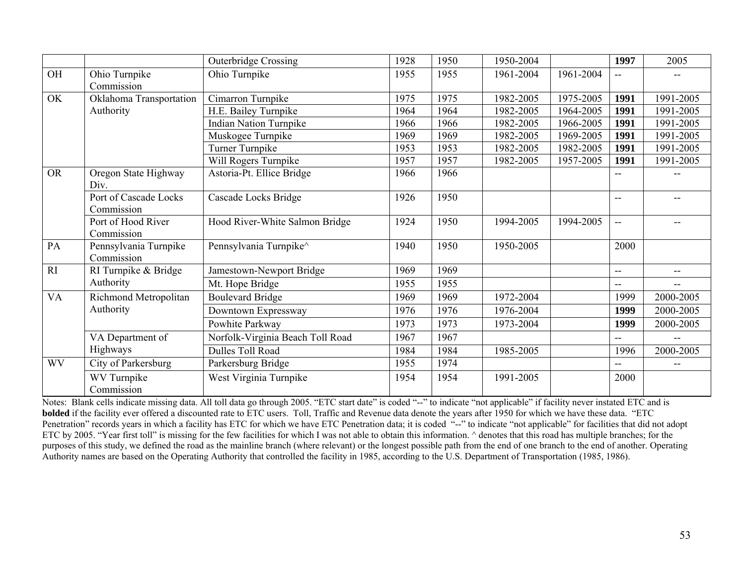| | | Outerbridge Crossing | 1928 | 1950 | 1950-2004 | | **1997** | 2005 |
|---|---|---|---|---|---|---|---|---|
| OH | Ohio Turnpike Commission | Ohio Turnpike | 1955 | 1955 | 1961-2004 | 1961-2004 | -- | -- |
| OK | Oklahoma Transportation Authority | Cimarron Turnpike | 1975 | 1975 | 1982-2005 | 1975-2005 | **1991** | 1991-2005 |
| | | H.E. Bailey Turnpike | 1964 | 1964 | 1982-2005 | 1964-2005 | **1991** | 1991-2005 |
| | | Indian Nation Turnpike | 1966 | 1966 | 1982-2005 | 1966-2005 | **1991** | 1991-2005 |
| | | Muskogee Turnpike | 1969 | 1969 | 1982-2005 | 1969-2005 | **1991** | 1991-2005 |
| | | Turner Turnpike | 1953 | 1953 | 1982-2005 | 1982-2005 | **1991** | 1991-2005 |
| | | Will Rogers Turnpike | 1957 | 1957 | 1982-2005 | 1957-2005 | **1991** | 1991-2005 |
| OR | Oregon State Highway Div. | Astoria-Pt. Ellice Bridge | 1966 | 1966 | | | -- | -- |
| | Port of Cascade Locks Commission | Cascade Locks Bridge | 1926 | 1950 | | | -- | -- |
| | Port of Hood River Commission | Hood River-White Salmon Bridge | 1924 | 1950 | 1994-2005 | 1994-2005 | -- | -- |
| PA | Pennsylvania Turnpike Commission | Pennsylvania Turnpike^ | 1940 | 1950 | 1950-2005 | | 2000 | |
| RI | RI Turnpike & Bridge Authority | Jamestown-Newport Bridge | 1969 | 1969 | | | -- | -- |
| | | Mt. Hope Bridge | 1955 | 1955 | | | -- | -- |
| VA | Richmond Metropolitan Authority | Boulevard Bridge | 1969 | 1969 | 1972-2004 | | 1999 | 2000-2005 |
| | | Downtown Expressway | 1976 | 1976 | 1976-2004 | | **1999** | 2000-2005 |
| | | Powhite Parkway | 1973 | 1973 | 1973-2004 | | **1999** | 2000-2005 |
| | VA Department of Highways | Norfolk-Virginia Beach Toll Road | 1967 | 1967 | | | -- | -- |
| | | Dulles Toll Road | 1984 | 1984 | 1985-2005 | | 1996 | 2000-2005 |
| WV | City of Parkersburg | Parkersburg Bridge | 1955 | 1974 | | | -- | -- |
| | WV Turnpike Commission | West Virginia Turnpike | 1954 | 1954 | 1991-2005 | | 2000 | |

Notes: Blank cells indicate missing data. All toll data go through 2005. "ETC start date" is coded "--" to indicate "not applicable" if facility never instated ETC and is **bolded** if the facility ever offered a discounted rate to ETC users. Toll, Traffic and Revenue data denote the years after 1950 for which we have these data. "ETC Penetration" records years in which a facility has ETC for which we have ETC Penetration data; it is coded "--" to indicate "not applicable" for facilities that did not adopt ETC by 2005. "Year first toll" is missing for the few facilities for which I was not able to obtain this information. ^ denotes that this road has multiple branches; for the purposes of this study, we defined the road as the mainline branch (where relevant) or the longest possible path from the end of one branch to the end of another. Operating Authority names are based on the Operating Authority that controlled the facility in 1985, according to the U.S. Department of Transportation (1985, 1986).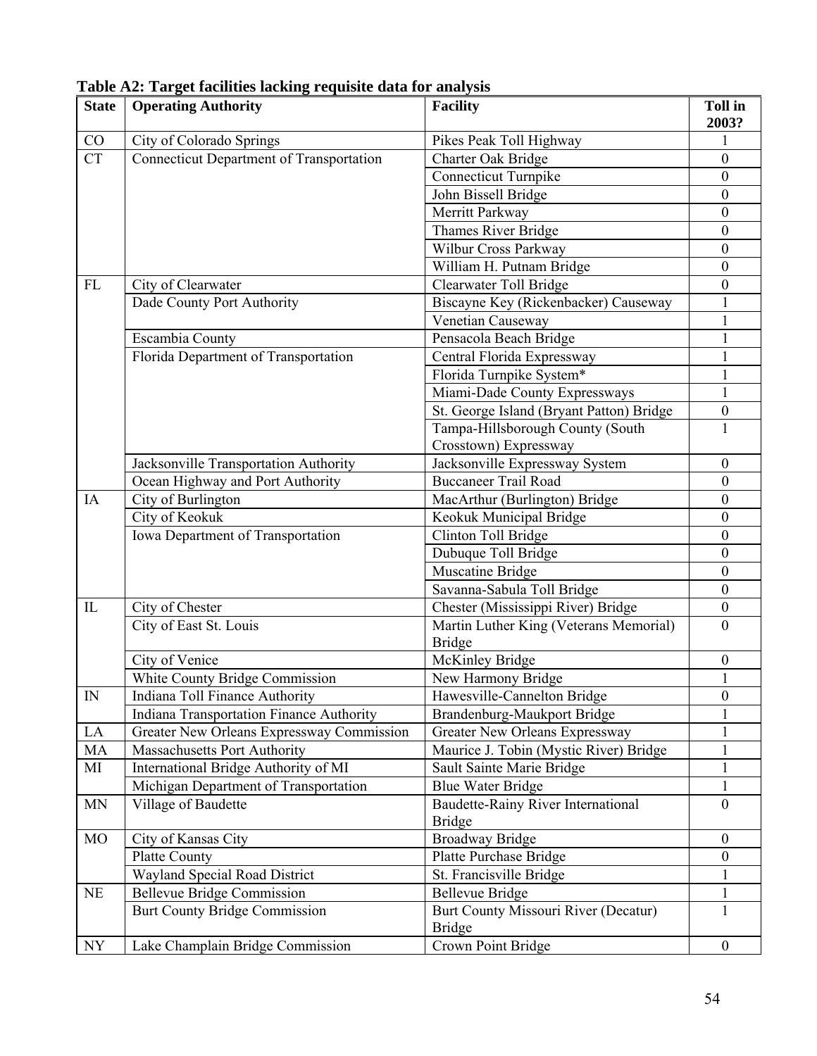**Table A2: Target facilities lacking requisite data for analysis**

| State | Operating Authority | Facility | Toll in 2003? |
|---|---|---|---|
| CO | City of Colorado Springs | Pikes Peak Toll Highway | 1 |
| CT | Connecticut Department of Transportation | Charter Oak Bridge | 0 |
| | | Connecticut Turnpike | 0 |
| | | John Bissell Bridge | 0 |
| | | Merritt Parkway | 0 |
| | | Thames River Bridge | 0 |
| | | Wilbur Cross Parkway | 0 |
| | | William H. Putnam Bridge | 0 |
| FL | City of Clearwater | Clearwater Toll Bridge | 0 |
| | Dade County Port Authority | Biscayne Key (Rickenbacker) Causeway | 1 |
| | | Venetian Causeway | 1 |
| | Escambia County | Pensacola Beach Bridge | 1 |
| | Florida Department of Transportation | Central Florida Expressway | 1 |
| | | Florida Turnpike System* | 1 |
| | | Miami-Dade County Expressways | 1 |
| | | St. George Island (Bryant Patton) Bridge | 0 |
| | | Tampa-Hillsborough County (South Crosstown) Expressway | 1 |
| | Jacksonville Transportation Authority | Jacksonville Expressway System | 0 |
| | Ocean Highway and Port Authority | Buccaneer Trail Road | 0 |
| IA | City of Burlington | MacArthur (Burlington) Bridge | 0 |
| | City of Keokuk | Keokuk Municipal Bridge | 0 |
| | Iowa Department of Transportation | Clinton Toll Bridge | 0 |
| | | Dubuque Toll Bridge | 0 |
| | | Muscatine Bridge | 0 |
| | | Savanna-Sabula Toll Bridge | 0 |
| IL | City of Chester | Chester (Mississippi River) Bridge | 0 |
| | City of East St. Louis | Martin Luther King (Veterans Memorial) Bridge | 0 |
| | City of Venice | McKinley Bridge | 0 |
| | White County Bridge Commission | New Harmony Bridge | 1 |
| IN | Indiana Toll Finance Authority | Hawesville-Cannelton Bridge | 0 |
| | Indiana Transportation Finance Authority | Brandenburg-Maukport Bridge | 1 |
| LA | Greater New Orleans Expressway Commission | Greater New Orleans Expressway | 1 |
| MA | Massachusetts Port Authority | Maurice J. Tobin (Mystic River) Bridge | 1 |
| MI | International Bridge Authority of MI | Sault Sainte Marie Bridge | 1 |
| | Michigan Department of Transportation | Blue Water Bridge | 1 |
| MN | Village of Baudette | Baudette-Rainy River International Bridge | 0 |
| MO | City of Kansas City | Broadway Bridge | 0 |
| | Platte County | Platte Purchase Bridge | 0 |
| | Wayland Special Road District | St. Francisville Bridge | 1 |
| NE | Bellevue Bridge Commission | Bellevue Bridge | 1 |
| | Burt County Bridge Commission | Burt County Missouri River (Decatur) Bridge | 1 |
| NY | Lake Champlain Bridge Commission | Crown Point Bridge | 0 |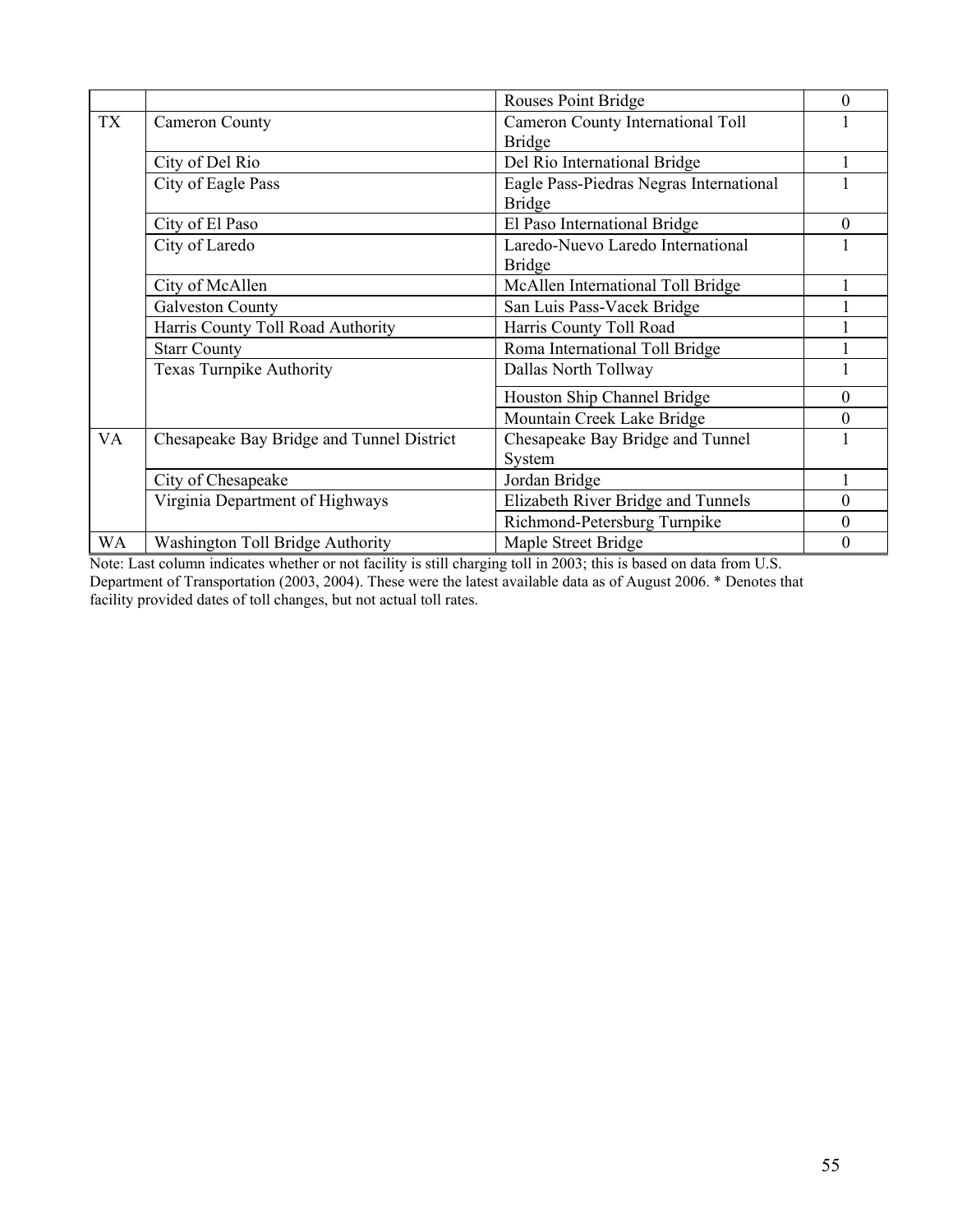| | | | |
|---|---|---|---|
| | | Rouses Point Bridge | 0 |
| TX | Cameron County | Cameron County International Toll Bridge | 1 |
| | City of Del Rio | Del Rio International Bridge | 1 |
| | City of Eagle Pass | Eagle Pass-Piedras Negras International Bridge | 1 |
| | City of El Paso | El Paso International Bridge | 0 |
| | City of Laredo | Laredo-Nuevo Laredo International Bridge | 1 |
| | City of McAllen | McAllen International Toll Bridge | 1 |
| | Galveston County | San Luis Pass-Vacek Bridge | 1 |
| | Harris County Toll Road Authority | Harris County Toll Road | 1 |
| | Starr County | Roma International Toll Bridge | 1 |
| | Texas Turnpike Authority | Dallas North Tollway | 1 |
| | | Houston Ship Channel Bridge | 0 |
| | | Mountain Creek Lake Bridge | 0 |
| VA | Chesapeake Bay Bridge and Tunnel District | Chesapeake Bay Bridge and Tunnel System | 1 |
| | City of Chesapeake | Jordan Bridge | 1 |
| | Virginia Department of Highways | Elizabeth River Bridge and Tunnels | 0 |
| | | Richmond-Petersburg Turnpike | 0 |
| WA | Washington Toll Bridge Authority | Maple Street Bridge | 0 |

Note: Last column indicates whether or not facility is still charging toll in 2003; this is based on data from U.S. Department of Transportation (2003, 2004). These were the latest available data as of August 2006. * Denotes that facility provided dates of toll changes, but not actual toll rates.